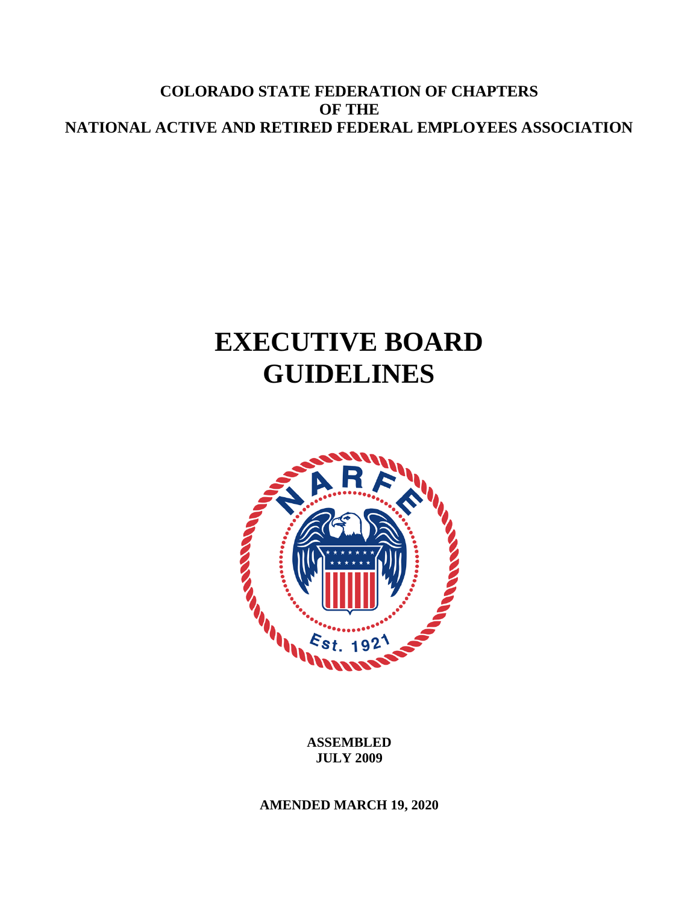**COLORADO STATE FEDERATION OF CHAPTERS**
**OF THE**
**NATIONAL ACTIVE AND RETIRED FEDERAL EMPLOYEES ASSOCIATION**

# EXECUTIVE BOARD GUIDELINES

**ASSEMBLED**
**JULY 2009**

**AMENDED MARCH 19, 2020**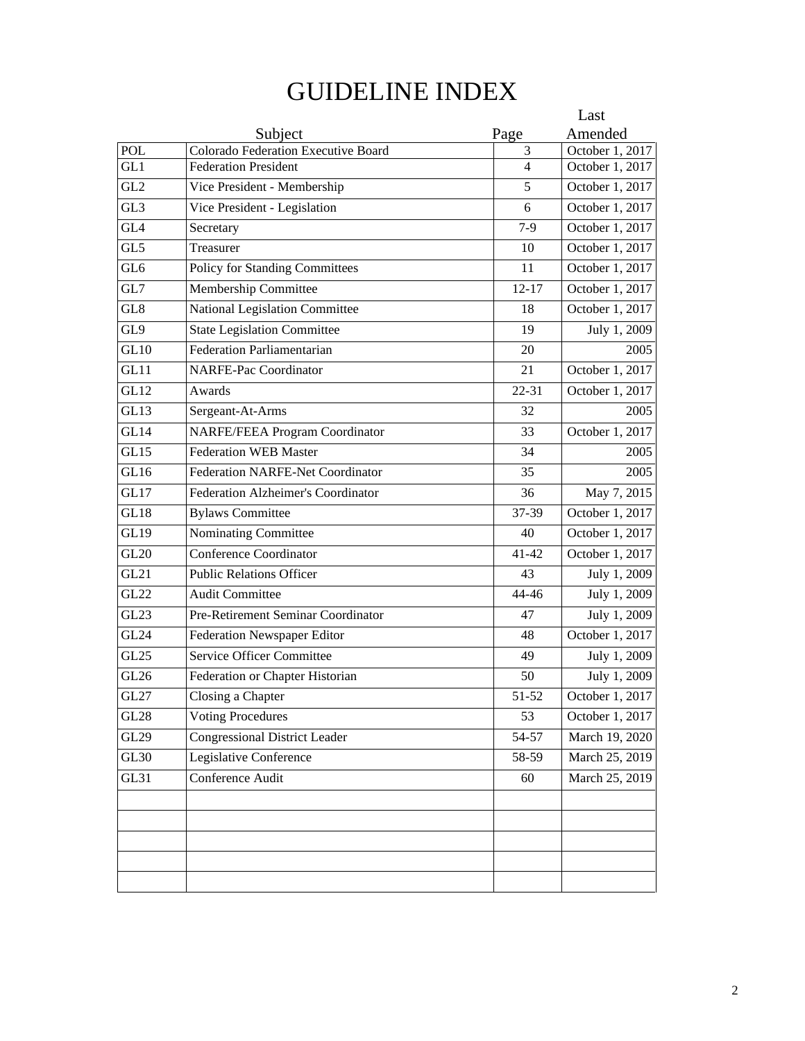# GUIDELINE INDEX

|  | Subject | Page | Last Amended |
|---|---|---|---|
| POL | Colorado Federation Executive Board | 3 | October 1, 2017 |
| GL1 | Federation President | 4 | October 1, 2017 |
| GL2 | Vice President - Membership | 5 | October 1, 2017 |
| GL3 | Vice President - Legislation | 6 | October 1, 2017 |
| GL4 | Secretary | 7-9 | October 1, 2017 |
| GL5 | Treasurer | 10 | October 1, 2017 |
| GL6 | Policy for Standing Committees | 11 | October 1, 2017 |
| GL7 | Membership Committee | 12-17 | October 1, 2017 |
| GL8 | National Legislation Committee | 18 | October 1, 2017 |
| GL9 | State Legislation Committee | 19 | July 1, 2009 |
| GL10 | Federation Parliamentarian | 20 | 2005 |
| GL11 | NARFE-Pac Coordinator | 21 | October 1, 2017 |
| GL12 | Awards | 22-31 | October 1, 2017 |
| GL13 | Sergeant-At-Arms | 32 | 2005 |
| GL14 | NARFE/FEEA Program Coordinator | 33 | October 1, 2017 |
| GL15 | Federation WEB Master | 34 | 2005 |
| GL16 | Federation NARFE-Net Coordinator | 35 | 2005 |
| GL17 | Federation Alzheimer's Coordinator | 36 | May 7, 2015 |
| GL18 | Bylaws Committee | 37-39 | October 1, 2017 |
| GL19 | Nominating Committee | 40 | October 1, 2017 |
| GL20 | Conference Coordinator | 41-42 | October 1, 2017 |
| GL21 | Public Relations Officer | 43 | July 1, 2009 |
| GL22 | Audit Committee | 44-46 | July 1, 2009 |
| GL23 | Pre-Retirement Seminar Coordinator | 47 | July 1, 2009 |
| GL24 | Federation Newspaper Editor | 48 | October 1, 2017 |
| GL25 | Service Officer Committee | 49 | July 1, 2009 |
| GL26 | Federation or Chapter Historian | 50 | July 1, 2009 |
| GL27 | Closing a Chapter | 51-52 | October 1, 2017 |
| GL28 | Voting Procedures | 53 | October 1, 2017 |
| GL29 | Congressional District Leader | 54-57 | March 19, 2020 |
| GL30 | Legislative Conference | 58-59 | March 25, 2019 |
| GL31 | Conference Audit | 60 | March 25, 2019 |
|  |  |  |  |
|  |  |  |  |
|  |  |  |  |
|  |  |  |  |
|  |  |  |  |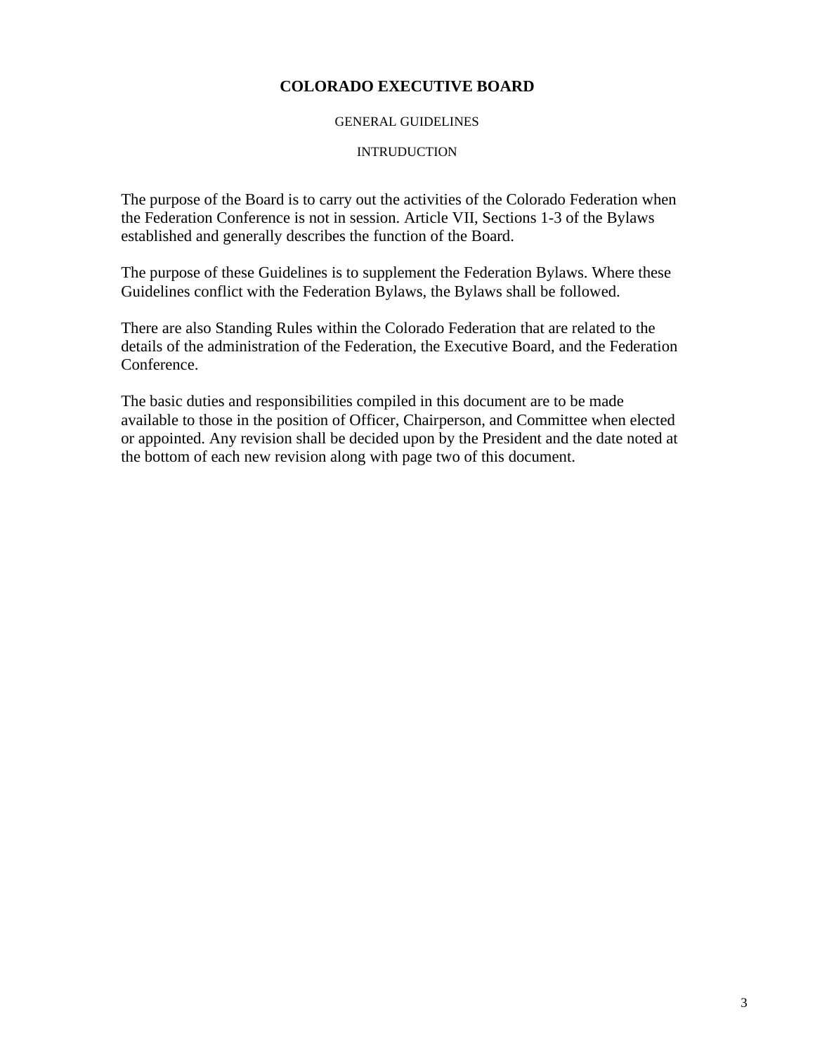# COLORADO EXECUTIVE BOARD

GENERAL GUIDELINES

INTRUDUCTION

The purpose of the Board is to carry out the activities of the Colorado Federation when the Federation Conference is not in session. Article VII, Sections 1-3 of the Bylaws established and generally describes the function of the Board.

The purpose of these Guidelines is to supplement the Federation Bylaws. Where these Guidelines conflict with the Federation Bylaws, the Bylaws shall be followed.

There are also Standing Rules within the Colorado Federation that are related to the details of the administration of the Federation, the Executive Board, and the Federation Conference.

The basic duties and responsibilities compiled in this document are to be made available to those in the position of Officer, Chairperson, and Committee when elected or appointed. Any revision shall be decided upon by the President and the date noted at the bottom of each new revision along with page two of this document.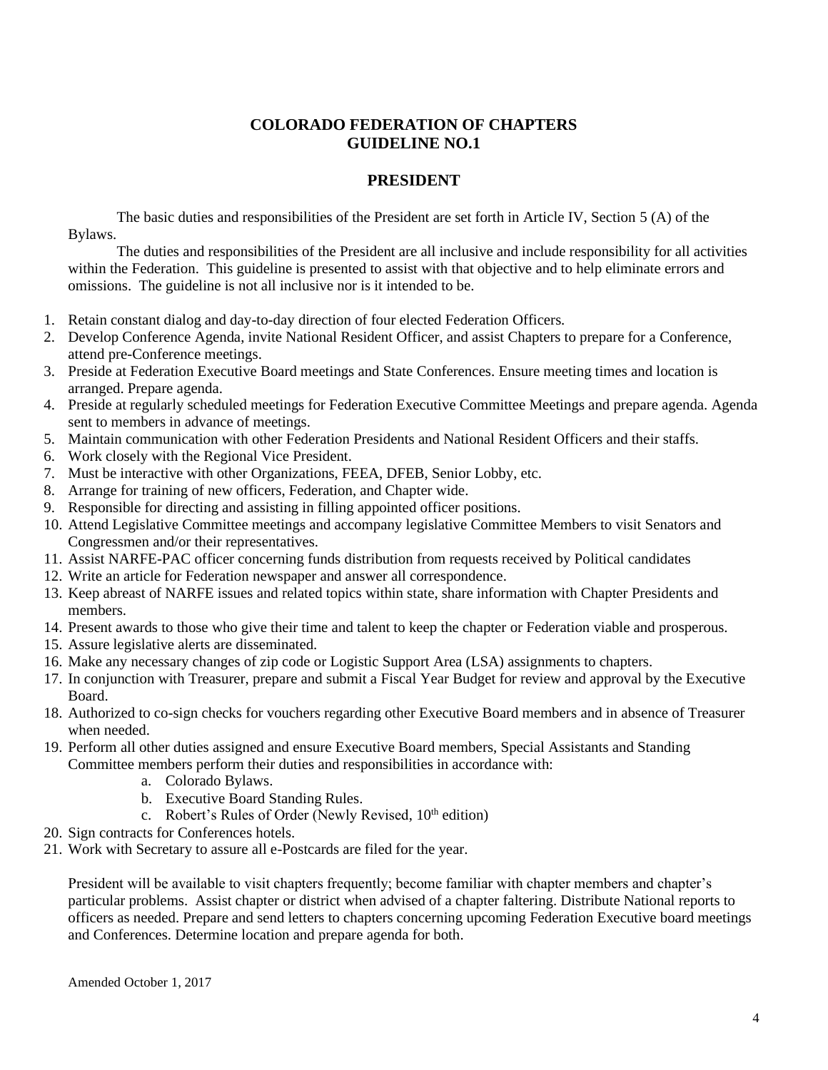# COLORADO FEDERATION OF CHAPTERS
# GUIDELINE NO.1

## PRESIDENT

The basic duties and responsibilities of the President are set forth in Article IV, Section 5 (A) of the Bylaws.

The duties and responsibilities of the President are all inclusive and include responsibility for all activities within the Federation. This guideline is presented to assist with that objective and to help eliminate errors and omissions. The guideline is not all inclusive nor is it intended to be.

1. Retain constant dialog and day-to-day direction of four elected Federation Officers.
2. Develop Conference Agenda, invite National Resident Officer, and assist Chapters to prepare for a Conference, attend pre-Conference meetings.
3. Preside at Federation Executive Board meetings and State Conferences. Ensure meeting times and location is arranged. Prepare agenda.
4. Preside at regularly scheduled meetings for Federation Executive Committee Meetings and prepare agenda. Agenda sent to members in advance of meetings.
5. Maintain communication with other Federation Presidents and National Resident Officers and their staffs.
6. Work closely with the Regional Vice President.
7. Must be interactive with other Organizations, FEEA, DFEB, Senior Lobby, etc.
8. Arrange for training of new officers, Federation, and Chapter wide.
9. Responsible for directing and assisting in filling appointed officer positions.
10. Attend Legislative Committee meetings and accompany legislative Committee Members to visit Senators and Congressmen and/or their representatives.
11. Assist NARFE-PAC officer concerning funds distribution from requests received by Political candidates
12. Write an article for Federation newspaper and answer all correspondence.
13. Keep abreast of NARFE issues and related topics within state, share information with Chapter Presidents and members.
14. Present awards to those who give their time and talent to keep the chapter or Federation viable and prosperous.
15. Assure legislative alerts are disseminated.
16. Make any necessary changes of zip code or Logistic Support Area (LSA) assignments to chapters.
17. In conjunction with Treasurer, prepare and submit a Fiscal Year Budget for review and approval by the Executive Board.
18. Authorized to co-sign checks for vouchers regarding other Executive Board members and in absence of Treasurer when needed.
19. Perform all other duties assigned and ensure Executive Board members, Special Assistants and Standing Committee members perform their duties and responsibilities in accordance with:
    a. Colorado Bylaws.
    b. Executive Board Standing Rules.
    c. Robert's Rules of Order (Newly Revised, 10th edition)
20. Sign contracts for Conferences hotels.
21. Work with Secretary to assure all e-Postcards are filed for the year.

President will be available to visit chapters frequently; become familiar with chapter members and chapter's particular problems. Assist chapter or district when advised of a chapter faltering. Distribute National reports to officers as needed. Prepare and send letters to chapters concerning upcoming Federation Executive board meetings and Conferences. Determine location and prepare agenda for both.

Amended October 1, 2017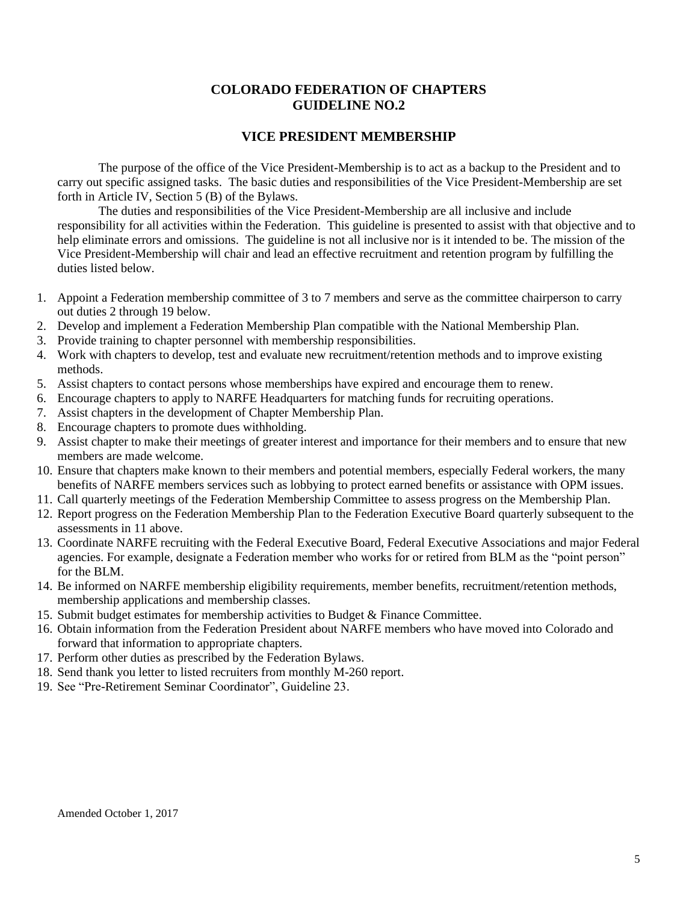## COLORADO FEDERATION OF CHAPTERS
## GUIDELINE NO.2

### VICE PRESIDENT MEMBERSHIP

The purpose of the office of the Vice President-Membership is to act as a backup to the President and to carry out specific assigned tasks. The basic duties and responsibilities of the Vice President-Membership are set forth in Article IV, Section 5 (B) of the Bylaws.

The duties and responsibilities of the Vice President-Membership are all inclusive and include responsibility for all activities within the Federation. This guideline is presented to assist with that objective and to help eliminate errors and omissions. The guideline is not all inclusive nor is it intended to be. The mission of the Vice President-Membership will chair and lead an effective recruitment and retention program by fulfilling the duties listed below.

1. Appoint a Federation membership committee of 3 to 7 members and serve as the committee chairperson to carry out duties 2 through 19 below.
2. Develop and implement a Federation Membership Plan compatible with the National Membership Plan.
3. Provide training to chapter personnel with membership responsibilities.
4. Work with chapters to develop, test and evaluate new recruitment/retention methods and to improve existing methods.
5. Assist chapters to contact persons whose memberships have expired and encourage them to renew.
6. Encourage chapters to apply to NARFE Headquarters for matching funds for recruiting operations.
7. Assist chapters in the development of Chapter Membership Plan.
8. Encourage chapters to promote dues withholding.
9. Assist chapter to make their meetings of greater interest and importance for their members and to ensure that new members are made welcome.
10. Ensure that chapters make known to their members and potential members, especially Federal workers, the many benefits of NARFE members services such as lobbying to protect earned benefits or assistance with OPM issues.
11. Call quarterly meetings of the Federation Membership Committee to assess progress on the Membership Plan.
12. Report progress on the Federation Membership Plan to the Federation Executive Board quarterly subsequent to the assessments in 11 above.
13. Coordinate NARFE recruiting with the Federal Executive Board, Federal Executive Associations and major Federal agencies. For example, designate a Federation member who works for or retired from BLM as the "point person" for the BLM.
14. Be informed on NARFE membership eligibility requirements, member benefits, recruitment/retention methods, membership applications and membership classes.
15. Submit budget estimates for membership activities to Budget & Finance Committee.
16. Obtain information from the Federation President about NARFE members who have moved into Colorado and forward that information to appropriate chapters.
17. Perform other duties as prescribed by the Federation Bylaws.
18. Send thank you letter to listed recruiters from monthly M-260 report.
19. See "Pre-Retirement Seminar Coordinator", Guideline 23.

Amended October 1, 2017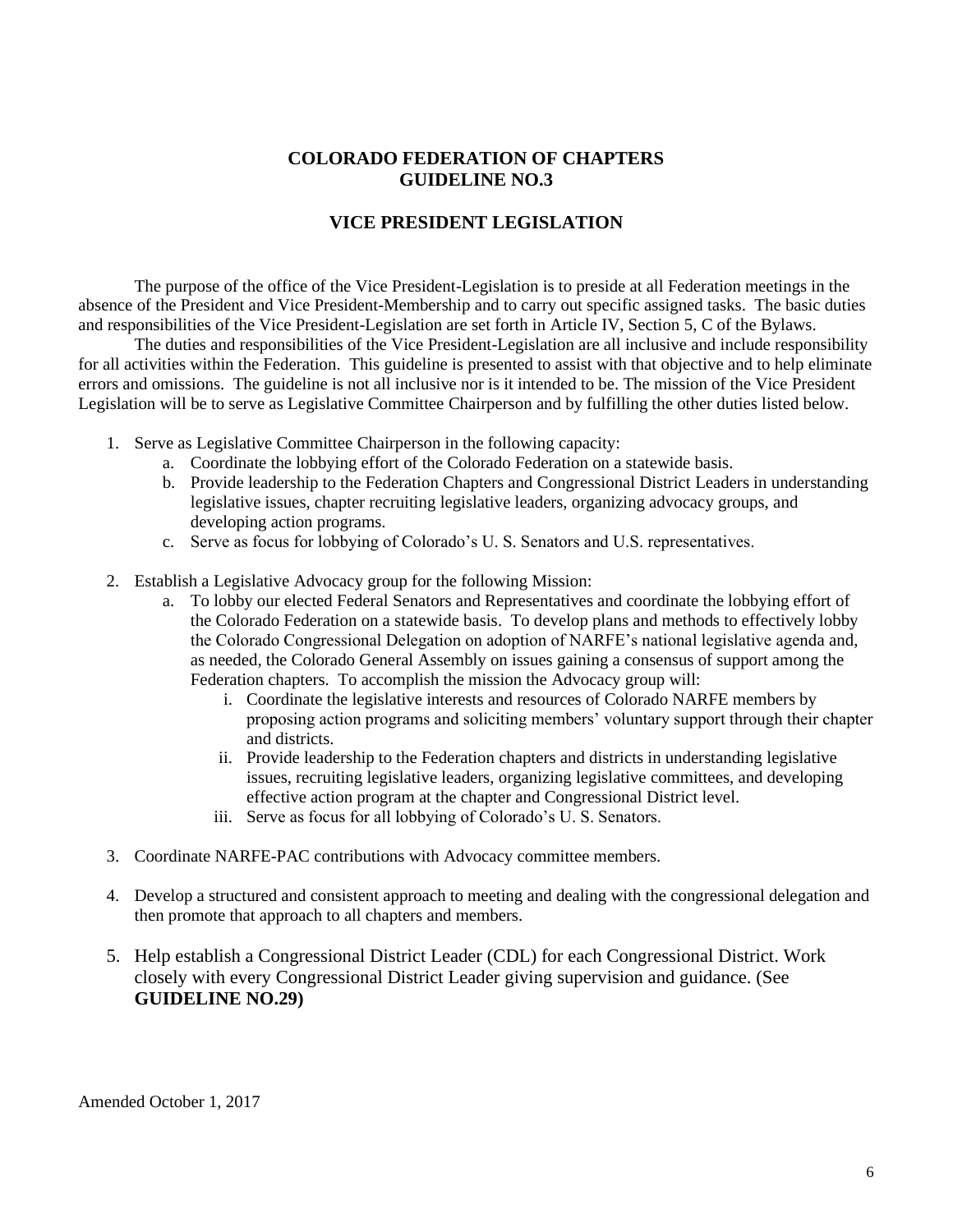## COLORADO FEDERATION OF CHAPTERS
## GUIDELINE NO.3

### VICE PRESIDENT LEGISLATION

The purpose of the office of the Vice President-Legislation is to preside at all Federation meetings in the absence of the President and Vice President-Membership and to carry out specific assigned tasks. The basic duties and responsibilities of the Vice President-Legislation are set forth in Article IV, Section 5, C of the Bylaws.

The duties and responsibilities of the Vice President-Legislation are all inclusive and include responsibility for all activities within the Federation. This guideline is presented to assist with that objective and to help eliminate errors and omissions. The guideline is not all inclusive nor is it intended to be. The mission of the Vice President Legislation will be to serve as Legislative Committee Chairperson and by fulfilling the other duties listed below.

1. Serve as Legislative Committee Chairperson in the following capacity:
    a. Coordinate the lobbying effort of the Colorado Federation on a statewide basis.
    b. Provide leadership to the Federation Chapters and Congressional District Leaders in understanding legislative issues, chapter recruiting legislative leaders, organizing advocacy groups, and developing action programs.
    c. Serve as focus for lobbying of Colorado's U. S. Senators and U.S. representatives.

2. Establish a Legislative Advocacy group for the following Mission:
    a. To lobby our elected Federal Senators and Representatives and coordinate the lobbying effort of the Colorado Federation on a statewide basis. To develop plans and methods to effectively lobby the Colorado Congressional Delegation on adoption of NARFE's national legislative agenda and, as needed, the Colorado General Assembly on issues gaining a consensus of support among the Federation chapters. To accomplish the mission the Advocacy group will:
        i. Coordinate the legislative interests and resources of Colorado NARFE members by proposing action programs and soliciting members' voluntary support through their chapter and districts.
        ii. Provide leadership to the Federation chapters and districts in understanding legislative issues, recruiting legislative leaders, organizing legislative committees, and developing effective action program at the chapter and Congressional District level.
        iii. Serve as focus for all lobbying of Colorado's U. S. Senators.

3. Coordinate NARFE-PAC contributions with Advocacy committee members.

4. Develop a structured and consistent approach to meeting and dealing with the congressional delegation and then promote that approach to all chapters and members.

5. Help establish a Congressional District Leader (CDL) for each Congressional District. Work closely with every Congressional District Leader giving supervision and guidance. (See **GUIDELINE NO.29)**

Amended October 1, 2017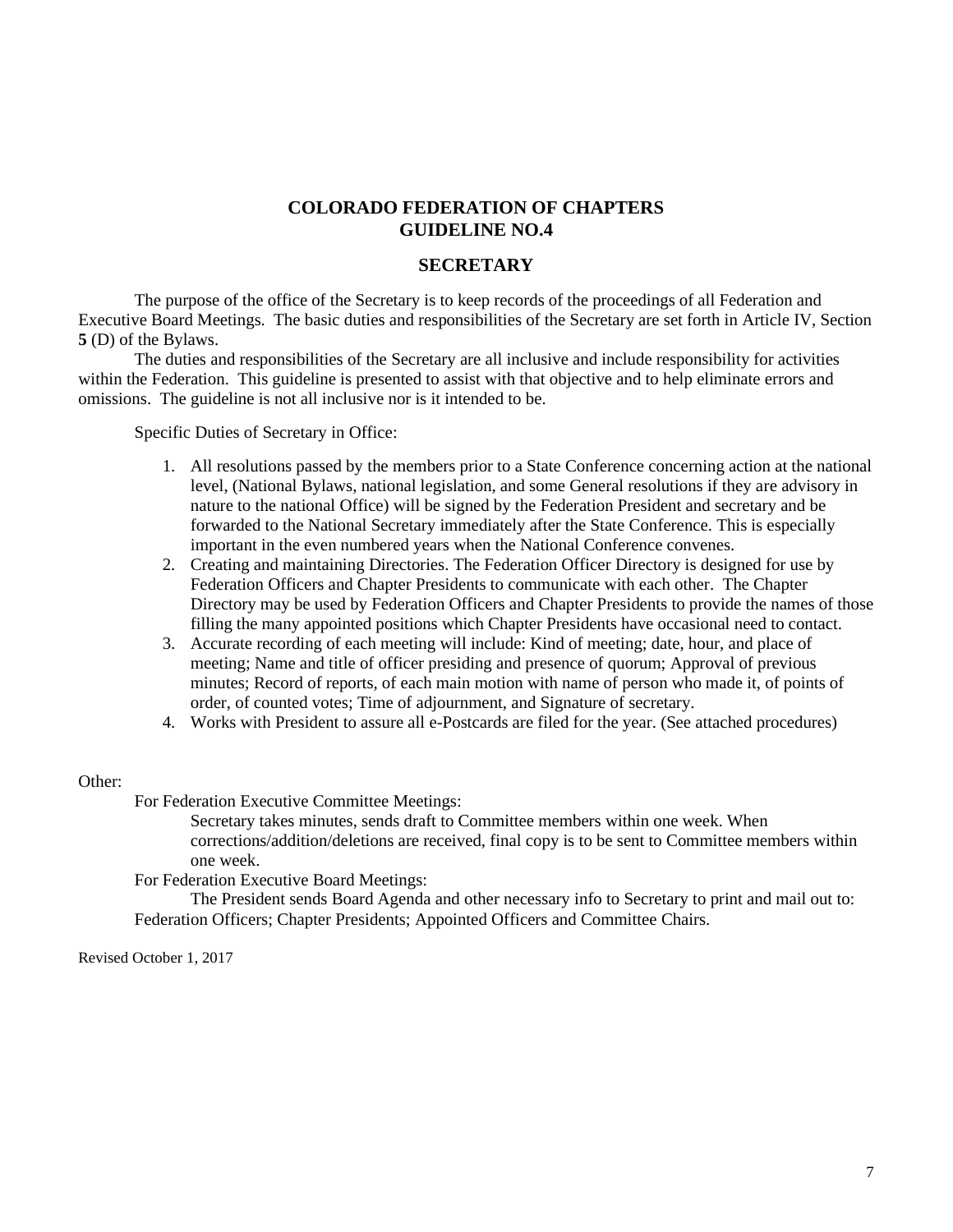## COLORADO FEDERATION OF CHAPTERS
## GUIDELINE NO.4

### SECRETARY

The purpose of the office of the Secretary is to keep records of the proceedings of all Federation and Executive Board Meetings. The basic duties and responsibilities of the Secretary are set forth in Article IV, Section **5** (D) of the Bylaws.

The duties and responsibilities of the Secretary are all inclusive and include responsibility for activities within the Federation. This guideline is presented to assist with that objective and to help eliminate errors and omissions. The guideline is not all inclusive nor is it intended to be.

Specific Duties of Secretary in Office:

1. All resolutions passed by the members prior to a State Conference concerning action at the national level, (National Bylaws, national legislation, and some General resolutions if they are advisory in nature to the national Office) will be signed by the Federation President and secretary and be forwarded to the National Secretary immediately after the State Conference. This is especially important in the even numbered years when the National Conference convenes.
2. Creating and maintaining Directories. The Federation Officer Directory is designed for use by Federation Officers and Chapter Presidents to communicate with each other. The Chapter Directory may be used by Federation Officers and Chapter Presidents to provide the names of those filling the many appointed positions which Chapter Presidents have occasional need to contact.
3. Accurate recording of each meeting will include: Kind of meeting; date, hour, and place of meeting; Name and title of officer presiding and presence of quorum; Approval of previous minutes; Record of reports, of each main motion with name of person who made it, of points of order, of counted votes; Time of adjournment, and Signature of secretary.
4. Works with President to assure all e-Postcards are filed for the year. (See attached procedures)

Other:

For Federation Executive Committee Meetings:

Secretary takes minutes, sends draft to Committee members within one week. When corrections/addition/deletions are received, final copy is to be sent to Committee members within one week.

For Federation Executive Board Meetings:

The President sends Board Agenda and other necessary info to Secretary to print and mail out to: Federation Officers; Chapter Presidents; Appointed Officers and Committee Chairs.

Revised October 1, 2017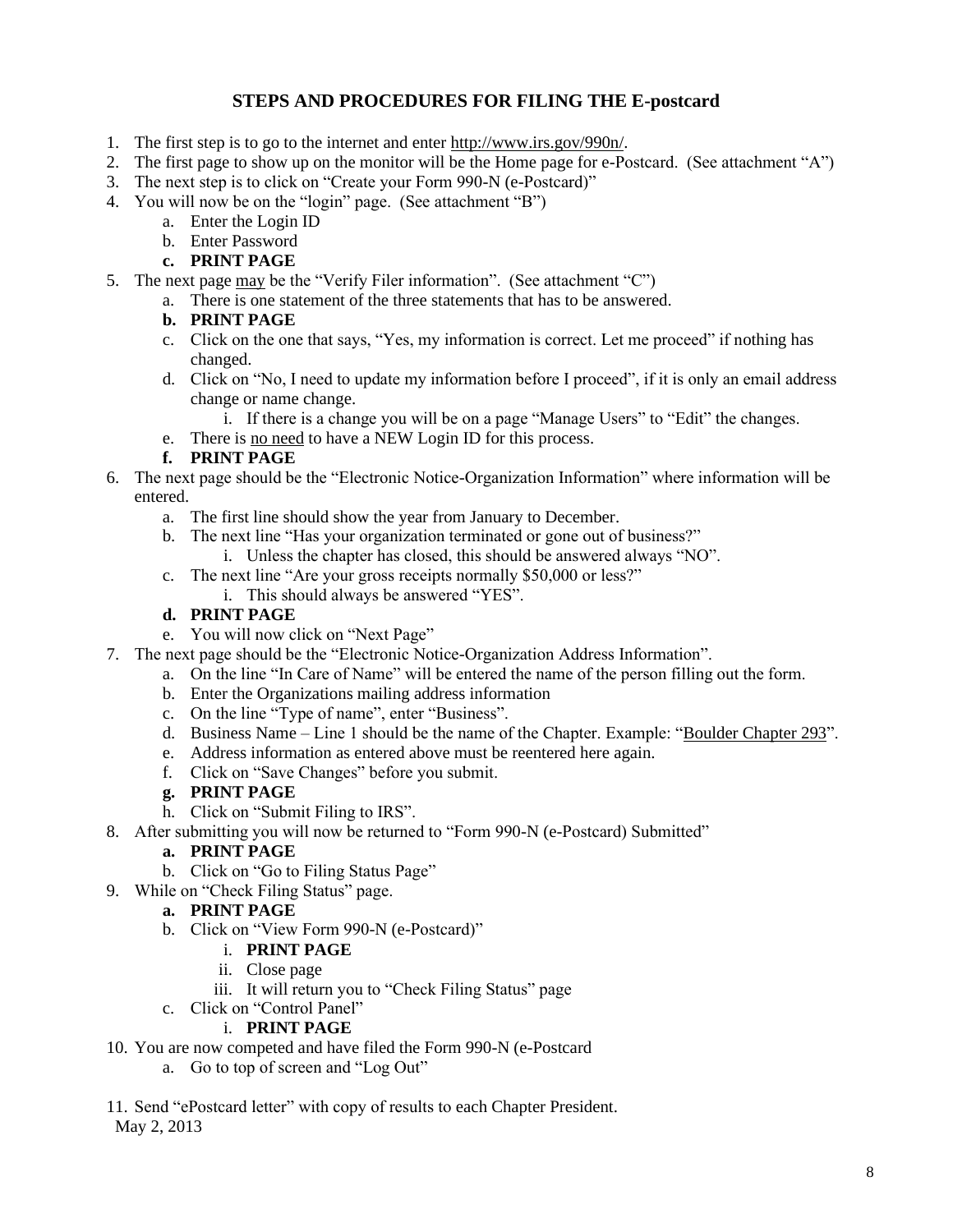## STEPS AND PROCEDURES FOR FILING THE E-postcard

1. The first step is to go to the internet and enter http://www.irs.gov/990n/.
2. The first page to show up on the monitor will be the Home page for e-Postcard. (See attachment "A")
3. The next step is to click on "Create your Form 990-N (e-Postcard)"
4. You will now be on the "login" page. (See attachment "B")
   a. Enter the Login ID
   b. Enter Password
   c. **PRINT PAGE**
5. The next page may be the "Verify Filer information". (See attachment "C")
   a. There is one statement of the three statements that has to be answered.
   b. **PRINT PAGE**
   c. Click on the one that says, "Yes, my information is correct. Let me proceed" if nothing has changed.
   d. Click on "No, I need to update my information before I proceed", if it is only an email address change or name change.
      i. If there is a change you will be on a page "Manage Users" to "Edit" the changes.
   e. There is no need to have a NEW Login ID for this process.
   f. **PRINT PAGE**
6. The next page should be the "Electronic Notice-Organization Information" where information will be entered.
   a. The first line should show the year from January to December.
   b. The next line "Has your organization terminated or gone out of business?"
      i. Unless the chapter has closed, this should be answered always "NO".
   c. The next line "Are your gross receipts normally $50,000 or less?"
      i. This should always be answered "YES".
   d. **PRINT PAGE**
   e. You will now click on "Next Page"
7. The next page should be the "Electronic Notice-Organization Address Information".
   a. On the line "In Care of Name" will be entered the name of the person filling out the form.
   b. Enter the Organizations mailing address information
   c. On the line "Type of name", enter "Business".
   d. Business Name – Line 1 should be the name of the Chapter. Example: "Boulder Chapter 293".
   e. Address information as entered above must be reentered here again.
   f. Click on "Save Changes" before you submit.
   g. **PRINT PAGE**
   h. Click on "Submit Filing to IRS".
8. After submitting you will now be returned to "Form 990-N (e-Postcard) Submitted"
   a. **PRINT PAGE**
   b. Click on "Go to Filing Status Page"
9. While on "Check Filing Status" page.
   a. **PRINT PAGE**
   b. Click on "View Form 990-N (e-Postcard)"
      i. **PRINT PAGE**
      ii. Close page
      iii. It will return you to "Check Filing Status" page
   c. Click on "Control Panel"
      i. **PRINT PAGE**
10. You are now competed and have filed the Form 990-N (e-Postcard
    a. Go to top of screen and "Log Out"

11. Send "ePostcard letter" with copy of results to each Chapter President.

May 2, 2013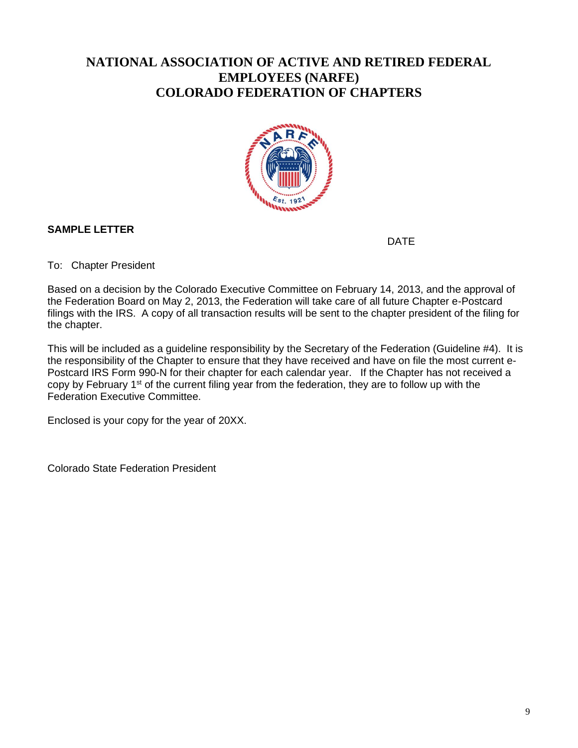# NATIONAL ASSOCIATION OF ACTIVE AND RETIRED FEDERAL EMPLOYEES (NARFE)
# COLORADO FEDERATION OF CHAPTERS

**SAMPLE LETTER**

DATE

To: Chapter President

Based on a decision by the Colorado Executive Committee on February 14, 2013, and the approval of the Federation Board on May 2, 2013, the Federation will take care of all future Chapter e-Postcard filings with the IRS. A copy of all transaction results will be sent to the chapter president of the filing for the chapter.

This will be included as a guideline responsibility by the Secretary of the Federation (Guideline #4). It is the responsibility of the Chapter to ensure that they have received and have on file the most current e-Postcard IRS Form 990-N for their chapter for each calendar year. If the Chapter has not received a copy by February 1st of the current filing year from the federation, they are to follow up with the Federation Executive Committee.

Enclosed is your copy for the year of 20XX.

Colorado State Federation President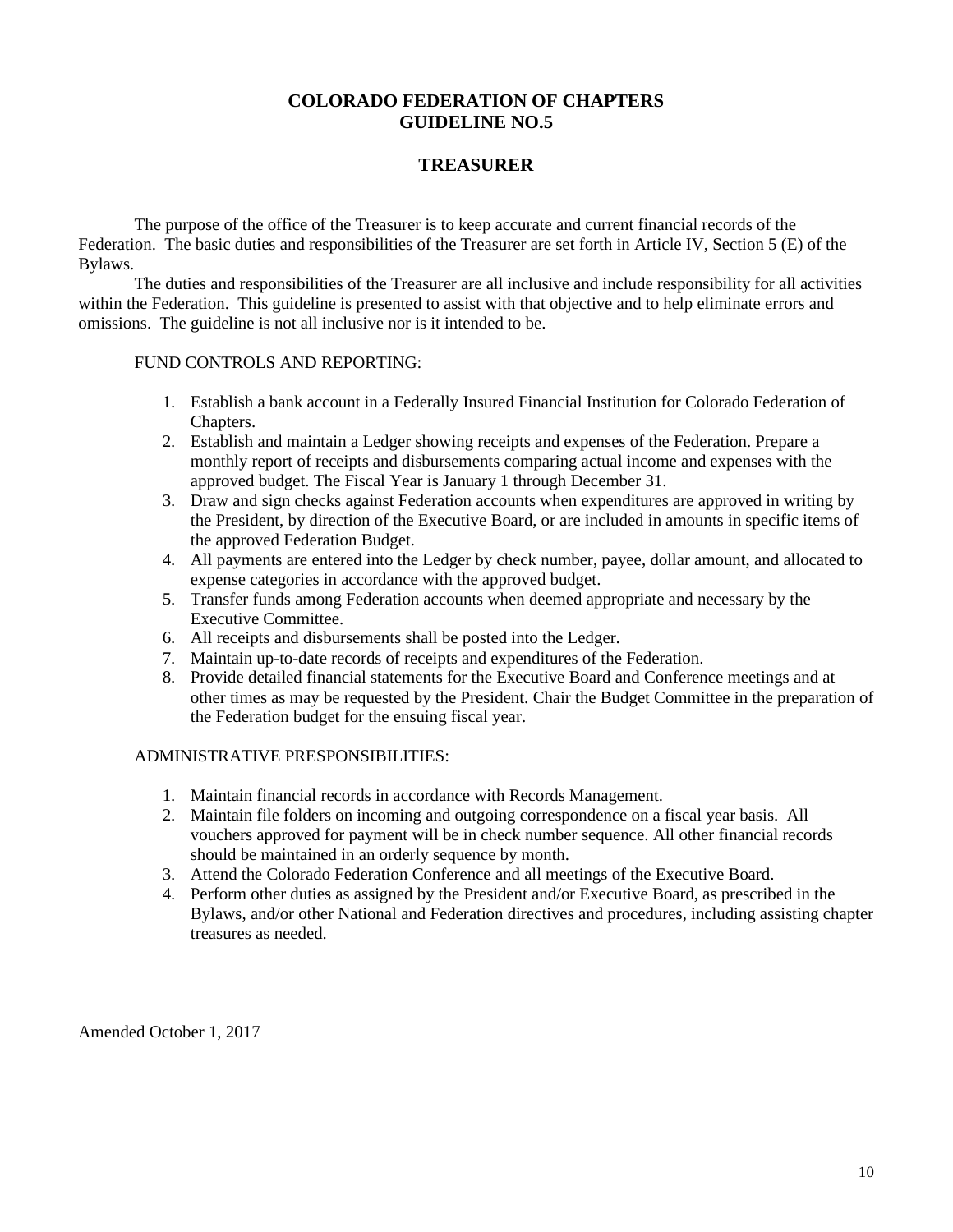# COLORADO FEDERATION OF CHAPTERS
# GUIDELINE NO.5

## TREASURER

The purpose of the office of the Treasurer is to keep accurate and current financial records of the Federation. The basic duties and responsibilities of the Treasurer are set forth in Article IV, Section 5 (E) of the Bylaws.

The duties and responsibilities of the Treasurer are all inclusive and include responsibility for all activities within the Federation. This guideline is presented to assist with that objective and to help eliminate errors and omissions. The guideline is not all inclusive nor is it intended to be.

FUND CONTROLS AND REPORTING:

1. Establish a bank account in a Federally Insured Financial Institution for Colorado Federation of Chapters.
2. Establish and maintain a Ledger showing receipts and expenses of the Federation. Prepare a monthly report of receipts and disbursements comparing actual income and expenses with the approved budget. The Fiscal Year is January 1 through December 31.
3. Draw and sign checks against Federation accounts when expenditures are approved in writing by the President, by direction of the Executive Board, or are included in amounts in specific items of the approved Federation Budget.
4. All payments are entered into the Ledger by check number, payee, dollar amount, and allocated to expense categories in accordance with the approved budget.
5. Transfer funds among Federation accounts when deemed appropriate and necessary by the Executive Committee.
6. All receipts and disbursements shall be posted into the Ledger.
7. Maintain up-to-date records of receipts and expenditures of the Federation.
8. Provide detailed financial statements for the Executive Board and Conference meetings and at other times as may be requested by the President. Chair the Budget Committee in the preparation of the Federation budget for the ensuing fiscal year.

ADMINISTRATIVE PRESPONSIBILITIES:

1. Maintain financial records in accordance with Records Management.
2. Maintain file folders on incoming and outgoing correspondence on a fiscal year basis. All vouchers approved for payment will be in check number sequence. All other financial records should be maintained in an orderly sequence by month.
3. Attend the Colorado Federation Conference and all meetings of the Executive Board.
4. Perform other duties as assigned by the President and/or Executive Board, as prescribed in the Bylaws, and/or other National and Federation directives and procedures, including assisting chapter treasures as needed.

Amended October 1, 2017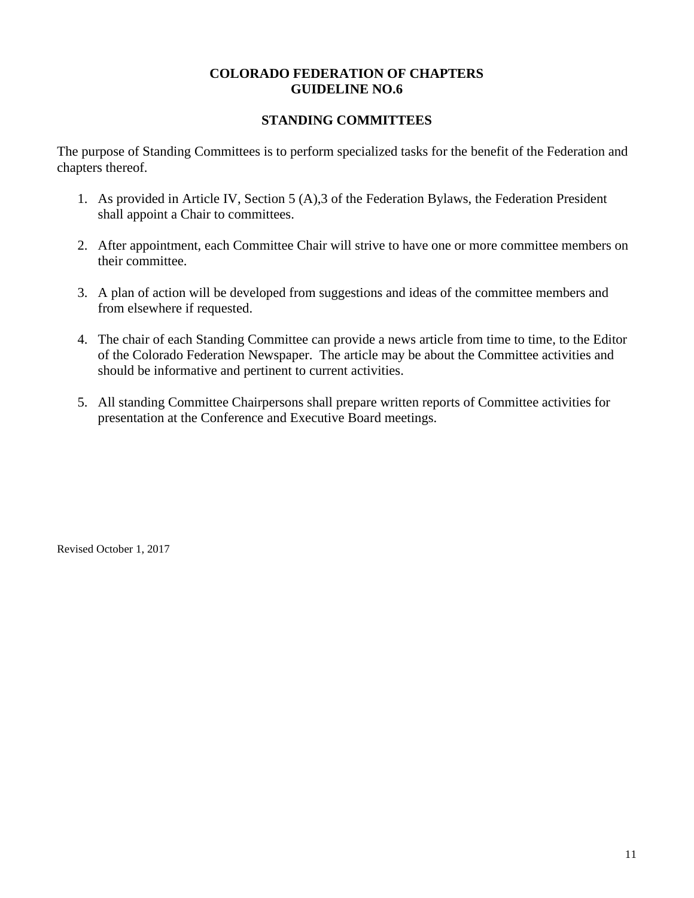# COLORADO FEDERATION OF CHAPTERS
# GUIDELINE NO.6

## STANDING COMMITTEES

The purpose of Standing Committees is to perform specialized tasks for the benefit of the Federation and chapters thereof.

1. As provided in Article IV, Section 5 (A),3 of the Federation Bylaws, the Federation President shall appoint a Chair to committees.

2. After appointment, each Committee Chair will strive to have one or more committee members on their committee.

3. A plan of action will be developed from suggestions and ideas of the committee members and from elsewhere if requested.

4. The chair of each Standing Committee can provide a news article from time to time, to the Editor of the Colorado Federation Newspaper. The article may be about the Committee activities and should be informative and pertinent to current activities.

5. All standing Committee Chairpersons shall prepare written reports of Committee activities for presentation at the Conference and Executive Board meetings.

Revised October 1, 2017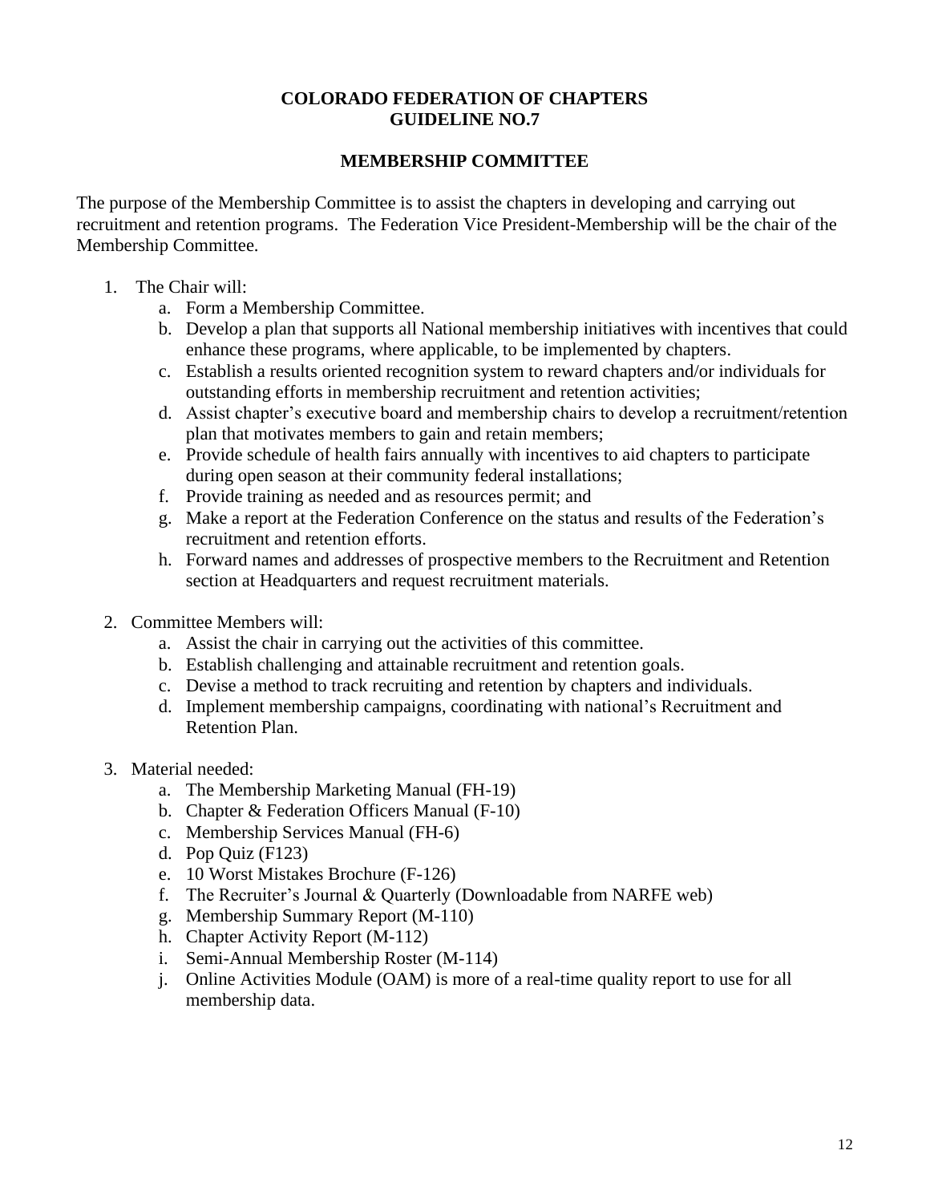# COLORADO FEDERATION OF CHAPTERS
# GUIDELINE NO.7

## MEMBERSHIP COMMITTEE

The purpose of the Membership Committee is to assist the chapters in developing and carrying out recruitment and retention programs. The Federation Vice President-Membership will be the chair of the Membership Committee.

1. The Chair will:
   a. Form a Membership Committee.
   b. Develop a plan that supports all National membership initiatives with incentives that could enhance these programs, where applicable, to be implemented by chapters.
   c. Establish a results oriented recognition system to reward chapters and/or individuals for outstanding efforts in membership recruitment and retention activities;
   d. Assist chapter's executive board and membership chairs to develop a recruitment/retention plan that motivates members to gain and retain members;
   e. Provide schedule of health fairs annually with incentives to aid chapters to participate during open season at their community federal installations;
   f. Provide training as needed and as resources permit; and
   g. Make a report at the Federation Conference on the status and results of the Federation's recruitment and retention efforts.
   h. Forward names and addresses of prospective members to the Recruitment and Retention section at Headquarters and request recruitment materials.

2. Committee Members will:
   a. Assist the chair in carrying out the activities of this committee.
   b. Establish challenging and attainable recruitment and retention goals.
   c. Devise a method to track recruiting and retention by chapters and individuals.
   d. Implement membership campaigns, coordinating with national's Recruitment and Retention Plan.

3. Material needed:
   a. The Membership Marketing Manual (FH-19)
   b. Chapter & Federation Officers Manual (F-10)
   c. Membership Services Manual (FH-6)
   d. Pop Quiz (F123)
   e. 10 Worst Mistakes Brochure (F-126)
   f. The Recruiter's Journal & Quarterly (Downloadable from NARFE web)
   g. Membership Summary Report (M-110)
   h. Chapter Activity Report (M-112)
   i. Semi-Annual Membership Roster (M-114)
   j. Online Activities Module (OAM) is more of a real-time quality report to use for all membership data.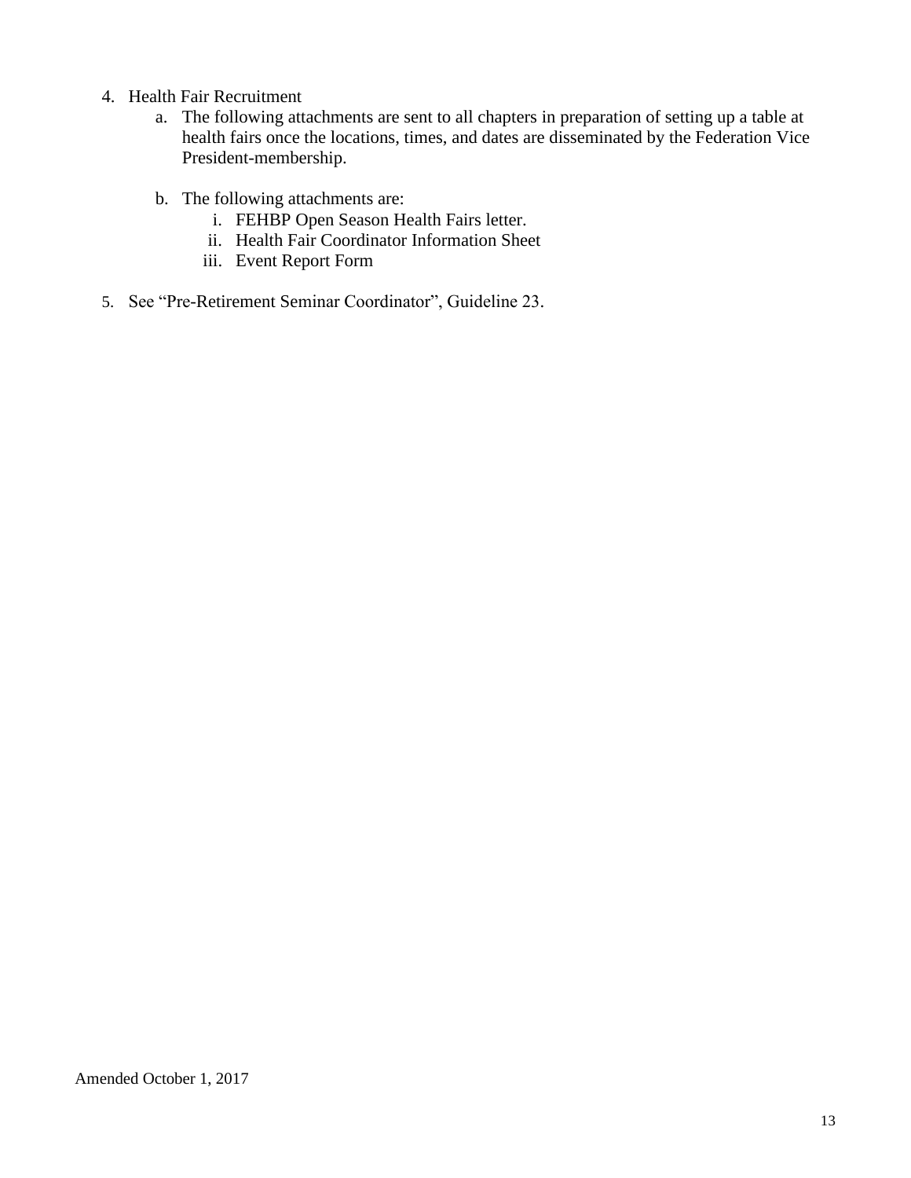4. Health Fair Recruitment
    a. The following attachments are sent to all chapters in preparation of setting up a table at health fairs once the locations, times, and dates are disseminated by the Federation Vice President-membership.

    b. The following attachments are:
        i. FEHBP Open Season Health Fairs letter.
        ii. Health Fair Coordinator Information Sheet
        iii. Event Report Form

5. See "Pre-Retirement Seminar Coordinator", Guideline 23.

Amended October 1, 2017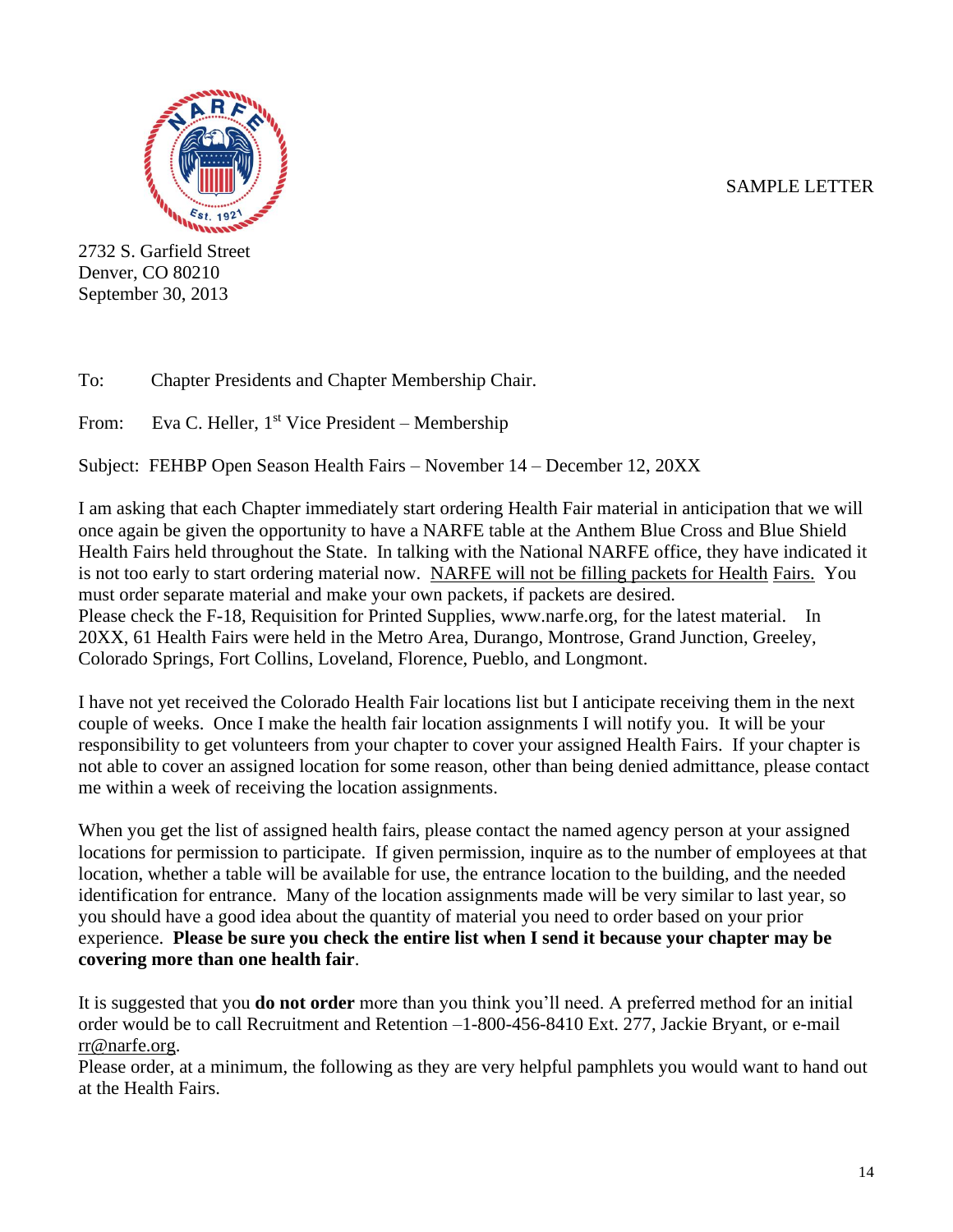SAMPLE LETTER

2732 S. Garfield Street
Denver, CO 80210
September 30, 2013

To: Chapter Presidents and Chapter Membership Chair.

From: Eva C. Heller, 1st Vice President – Membership

Subject: FEHBP Open Season Health Fairs – November 14 – December 12, 20XX

I am asking that each Chapter immediately start ordering Health Fair material in anticipation that we will once again be given the opportunity to have a NARFE table at the Anthem Blue Cross and Blue Shield Health Fairs held throughout the State. In talking with the National NARFE office, they have indicated it is not too early to start ordering material now. <u>NARFE will not be filling packets for Health Fairs.</u> You must order separate material and make your own packets, if packets are desired.
Please check the F-18, Requisition for Printed Supplies, www.narfe.org, for the latest material. In 20XX, 61 Health Fairs were held in the Metro Area, Durango, Montrose, Grand Junction, Greeley, Colorado Springs, Fort Collins, Loveland, Florence, Pueblo, and Longmont.

I have not yet received the Colorado Health Fair locations list but I anticipate receiving them in the next couple of weeks. Once I make the health fair location assignments I will notify you. It will be your responsibility to get volunteers from your chapter to cover your assigned Health Fairs. If your chapter is not able to cover an assigned location for some reason, other than being denied admittance, please contact me within a week of receiving the location assignments.

When you get the list of assigned health fairs, please contact the named agency person at your assigned locations for permission to participate. If given permission, inquire as to the number of employees at that location, whether a table will be available for use, the entrance location to the building, and the needed identification for entrance. Many of the location assignments made will be very similar to last year, so you should have a good idea about the quantity of material you need to order based on your prior experience. **Please be sure you check the entire list when I send it because your chapter may be covering more than one health fair**.

It is suggested that you **do not order** more than you think you'll need. A preferred method for an initial order would be to call Recruitment and Retention –1-800-456-8410 Ext. 277, Jackie Bryant, or e-mail <u>rr@narfe.org</u>.
Please order, at a minimum, the following as they are very helpful pamphlets you would want to hand out at the Health Fairs.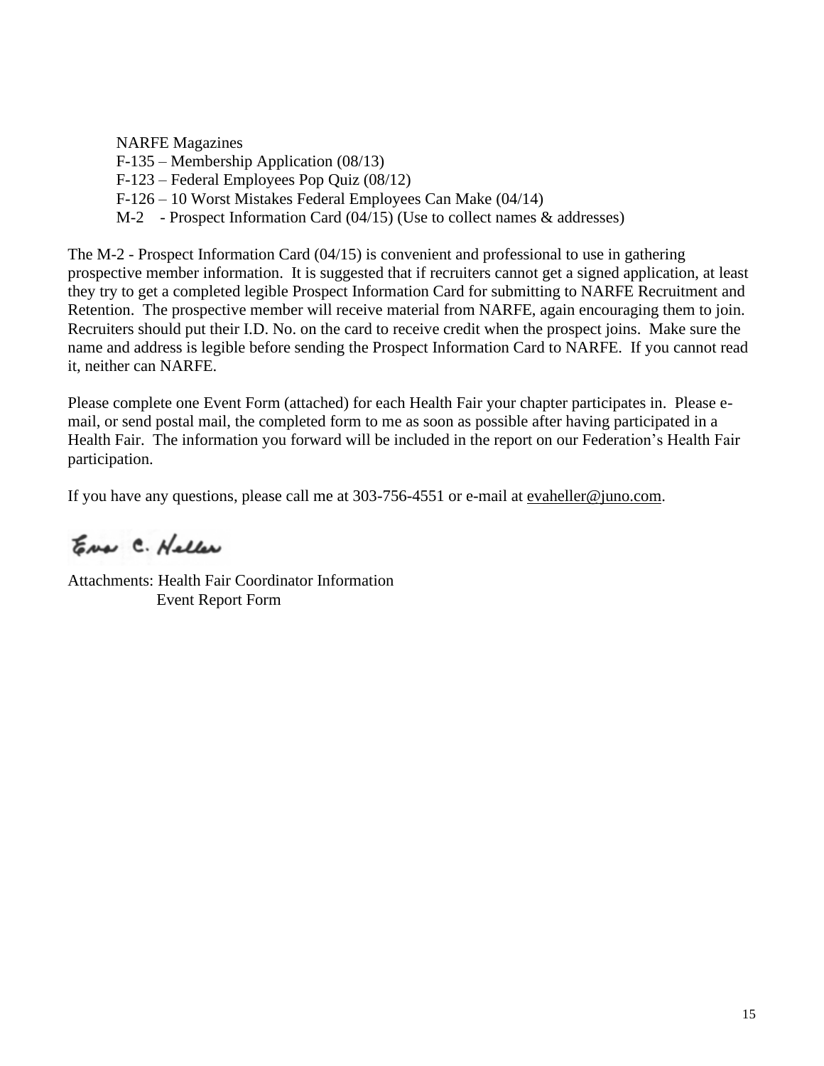NARFE Magazines
F-135 – Membership Application (08/13)
F-123 – Federal Employees Pop Quiz (08/12)
F-126 – 10 Worst Mistakes Federal Employees Can Make (04/14)
M-2 - Prospect Information Card (04/15) (Use to collect names & addresses)

The M-2 - Prospect Information Card (04/15) is convenient and professional to use in gathering prospective member information. It is suggested that if recruiters cannot get a signed application, at least they try to get a completed legible Prospect Information Card for submitting to NARFE Recruitment and Retention. The prospective member will receive material from NARFE, again encouraging them to join. Recruiters should put their I.D. No. on the card to receive credit when the prospect joins. Make sure the name and address is legible before sending the Prospect Information Card to NARFE. If you cannot read it, neither can NARFE.

Please complete one Event Form (attached) for each Health Fair your chapter participates in. Please e-mail, or send postal mail, the completed form to me as soon as possible after having participated in a Health Fair. The information you forward will be included in the report on our Federation's Health Fair participation.

If you have any questions, please call me at 303-756-4551 or e-mail at evaheller@juno.com.

Eva C. Heller

Attachments: Health Fair Coordinator Information
Event Report Form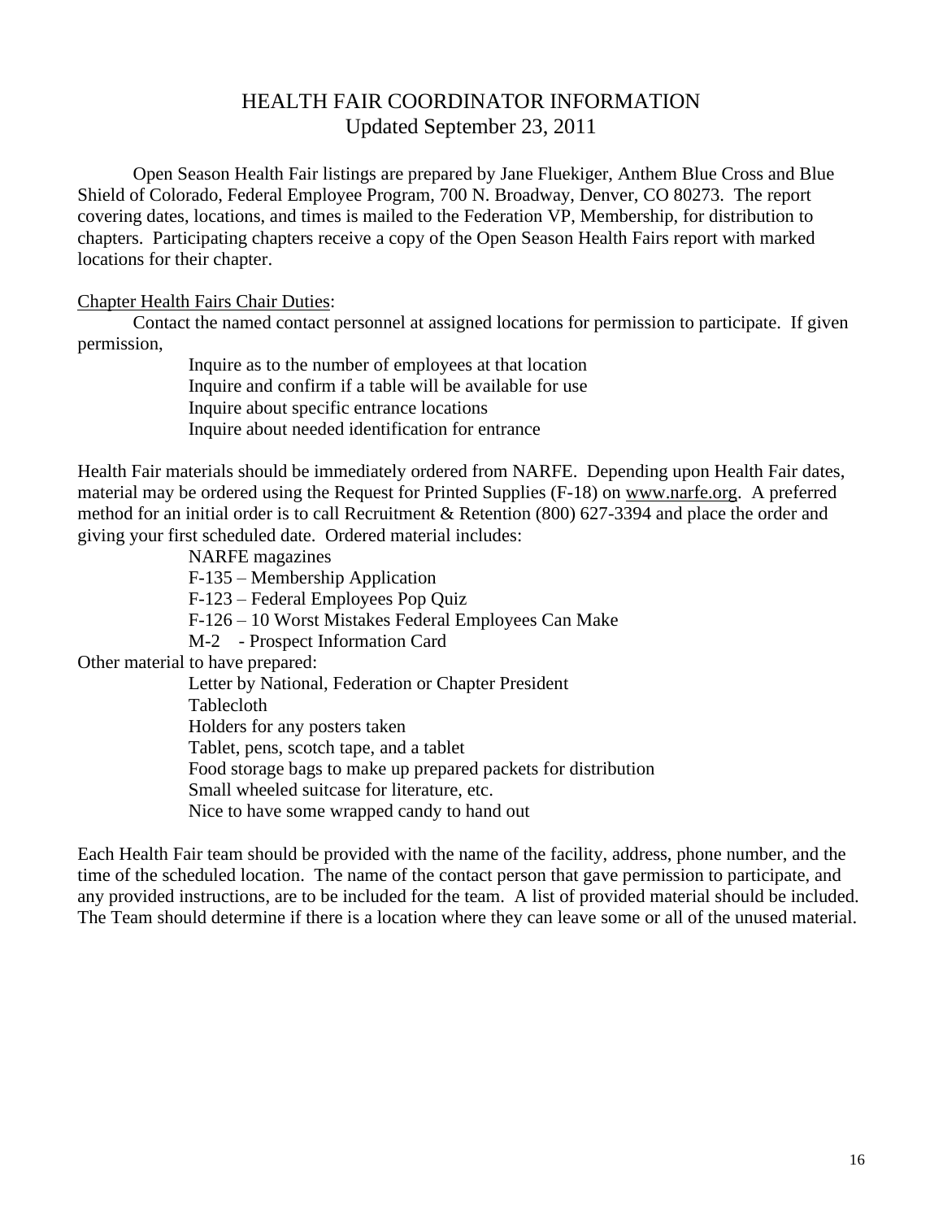# HEALTH FAIR COORDINATOR INFORMATION
Updated September 23, 2011

Open Season Health Fair listings are prepared by Jane Fluekiger, Anthem Blue Cross and Blue Shield of Colorado, Federal Employee Program, 700 N. Broadway, Denver, CO 80273. The report covering dates, locations, and times is mailed to the Federation VP, Membership, for distribution to chapters. Participating chapters receive a copy of the Open Season Health Fairs report with marked locations for their chapter.

Chapter Health Fairs Chair Duties:

Contact the named contact personnel at assigned locations for permission to participate. If given permission,

- Inquire as to the number of employees at that location
- Inquire and confirm if a table will be available for use
- Inquire about specific entrance locations
- Inquire about needed identification for entrance

Health Fair materials should be immediately ordered from NARFE. Depending upon Health Fair dates, material may be ordered using the Request for Printed Supplies (F-18) on www.narfe.org. A preferred method for an initial order is to call Recruitment & Retention (800) 627-3394 and place the order and giving your first scheduled date. Ordered material includes:

- NARFE magazines
- F-135 – Membership Application
- F-123 – Federal Employees Pop Quiz
- F-126 – 10 Worst Mistakes Federal Employees Can Make
- M-2 - Prospect Information Card

Other material to have prepared:

- Letter by National, Federation or Chapter President
- Tablecloth
- Holders for any posters taken
- Tablet, pens, scotch tape, and a tablet
- Food storage bags to make up prepared packets for distribution
- Small wheeled suitcase for literature, etc.
- Nice to have some wrapped candy to hand out

Each Health Fair team should be provided with the name of the facility, address, phone number, and the time of the scheduled location. The name of the contact person that gave permission to participate, and any provided instructions, are to be included for the team. A list of provided material should be included. The Team should determine if there is a location where they can leave some or all of the unused material.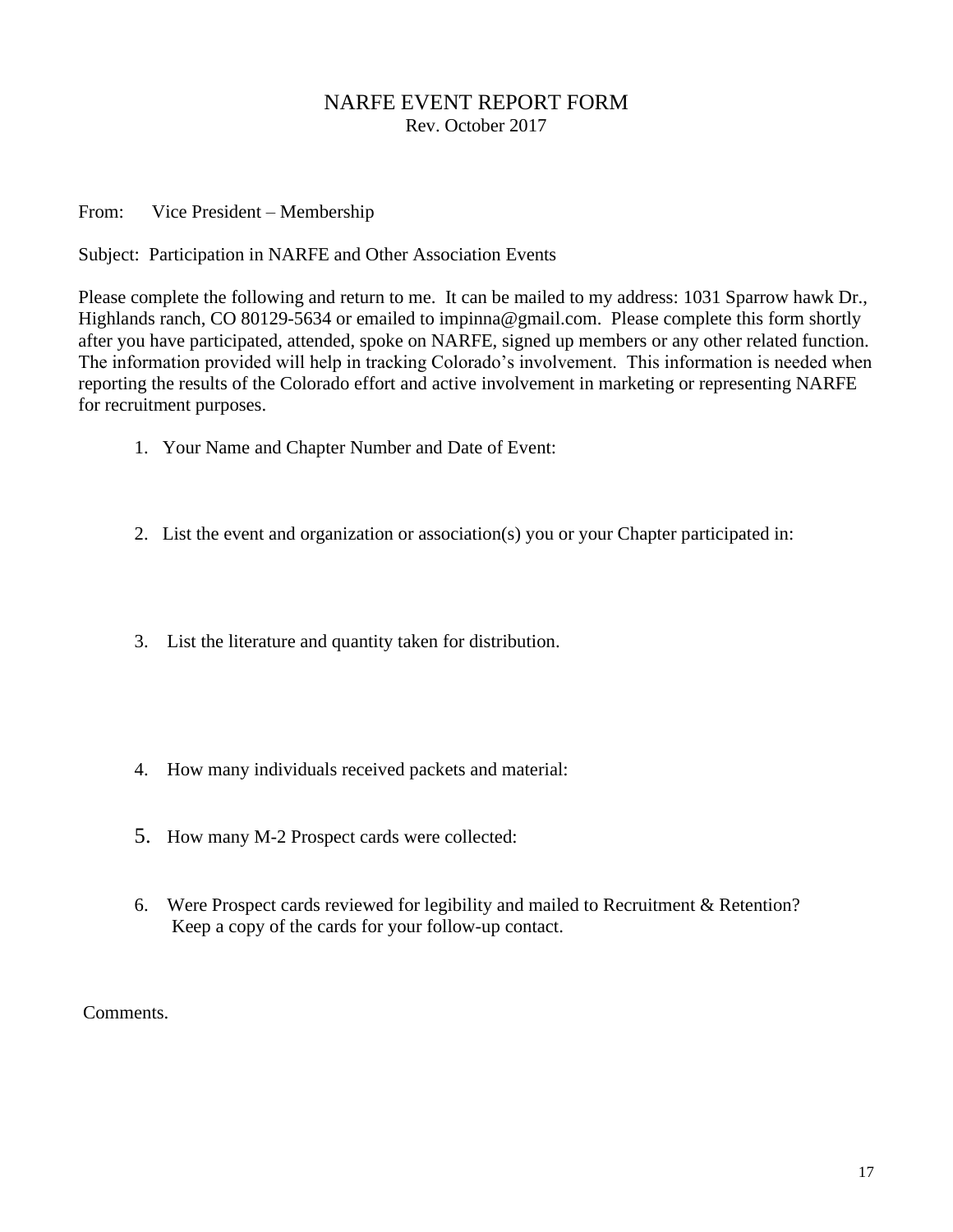# NARFE EVENT REPORT FORM

Rev. October 2017

From: Vice President – Membership

Subject: Participation in NARFE and Other Association Events

Please complete the following and return to me. It can be mailed to my address: 1031 Sparrow hawk Dr., Highlands ranch, CO 80129-5634 or emailed to impinna@gmail.com. Please complete this form shortly after you have participated, attended, spoke on NARFE, signed up members or any other related function. The information provided will help in tracking Colorado's involvement. This information is needed when reporting the results of the Colorado effort and active involvement in marketing or representing NARFE for recruitment purposes.

1. Your Name and Chapter Number and Date of Event:

2. List the event and organization or association(s) you or your Chapter participated in:

3. List the literature and quantity taken for distribution.

4. How many individuals received packets and material:

5. How many M-2 Prospect cards were collected:

6. Were Prospect cards reviewed for legibility and mailed to Recruitment & Retention? Keep a copy of the cards for your follow-up contact.

Comments.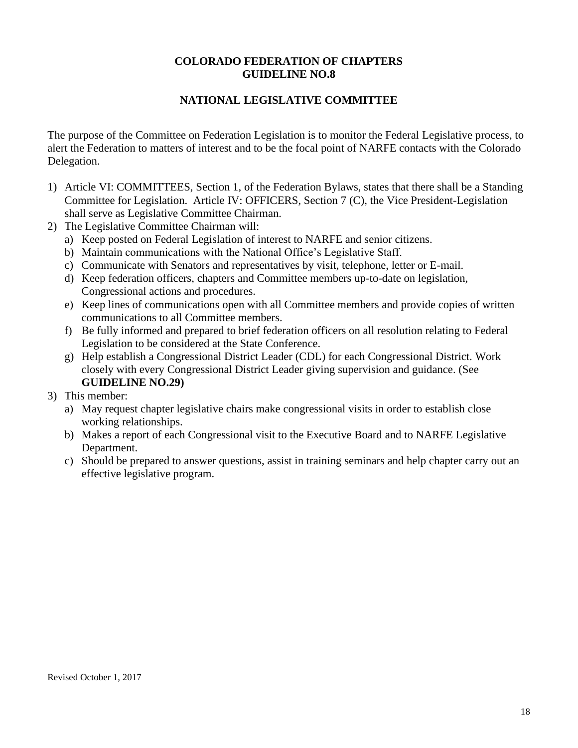# COLORADO FEDERATION OF CHAPTERS
# GUIDELINE NO.8

## NATIONAL LEGISLATIVE COMMITTEE

The purpose of the Committee on Federation Legislation is to monitor the Federal Legislative process, to alert the Federation to matters of interest and to be the focal point of NARFE contacts with the Colorado Delegation.

1) Article VI: COMMITTEES, Section 1, of the Federation Bylaws, states that there shall be a Standing Committee for Legislation. Article IV: OFFICERS, Section 7 (C), the Vice President-Legislation shall serve as Legislative Committee Chairman.
2) The Legislative Committee Chairman will:
   a) Keep posted on Federal Legislation of interest to NARFE and senior citizens.
   b) Maintain communications with the National Office's Legislative Staff.
   c) Communicate with Senators and representatives by visit, telephone, letter or E-mail.
   d) Keep federation officers, chapters and Committee members up-to-date on legislation, Congressional actions and procedures.
   e) Keep lines of communications open with all Committee members and provide copies of written communications to all Committee members.
   f) Be fully informed and prepared to brief federation officers on all resolution relating to Federal Legislation to be considered at the State Conference.
   g) Help establish a Congressional District Leader (CDL) for each Congressional District. Work closely with every Congressional District Leader giving supervision and guidance. (See **GUIDELINE NO.29)**
3) This member:
   a) May request chapter legislative chairs make congressional visits in order to establish close working relationships.
   b) Makes a report of each Congressional visit to the Executive Board and to NARFE Legislative Department.
   c) Should be prepared to answer questions, assist in training seminars and help chapter carry out an effective legislative program.

Revised October 1, 2017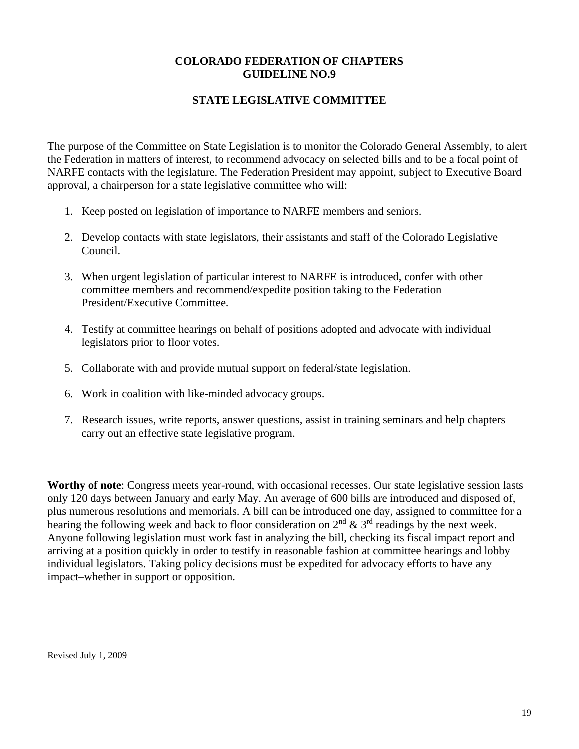## COLORADO FEDERATION OF CHAPTERS
## GUIDELINE NO.9

### STATE LEGISLATIVE COMMITTEE

The purpose of the Committee on State Legislation is to monitor the Colorado General Assembly, to alert the Federation in matters of interest, to recommend advocacy on selected bills and to be a focal point of NARFE contacts with the legislature. The Federation President may appoint, subject to Executive Board approval, a chairperson for a state legislative committee who will:

1. Keep posted on legislation of importance to NARFE members and seniors.

2. Develop contacts with state legislators, their assistants and staff of the Colorado Legislative Council.

3. When urgent legislation of particular interest to NARFE is introduced, confer with other committee members and recommend/expedite position taking to the Federation President/Executive Committee.

4. Testify at committee hearings on behalf of positions adopted and advocate with individual legislators prior to floor votes.

5. Collaborate with and provide mutual support on federal/state legislation.

6. Work in coalition with like-minded advocacy groups.

7. Research issues, write reports, answer questions, assist in training seminars and help chapters carry out an effective state legislative program.

**Worthy of note**: Congress meets year-round, with occasional recesses. Our state legislative session lasts only 120 days between January and early May. An average of 600 bills are introduced and disposed of, plus numerous resolutions and memorials. A bill can be introduced one day, assigned to committee for a hearing the following week and back to floor consideration on 2nd & 3rd readings by the next week. Anyone following legislation must work fast in analyzing the bill, checking its fiscal impact report and arriving at a position quickly in order to testify in reasonable fashion at committee hearings and lobby individual legislators. Taking policy decisions must be expedited for advocacy efforts to have any impact–whether in support or opposition.

Revised July 1, 2009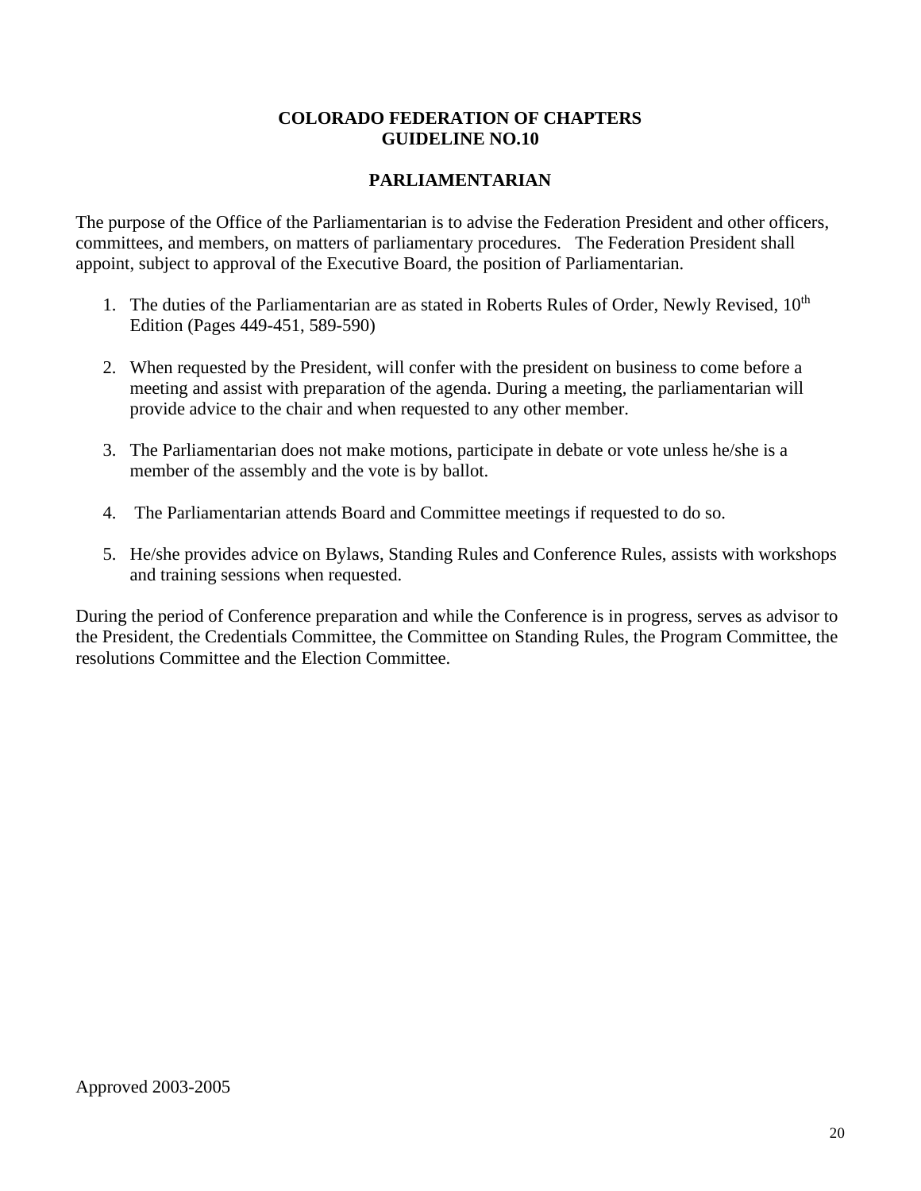# COLORADO FEDERATION OF CHAPTERS
# GUIDELINE NO.10

## PARLIAMENTARIAN

The purpose of the Office of the Parliamentarian is to advise the Federation President and other officers, committees, and members, on matters of parliamentary procedures. The Federation President shall appoint, subject to approval of the Executive Board, the position of Parliamentarian.

1. The duties of the Parliamentarian are as stated in Roberts Rules of Order, Newly Revised, 10th Edition (Pages 449-451, 589-590)

2. When requested by the President, will confer with the president on business to come before a meeting and assist with preparation of the agenda. During a meeting, the parliamentarian will provide advice to the chair and when requested to any other member.

3. The Parliamentarian does not make motions, participate in debate or vote unless he/she is a member of the assembly and the vote is by ballot.

4. The Parliamentarian attends Board and Committee meetings if requested to do so.

5. He/she provides advice on Bylaws, Standing Rules and Conference Rules, assists with workshops and training sessions when requested.

During the period of Conference preparation and while the Conference is in progress, serves as advisor to the President, the Credentials Committee, the Committee on Standing Rules, the Program Committee, the resolutions Committee and the Election Committee.

Approved 2003-2005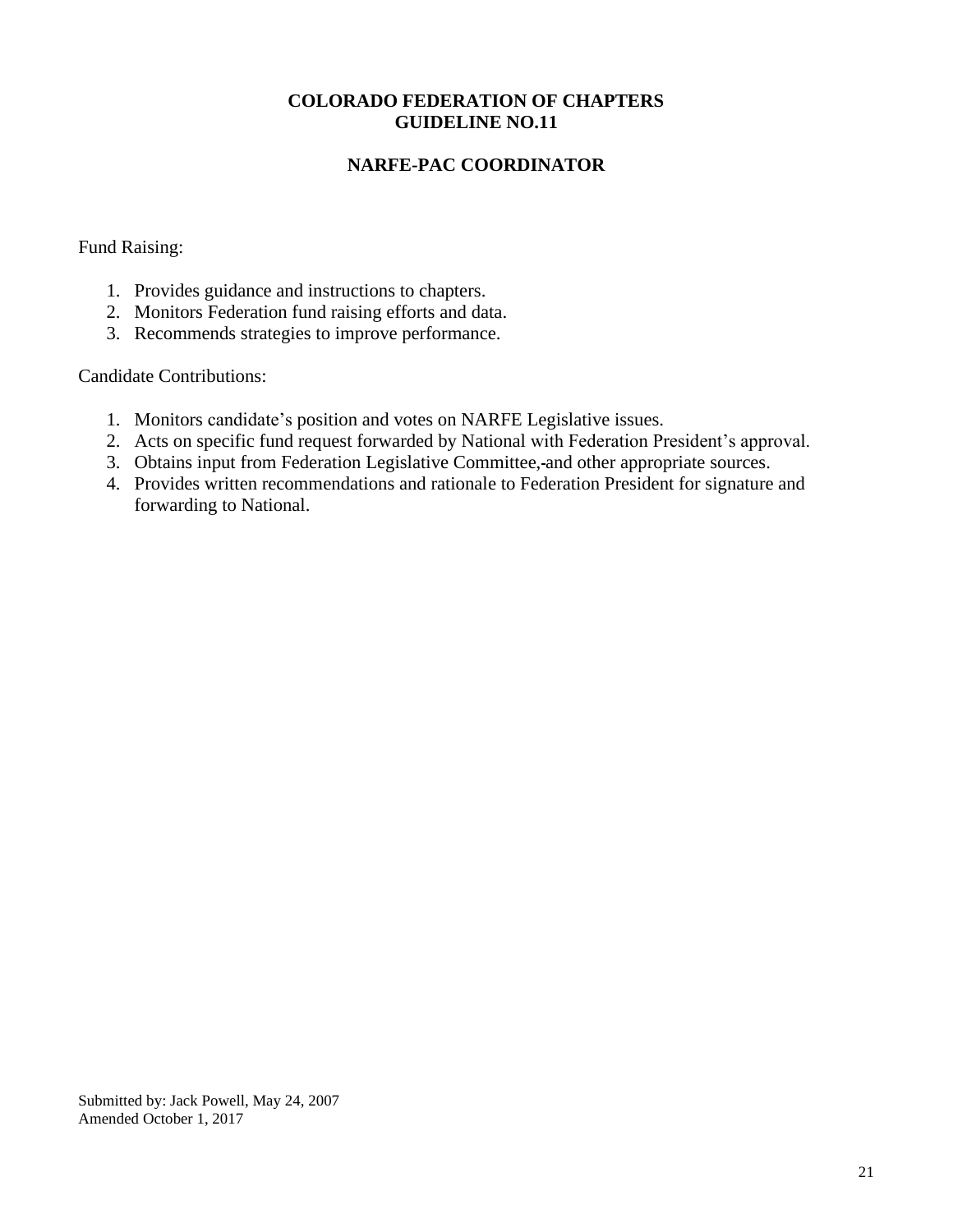**COLORADO FEDERATION OF CHAPTERS**
**GUIDELINE NO.11**

**NARFE-PAC COORDINATOR**

Fund Raising:

1. Provides guidance and instructions to chapters.
2. Monitors Federation fund raising efforts and data.
3. Recommends strategies to improve performance.

Candidate Contributions:

1. Monitors candidate's position and votes on NARFE Legislative issues.
2. Acts on specific fund request forwarded by National with Federation President's approval.
3. Obtains input from Federation Legislative Committee, and other appropriate sources.
4. Provides written recommendations and rationale to Federation President for signature and forwarding to National.

Submitted by: Jack Powell, May 24, 2007
Amended October 1, 2017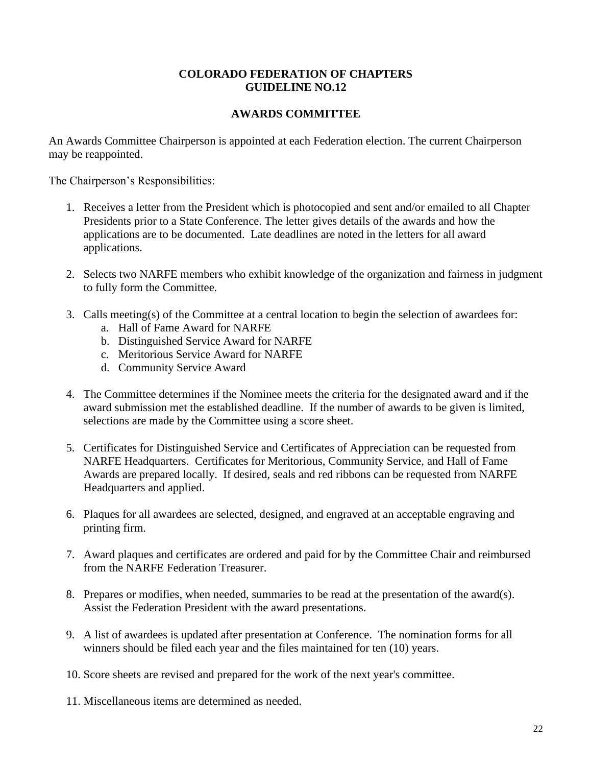# COLORADO FEDERATION OF CHAPTERS
# GUIDELINE NO.12

## AWARDS COMMITTEE

An Awards Committee Chairperson is appointed at each Federation election. The current Chairperson may be reappointed.

The Chairperson's Responsibilities:

1. Receives a letter from the President which is photocopied and sent and/or emailed to all Chapter Presidents prior to a State Conference. The letter gives details of the awards and how the applications are to be documented. Late deadlines are noted in the letters for all award applications.

2. Selects two NARFE members who exhibit knowledge of the organization and fairness in judgment to fully form the Committee.

3. Calls meeting(s) of the Committee at a central location to begin the selection of awardees for:
   a. Hall of Fame Award for NARFE
   b. Distinguished Service Award for NARFE
   c. Meritorious Service Award for NARFE
   d. Community Service Award

4. The Committee determines if the Nominee meets the criteria for the designated award and if the award submission met the established deadline. If the number of awards to be given is limited, selections are made by the Committee using a score sheet.

5. Certificates for Distinguished Service and Certificates of Appreciation can be requested from NARFE Headquarters. Certificates for Meritorious, Community Service, and Hall of Fame Awards are prepared locally. If desired, seals and red ribbons can be requested from NARFE Headquarters and applied.

6. Plaques for all awardees are selected, designed, and engraved at an acceptable engraving and printing firm.

7. Award plaques and certificates are ordered and paid for by the Committee Chair and reimbursed from the NARFE Federation Treasurer.

8. Prepares or modifies, when needed, summaries to be read at the presentation of the award(s). Assist the Federation President with the award presentations.

9. A list of awardees is updated after presentation at Conference. The nomination forms for all winners should be filed each year and the files maintained for ten (10) years.

10. Score sheets are revised and prepared for the work of the next year's committee.

11. Miscellaneous items are determined as needed.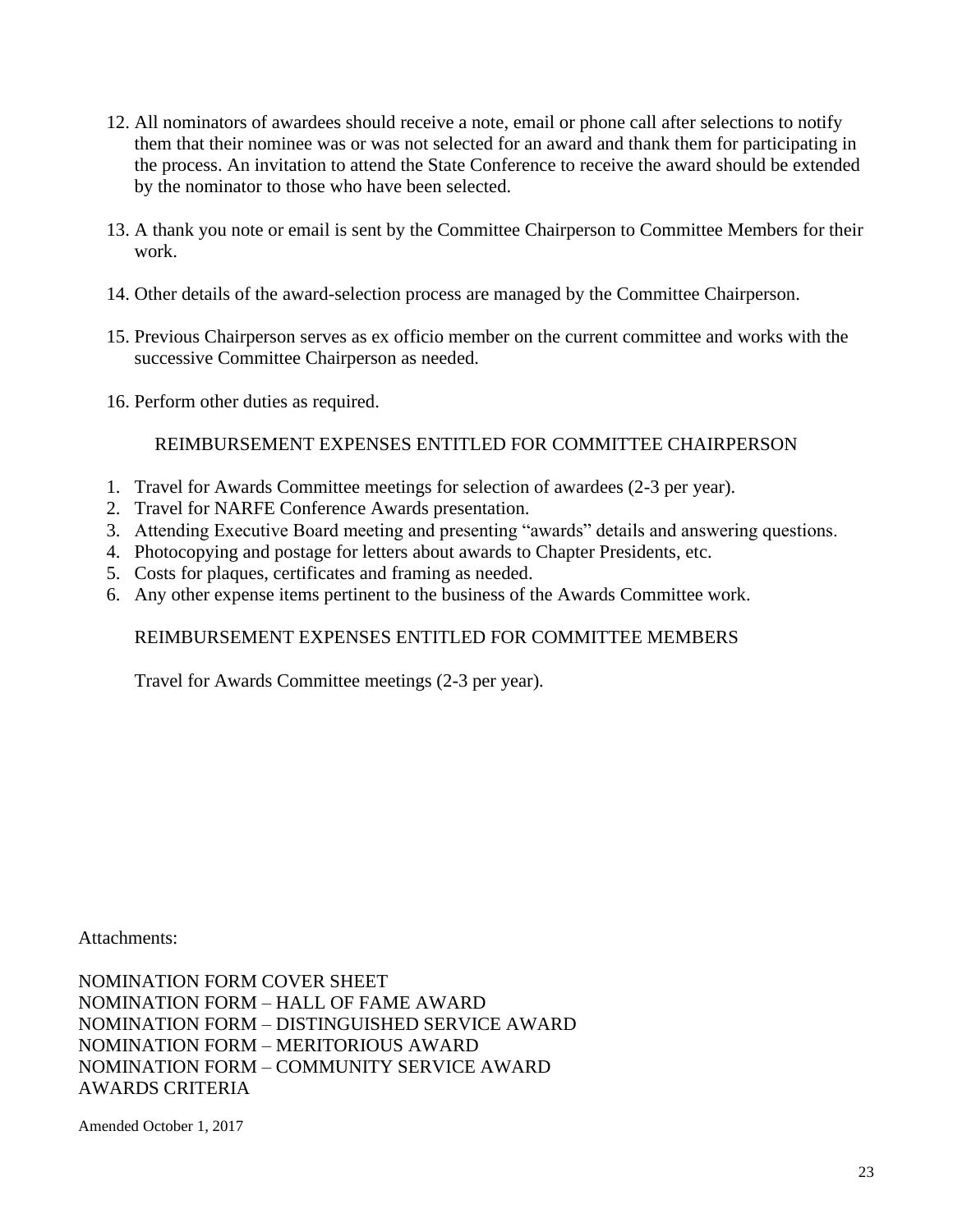12. All nominators of awardees should receive a note, email or phone call after selections to notify them that their nominee was or was not selected for an award and thank them for participating in the process. An invitation to attend the State Conference to receive the award should be extended by the nominator to those who have been selected.

13. A thank you note or email is sent by the Committee Chairperson to Committee Members for their work.

14. Other details of the award-selection process are managed by the Committee Chairperson.

15. Previous Chairperson serves as ex officio member on the current committee and works with the successive Committee Chairperson as needed.

16. Perform other duties as required.

REIMBURSEMENT EXPENSES ENTITLED FOR COMMITTEE CHAIRPERSON

1. Travel for Awards Committee meetings for selection of awardees (2-3 per year).
2. Travel for NARFE Conference Awards presentation.
3. Attending Executive Board meeting and presenting "awards" details and answering questions.
4. Photocopying and postage for letters about awards to Chapter Presidents, etc.
5. Costs for plaques, certificates and framing as needed.
6. Any other expense items pertinent to the business of the Awards Committee work.

REIMBURSEMENT EXPENSES ENTITLED FOR COMMITTEE MEMBERS

Travel for Awards Committee meetings (2-3 per year).

Attachments:

NOMINATION FORM COVER SHEET
NOMINATION FORM – HALL OF FAME AWARD
NOMINATION FORM – DISTINGUISHED SERVICE AWARD
NOMINATION FORM – MERITORIOUS AWARD
NOMINATION FORM – COMMUNITY SERVICE AWARD
AWARDS CRITERIA

Amended October 1, 2017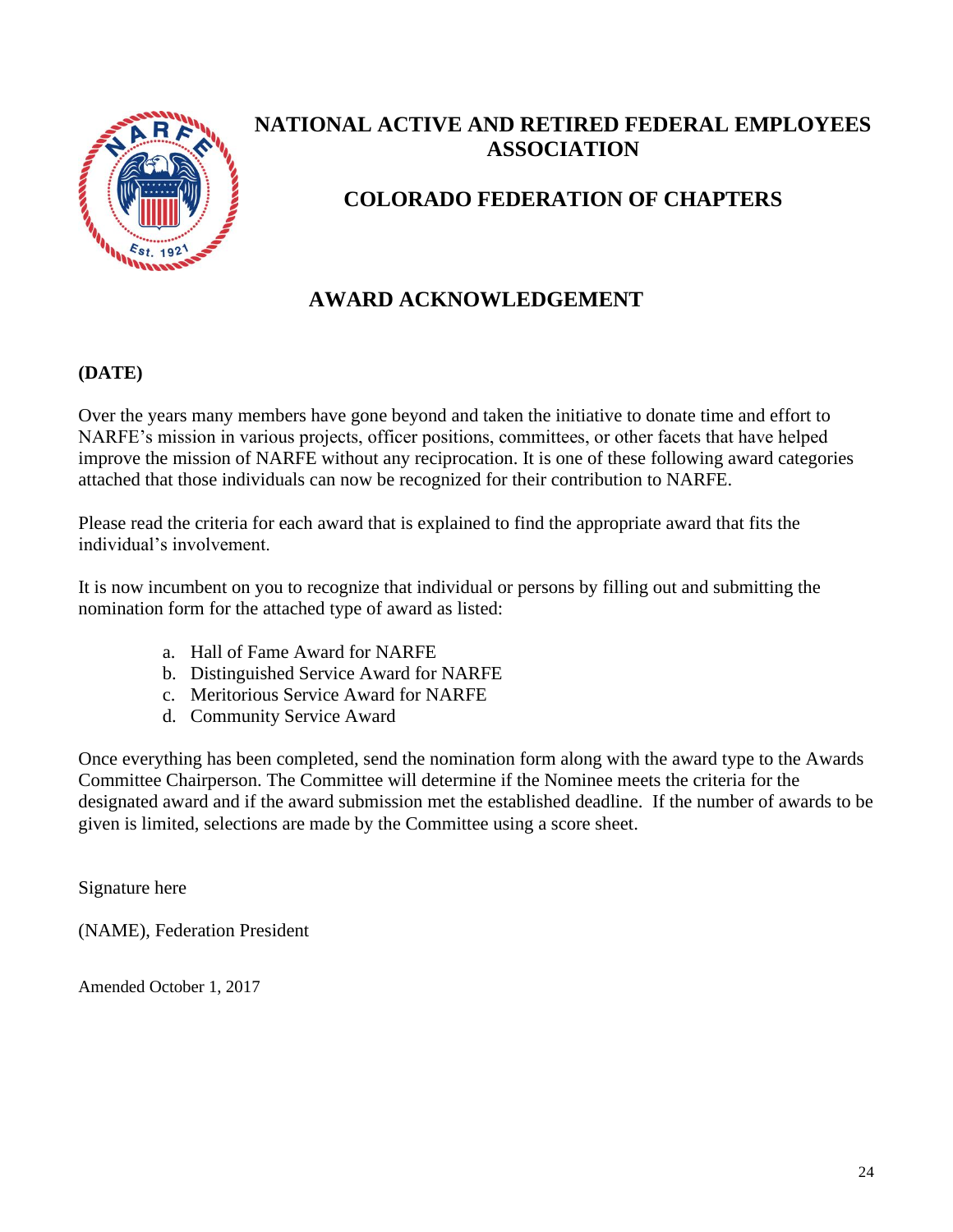# NATIONAL ACTIVE AND RETIRED FEDERAL EMPLOYEES ASSOCIATION

## COLORADO FEDERATION OF CHAPTERS

## AWARD ACKNOWLEDGEMENT

**(DATE)**

Over the years many members have gone beyond and taken the initiative to donate time and effort to NARFE's mission in various projects, officer positions, committees, or other facets that have helped improve the mission of NARFE without any reciprocation. It is one of these following award categories attached that those individuals can now be recognized for their contribution to NARFE.

Please read the criteria for each award that is explained to find the appropriate award that fits the individual's involvement.

It is now incumbent on you to recognize that individual or persons by filling out and submitting the nomination form for the attached type of award as listed:

a. Hall of Fame Award for NARFE
b. Distinguished Service Award for NARFE
c. Meritorious Service Award for NARFE
d. Community Service Award

Once everything has been completed, send the nomination form along with the award type to the Awards Committee Chairperson. The Committee will determine if the Nominee meets the criteria for the designated award and if the award submission met the established deadline. If the number of awards to be given is limited, selections are made by the Committee using a score sheet.

Signature here

(NAME), Federation President

Amended October 1, 2017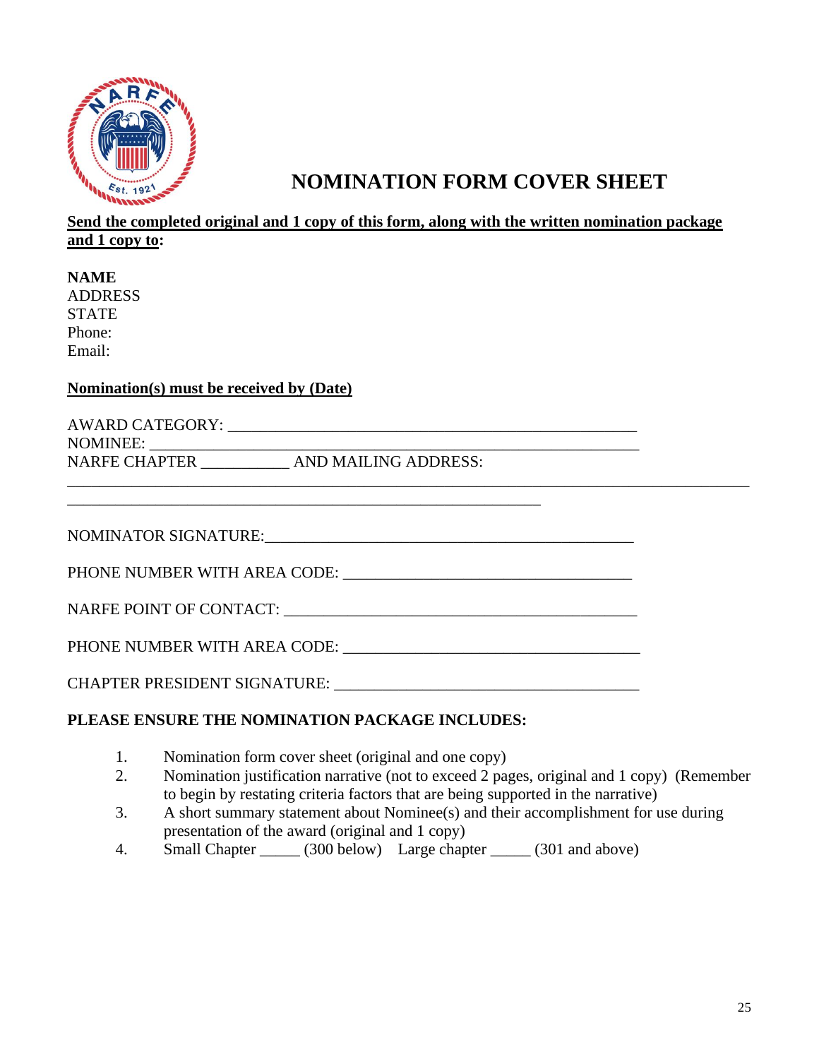# NOMINATION FORM COVER SHEET

**<u>Send the completed original and 1 copy of this form, along with the written nomination package and 1 copy to</u>:**

**NAME**
ADDRESS
STATE
Phone:
Email:

**<u>Nomination(s) must be received by (Date)</u>**

AWARD CATEGORY: ____________________________________________________
NOMINEE: __________________________________________________________
NARFE CHAPTER ___________ AND MAILING ADDRESS:
________________________________________________________________________________________
____________________________________________________________

NOMINATOR SIGNATURE:_____________________________________________

PHONE NUMBER WITH AREA CODE: ____________________________________

NARFE POINT OF CONTACT: _______________________________________________

PHONE NUMBER WITH AREA CODE: ______________________________________

CHAPTER PRESIDENT SIGNATURE: _______________________________________

**PLEASE ENSURE THE NOMINATION PACKAGE INCLUDES:**

1. Nomination form cover sheet (original and one copy)
2. Nomination justification narrative (not to exceed 2 pages, original and 1 copy) (Remember to begin by restating criteria factors that are being supported in the narrative)
3. A short summary statement about Nominee(s) and their accomplishment for use during presentation of the award (original and 1 copy)
4. Small Chapter _____ (300 below) Large chapter _____ (301 and above)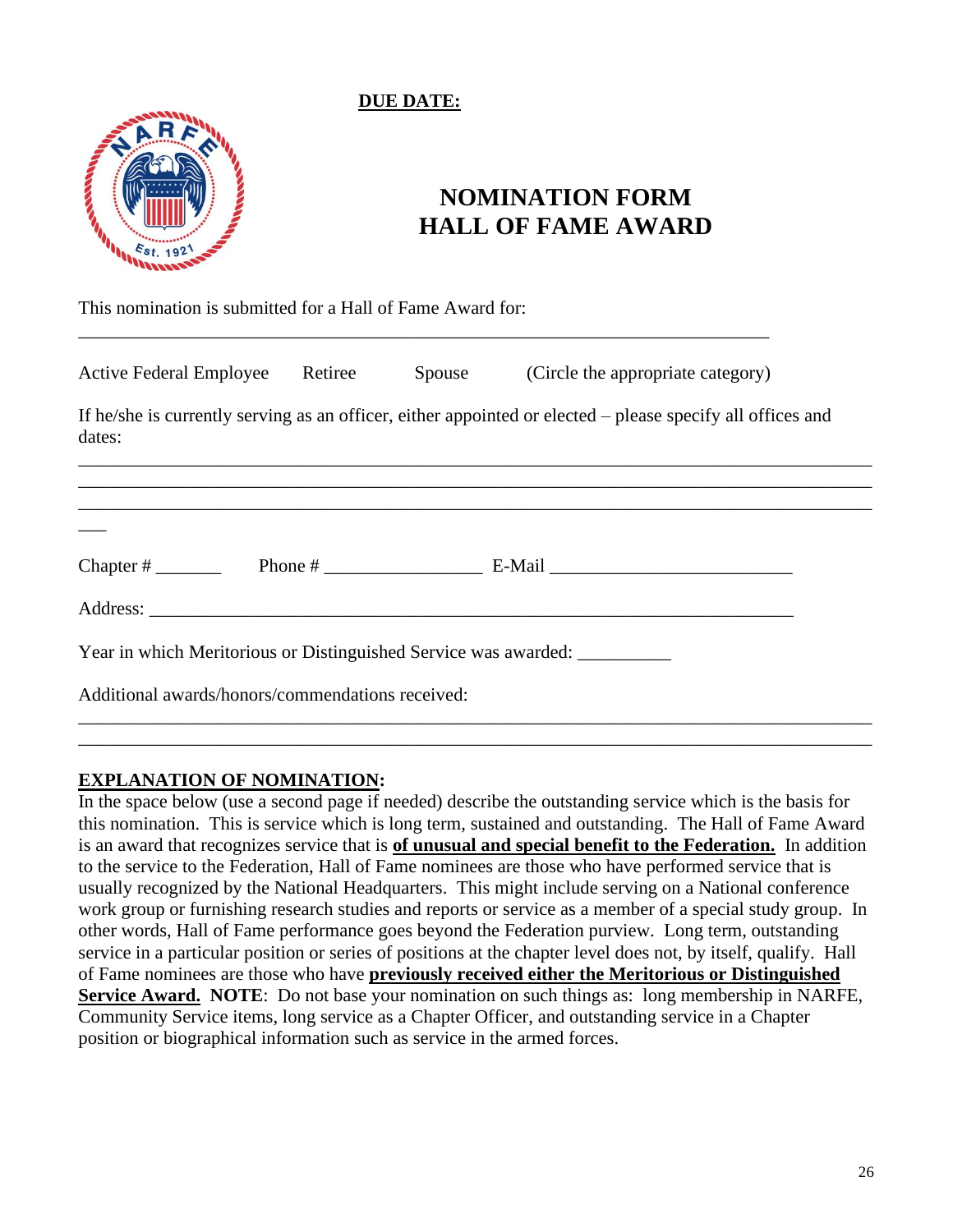**DUE DATE:**

# NOMINATION FORM
# HALL OF FAME AWARD

This nomination is submitted for a Hall of Fame Award for:

_______________________________________________________________________________

Active Federal Employee     Retiree     Spouse     (Circle the appropriate category)

If he/she is currently serving as an officer, either appointed or elected – please specify all offices and dates:

_______________________________________________________________________________
_______________________________________________________________________________
_______________________________________________________________________________
___

Chapter # _______     Phone # ________________ E-Mail ________________________

Address: _______________________________________________________________________

Year in which Meritorious or Distinguished Service was awarded: __________

Additional awards/honors/commendations received:

_______________________________________________________________________________
_______________________________________________________________________________

**EXPLANATION OF NOMINATION:**

In the space below (use a second page if needed) describe the outstanding service which is the basis for this nomination. This is service which is long term, sustained and outstanding. The Hall of Fame Award is an award that recognizes service that is **of unusual and special benefit to the Federation.** In addition to the service to the Federation, Hall of Fame nominees are those who have performed service that is usually recognized by the National Headquarters. This might include serving on a National conference work group or furnishing research studies and reports or service as a member of a special study group. In other words, Hall of Fame performance goes beyond the Federation purview. Long term, outstanding service in a particular position or series of positions at the chapter level does not, by itself, qualify. Hall of Fame nominees are those who have **previously received either the Meritorious or Distinguished Service Award.** **NOTE**: Do not base your nomination on such things as: long membership in NARFE, Community Service items, long service as a Chapter Officer, and outstanding service in a Chapter position or biographical information such as service in the armed forces.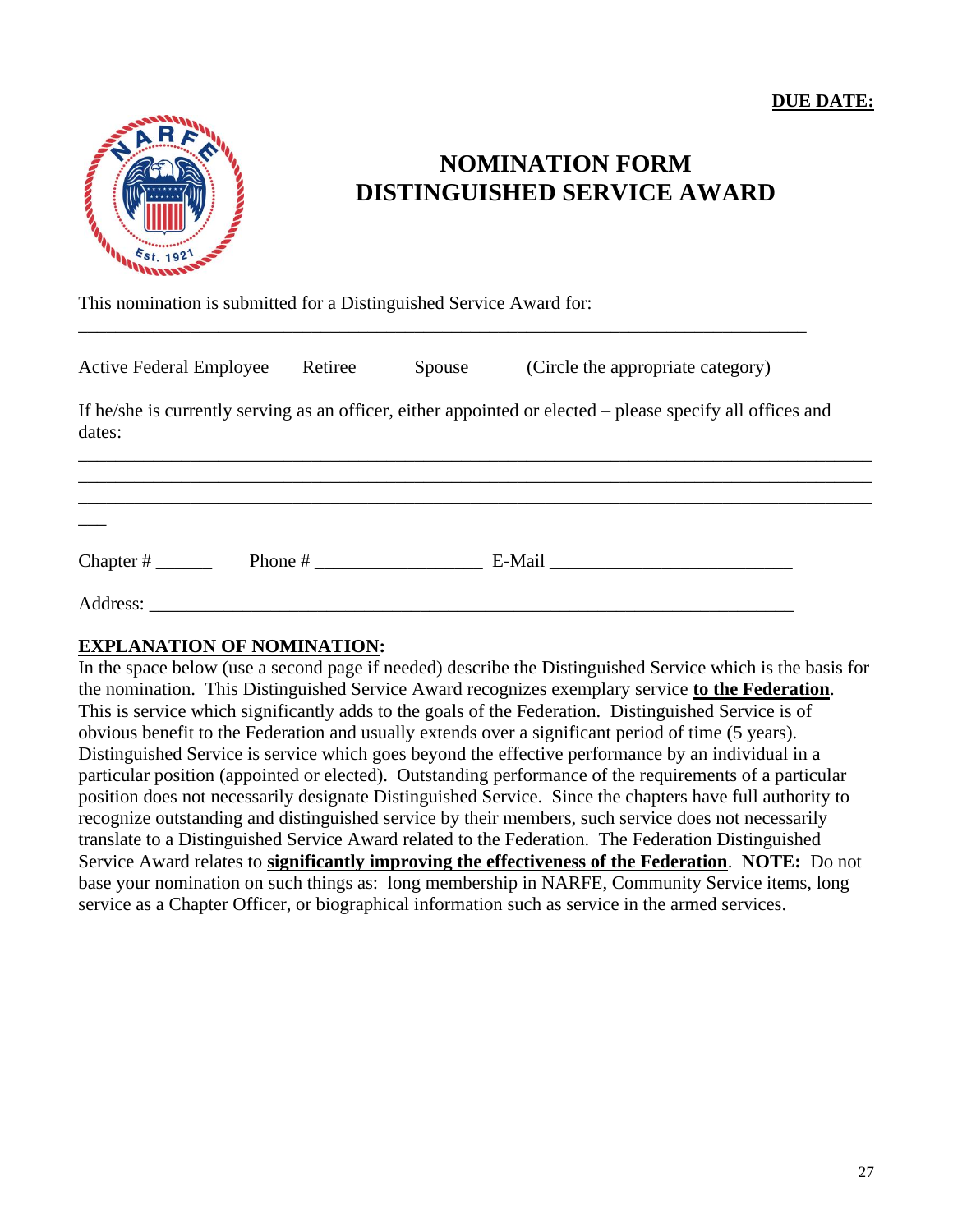**DUE DATE:**

# NOMINATION FORM
# DISTINGUISHED SERVICE AWARD

This nomination is submitted for a Distinguished Service Award for:

______________________________________________________________________________

Active Federal Employee     Retiree     Spouse     (Circle the appropriate category)

If he/she is currently serving as an officer, either appointed or elected – please specify all offices and dates:

______________________________________________________________________________
______________________________________________________________________________
______________________________________________________________________________
___

Chapter # ______     Phone # __________________     E-Mail _________________________

Address: _____________________________________________________________________

**EXPLANATION OF NOMINATION:**

In the space below (use a second page if needed) describe the Distinguished Service which is the basis for the nomination. This Distinguished Service Award recognizes exemplary service **to the Federation**. This is service which significantly adds to the goals of the Federation. Distinguished Service is of obvious benefit to the Federation and usually extends over a significant period of time (5 years). Distinguished Service is service which goes beyond the effective performance by an individual in a particular position (appointed or elected). Outstanding performance of the requirements of a particular position does not necessarily designate Distinguished Service. Since the chapters have full authority to recognize outstanding and distinguished service by their members, such service does not necessarily translate to a Distinguished Service Award related to the Federation. The Federation Distinguished Service Award relates to **significantly improving the effectiveness of the Federation**. **NOTE:** Do not base your nomination on such things as: long membership in NARFE, Community Service items, long service as a Chapter Officer, or biographical information such as service in the armed services.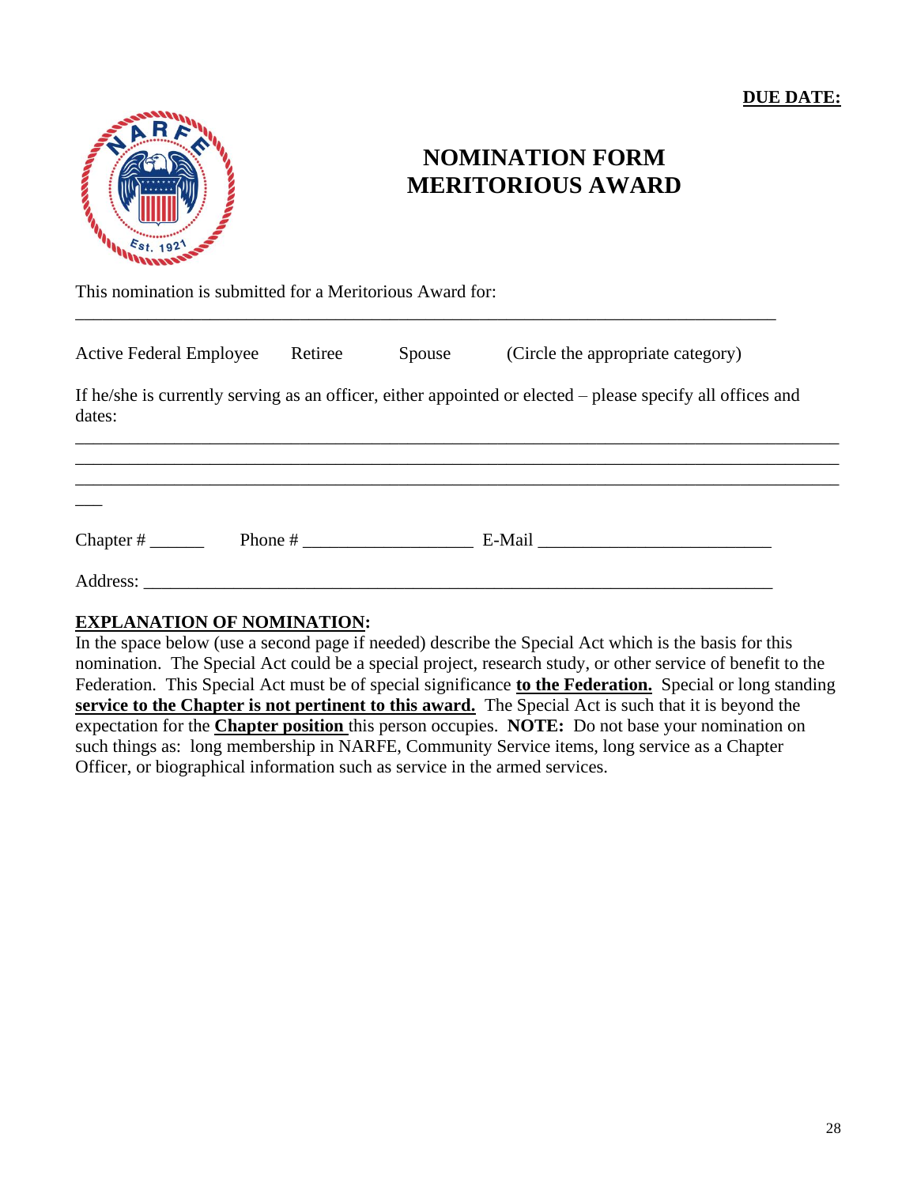**DUE DATE:**

# NOMINATION FORM
# MERITORIOUS AWARD

This nomination is submitted for a Meritorious Award for:

_______________________________________________________________________________

Active Federal Employee    Retiree    Spouse    (Circle the appropriate category)

If he/she is currently serving as an officer, either appointed or elected – please specify all offices and dates:

_______________________________________________________________________________
_______________________________________________________________________________
_______________________________________________________________________________
___

Chapter # ______    Phone # ___________________  E-Mail __________________________

Address: ___________________________________________________________________

**EXPLANATION OF NOMINATION:**

In the space below (use a second page if needed) describe the Special Act which is the basis for this nomination. The Special Act could be a special project, research study, or other service of benefit to the Federation. This Special Act must be of special significance **to the Federation.** Special or long standing **service to the Chapter is not pertinent to this award.** The Special Act is such that it is beyond the expectation for the **Chapter position** this person occupies. **NOTE:** Do not base your nomination on such things as: long membership in NARFE, Community Service items, long service as a Chapter Officer, or biographical information such as service in the armed services.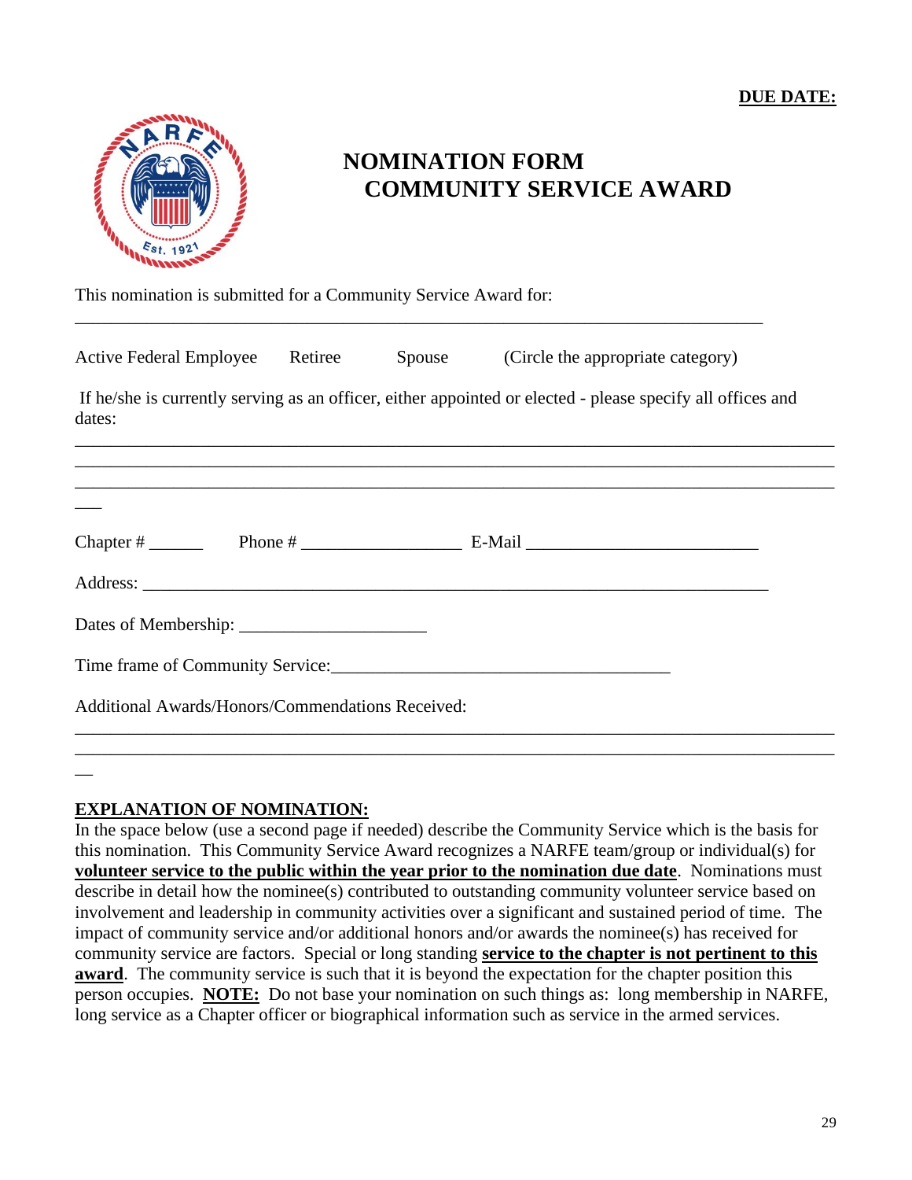**DUE DATE:**

# NOMINATION FORM
## COMMUNITY SERVICE AWARD

This nomination is submitted for a Community Service Award for:

_______________________________________________________________________________

Active Federal Employee      Retiree      Spouse      (Circle the appropriate category)

If he/she is currently serving as an officer, either appointed or elected - please specify all offices and dates:

_______________________________________________________________________________
_______________________________________________________________________________
_______________________________________________________________________________
___

Chapter # ______   Phone # _________________ E-Mail _________________________

Address: ______________________________________________________________________

Dates of Membership: ____________________

Time frame of Community Service:_____________________________________

Additional Awards/Honors/Commendations Received:

_______________________________________________________________________________
_______________________________________________________________________________
__

**EXPLANATION OF NOMINATION:**

In the space below (use a second page if needed) describe the Community Service which is the basis for this nomination. This Community Service Award recognizes a NARFE team/group or individual(s) for **volunteer service to the public within the year prior to the nomination due date**. Nominations must describe in detail how the nominee(s) contributed to outstanding community volunteer service based on involvement and leadership in community activities over a significant and sustained period of time. The impact of community service and/or additional honors and/or awards the nominee(s) has received for community service are factors. Special or long standing **service to the chapter is not pertinent to this award**. The community service is such that it is beyond the expectation for the chapter position this person occupies. **NOTE:** Do not base your nomination on such things as: long membership in NARFE, long service as a Chapter officer or biographical information such as service in the armed services.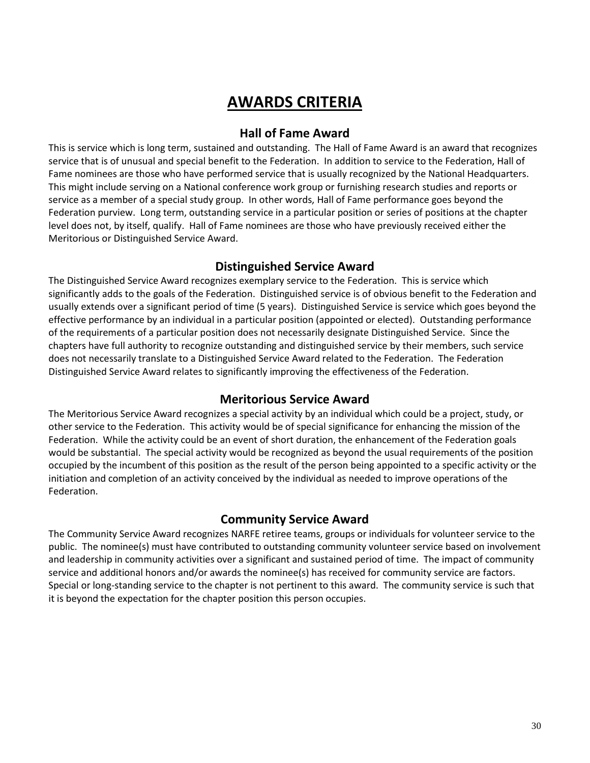# AWARDS CRITERIA

## Hall of Fame Award

This is service which is long term, sustained and outstanding. The Hall of Fame Award is an award that recognizes service that is of unusual and special benefit to the Federation. In addition to service to the Federation, Hall of Fame nominees are those who have performed service that is usually recognized by the National Headquarters. This might include serving on a National conference work group or furnishing research studies and reports or service as a member of a special study group. In other words, Hall of Fame performance goes beyond the Federation purview. Long term, outstanding service in a particular position or series of positions at the chapter level does not, by itself, qualify. Hall of Fame nominees are those who have previously received either the Meritorious or Distinguished Service Award.

## Distinguished Service Award

The Distinguished Service Award recognizes exemplary service to the Federation. This is service which significantly adds to the goals of the Federation. Distinguished service is of obvious benefit to the Federation and usually extends over a significant period of time (5 years). Distinguished Service is service which goes beyond the effective performance by an individual in a particular position (appointed or elected). Outstanding performance of the requirements of a particular position does not necessarily designate Distinguished Service. Since the chapters have full authority to recognize outstanding and distinguished service by their members, such service does not necessarily translate to a Distinguished Service Award related to the Federation. The Federation Distinguished Service Award relates to significantly improving the effectiveness of the Federation.

## Meritorious Service Award

The Meritorious Service Award recognizes a special activity by an individual which could be a project, study, or other service to the Federation. This activity would be of special significance for enhancing the mission of the Federation. While the activity could be an event of short duration, the enhancement of the Federation goals would be substantial. The special activity would be recognized as beyond the usual requirements of the position occupied by the incumbent of this position as the result of the person being appointed to a specific activity or the initiation and completion of an activity conceived by the individual as needed to improve operations of the Federation.

## Community Service Award

The Community Service Award recognizes NARFE retiree teams, groups or individuals for volunteer service to the public. The nominee(s) must have contributed to outstanding community volunteer service based on involvement and leadership in community activities over a significant and sustained period of time. The impact of community service and additional honors and/or awards the nominee(s) has received for community service are factors. Special or long-standing service to the chapter is not pertinent to this award. The community service is such that it is beyond the expectation for the chapter position this person occupies.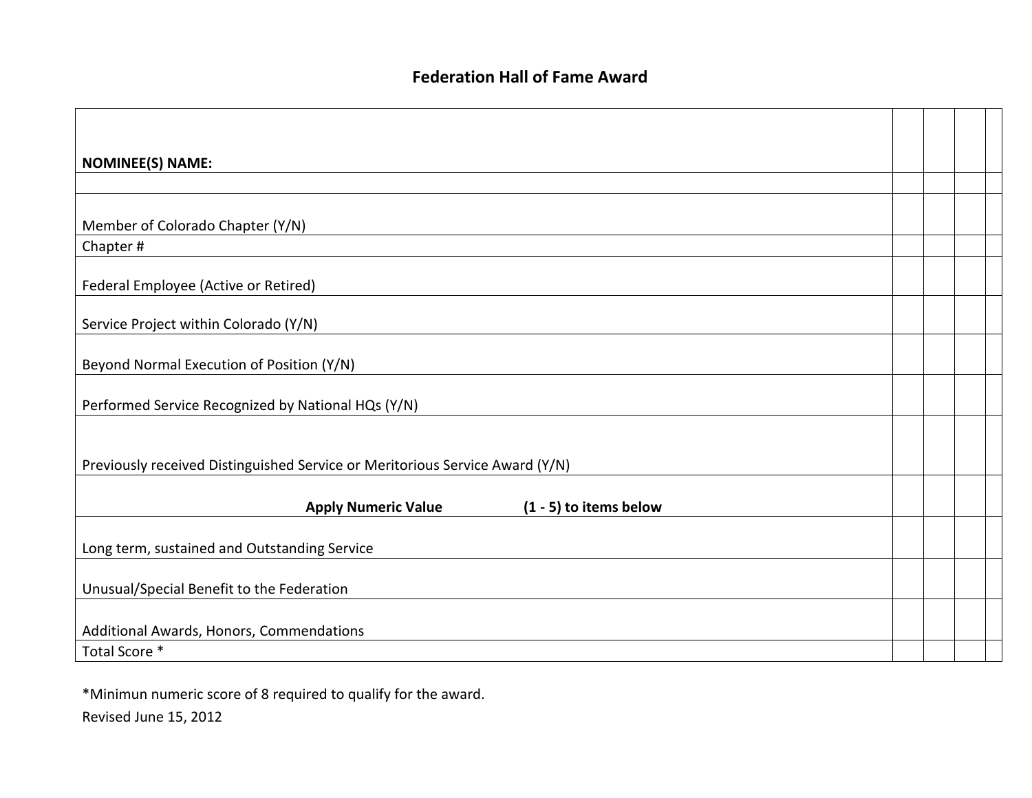## Federation Hall of Fame Award

| NOMINEE(S) NAME: | | | | |
|---|---|---|---|---|
| | | | | |
| Member of Colorado Chapter (Y/N) | | | | |
| Chapter # | | | | |
| Federal Employee (Active or Retired) | | | | |
| Service Project within Colorado (Y/N) | | | | |
| Beyond Normal Execution of Position (Y/N) | | | | |
| Performed Service Recognized by National HQs (Y/N) | | | | |
| Previously received Distinguished Service or Meritorious Service Award (Y/N) | | | | |
| **Apply Numeric Value (1 - 5) to items below** | | | | |
| Long term, sustained and Outstanding Service | | | | |
| Unusual/Special Benefit to the Federation | | | | |
| Additional Awards, Honors, Commendations | | | | |
| Total Score * | | | | |

*Minimun numeric score of 8 required to qualify for the award.

Revised June 15, 2012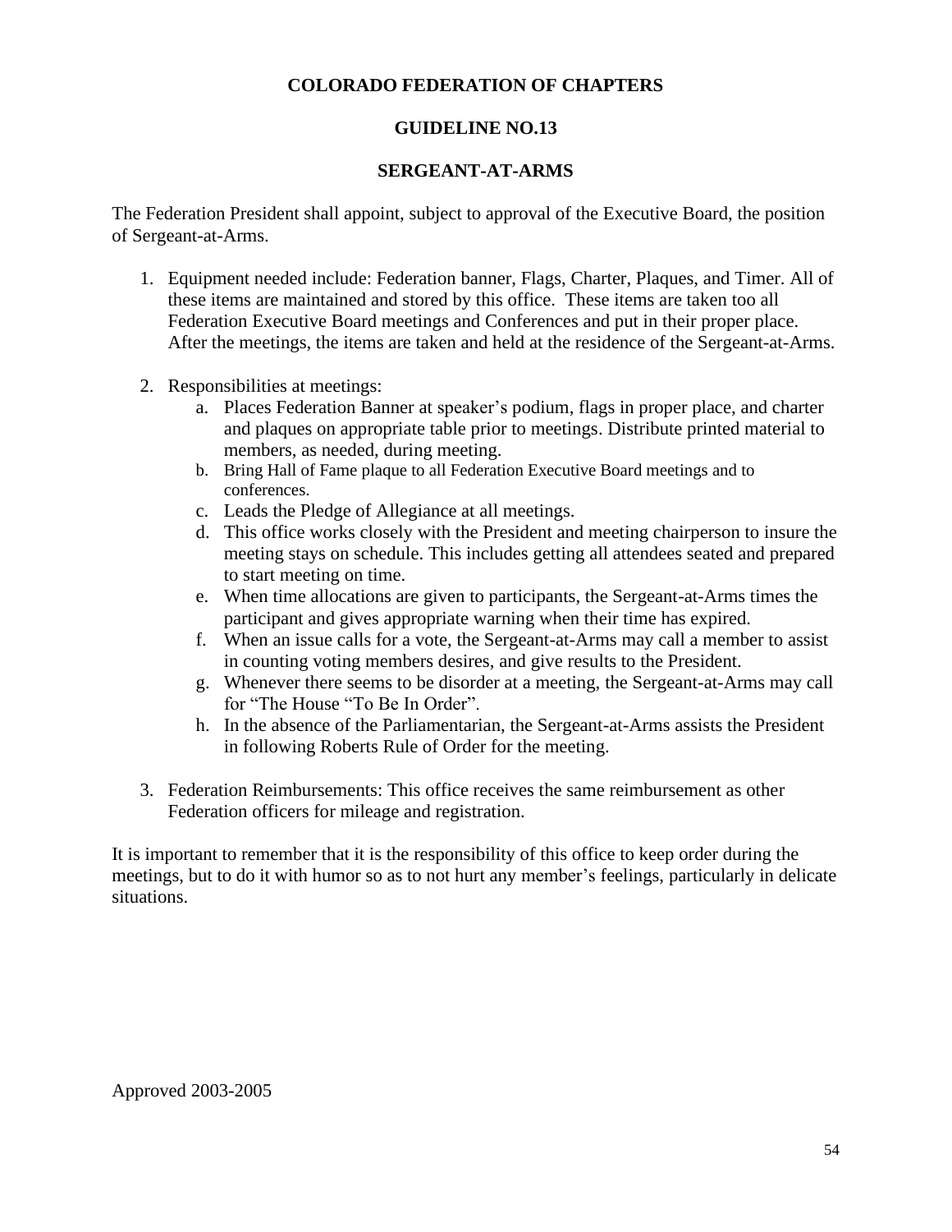**COLORADO FEDERATION OF CHAPTERS**

**GUIDELINE NO.13**

**SERGEANT-AT-ARMS**

The Federation President shall appoint, subject to approval of the Executive Board, the position of Sergeant-at-Arms.

1. Equipment needed include: Federation banner, Flags, Charter, Plaques, and Timer. All of these items are maintained and stored by this office. These items are taken too all Federation Executive Board meetings and Conferences and put in their proper place. After the meetings, the items are taken and held at the residence of the Sergeant-at-Arms.

2. Responsibilities at meetings:
   a. Places Federation Banner at speaker's podium, flags in proper place, and charter and plaques on appropriate table prior to meetings. Distribute printed material to members, as needed, during meeting.
   b. Bring Hall of Fame plaque to all Federation Executive Board meetings and to conferences.
   c. Leads the Pledge of Allegiance at all meetings.
   d. This office works closely with the President and meeting chairperson to insure the meeting stays on schedule. This includes getting all attendees seated and prepared to start meeting on time.
   e. When time allocations are given to participants, the Sergeant-at-Arms times the participant and gives appropriate warning when their time has expired.
   f. When an issue calls for a vote, the Sergeant-at-Arms may call a member to assist in counting voting members desires, and give results to the President.
   g. Whenever there seems to be disorder at a meeting, the Sergeant-at-Arms may call for "The House "To Be In Order".
   h. In the absence of the Parliamentarian, the Sergeant-at-Arms assists the President in following Roberts Rule of Order for the meeting.

3. Federation Reimbursements: This office receives the same reimbursement as other Federation officers for mileage and registration.

It is important to remember that it is the responsibility of this office to keep order during the meetings, but to do it with humor so as to not hurt any member's feelings, particularly in delicate situations.

Approved 2003-2005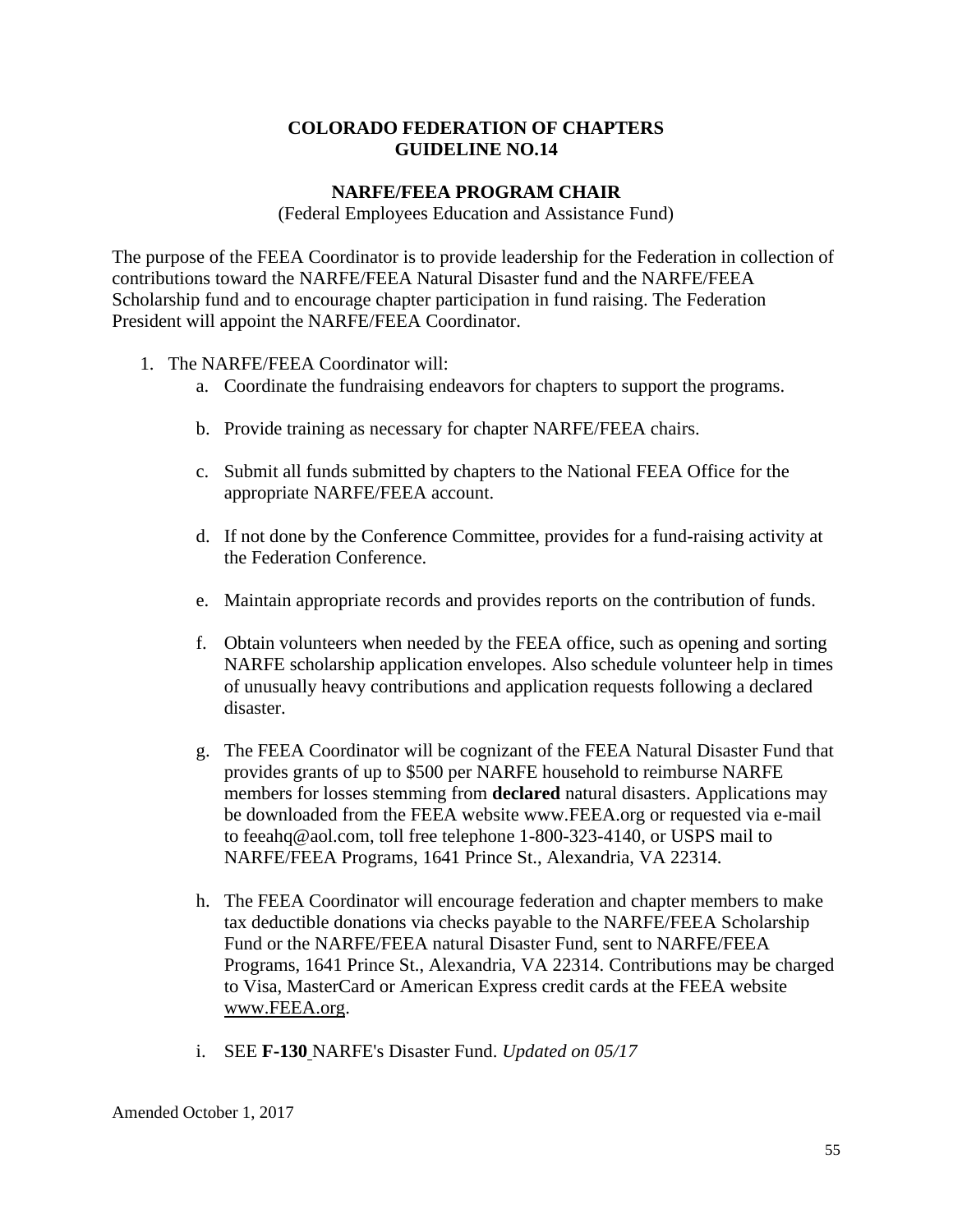## COLORADO FEDERATION OF CHAPTERS
## GUIDELINE NO.14

### NARFE/FEEA PROGRAM CHAIR

(Federal Employees Education and Assistance Fund)

The purpose of the FEEA Coordinator is to provide leadership for the Federation in collection of contributions toward the NARFE/FEEA Natural Disaster fund and the NARFE/FEEA Scholarship fund and to encourage chapter participation in fund raising. The Federation President will appoint the NARFE/FEEA Coordinator.

1. The NARFE/FEEA Coordinator will:
   a. Coordinate the fundraising endeavors for chapters to support the programs.

   b. Provide training as necessary for chapter NARFE/FEEA chairs.

   c. Submit all funds submitted by chapters to the National FEEA Office for the appropriate NARFE/FEEA account.

   d. If not done by the Conference Committee, provides for a fund-raising activity at the Federation Conference.

   e. Maintain appropriate records and provides reports on the contribution of funds.

   f. Obtain volunteers when needed by the FEEA office, such as opening and sorting NARFE scholarship application envelopes. Also schedule volunteer help in times of unusually heavy contributions and application requests following a declared disaster.

   g. The FEEA Coordinator will be cognizant of the FEEA Natural Disaster Fund that provides grants of up to $500 per NARFE household to reimburse NARFE members for losses stemming from **declared** natural disasters. Applications may be downloaded from the FEEA website www.FEEA.org or requested via e-mail to feeahq@aol.com, toll free telephone 1-800-323-4140, or USPS mail to NARFE/FEEA Programs, 1641 Prince St., Alexandria, VA 22314.

   h. The FEEA Coordinator will encourage federation and chapter members to make tax deductible donations via checks payable to the NARFE/FEEA Scholarship Fund or the NARFE/FEEA natural Disaster Fund, sent to NARFE/FEEA Programs, 1641 Prince St., Alexandria, VA 22314. Contributions may be charged to Visa, MasterCard or American Express credit cards at the FEEA website www.FEEA.org.

   i. SEE **F-130** NARFE's Disaster Fund. *Updated on 05/17*

Amended October 1, 2017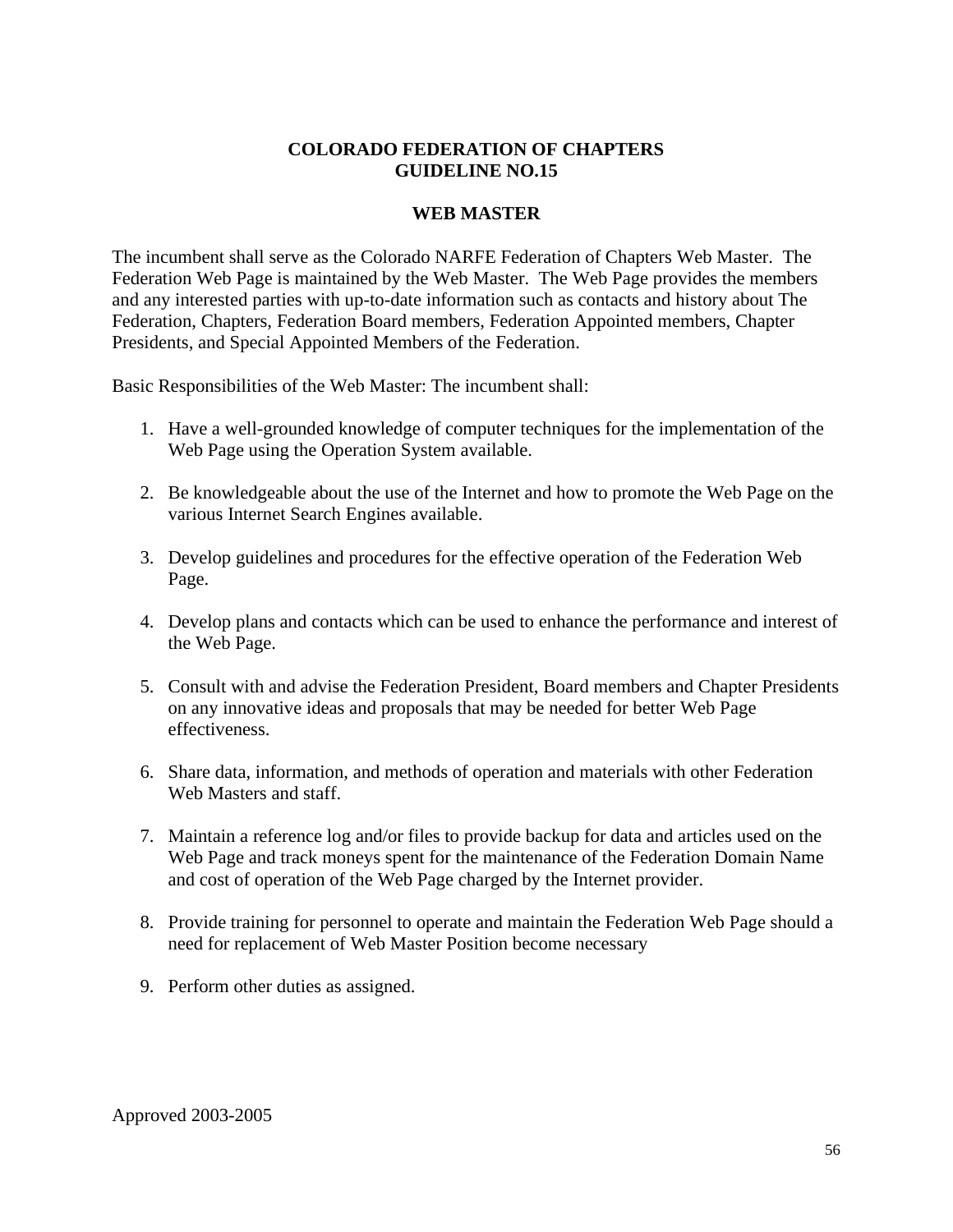# COLORADO FEDERATION OF CHAPTERS
# GUIDELINE NO.15

## WEB MASTER

The incumbent shall serve as the Colorado NARFE Federation of Chapters Web Master. The Federation Web Page is maintained by the Web Master. The Web Page provides the members and any interested parties with up-to-date information such as contacts and history about The Federation, Chapters, Federation Board members, Federation Appointed members, Chapter Presidents, and Special Appointed Members of the Federation.

Basic Responsibilities of the Web Master: The incumbent shall:

1. Have a well-grounded knowledge of computer techniques for the implementation of the Web Page using the Operation System available.

2. Be knowledgeable about the use of the Internet and how to promote the Web Page on the various Internet Search Engines available.

3. Develop guidelines and procedures for the effective operation of the Federation Web Page.

4. Develop plans and contacts which can be used to enhance the performance and interest of the Web Page.

5. Consult with and advise the Federation President, Board members and Chapter Presidents on any innovative ideas and proposals that may be needed for better Web Page effectiveness.

6. Share data, information, and methods of operation and materials with other Federation Web Masters and staff.

7. Maintain a reference log and/or files to provide backup for data and articles used on the Web Page and track moneys spent for the maintenance of the Federation Domain Name and cost of operation of the Web Page charged by the Internet provider.

8. Provide training for personnel to operate and maintain the Federation Web Page should a need for replacement of Web Master Position become necessary

9. Perform other duties as assigned.

Approved 2003-2005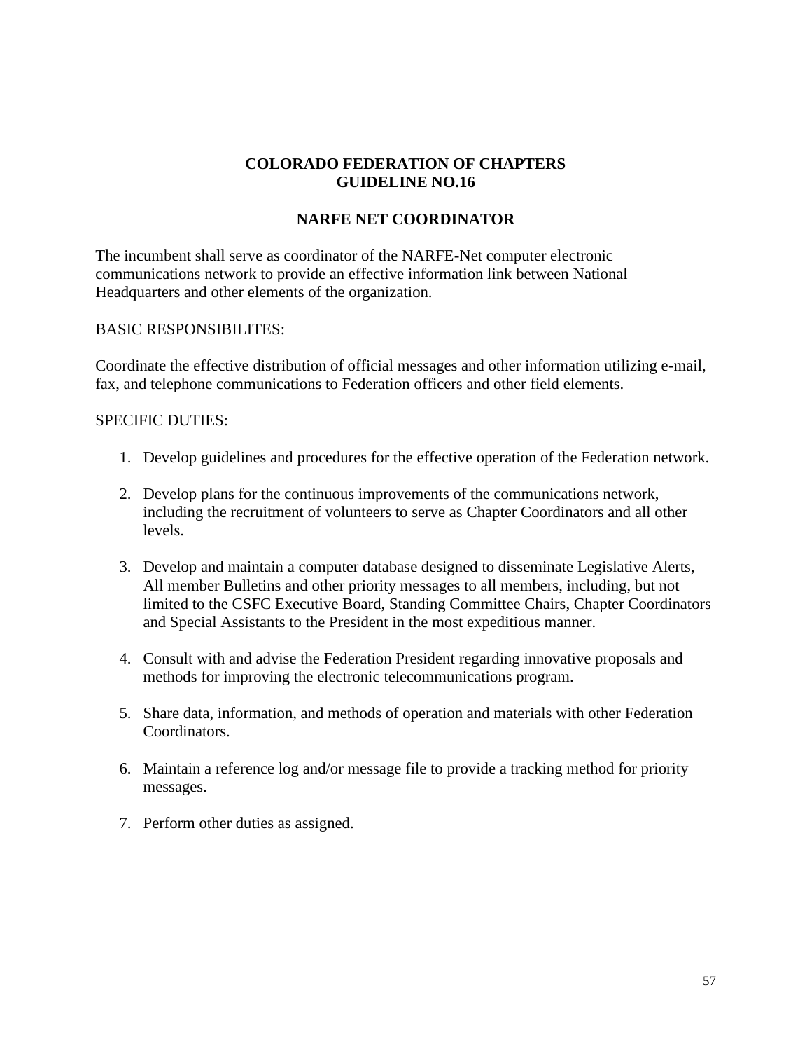# COLORADO FEDERATION OF CHAPTERS
# GUIDELINE NO.16

## NARFE NET COORDINATOR

The incumbent shall serve as coordinator of the NARFE-Net computer electronic communications network to provide an effective information link between National Headquarters and other elements of the organization.

BASIC RESPONSIBILITES:

Coordinate the effective distribution of official messages and other information utilizing e-mail, fax, and telephone communications to Federation officers and other field elements.

SPECIFIC DUTIES:

1. Develop guidelines and procedures for the effective operation of the Federation network.

2. Develop plans for the continuous improvements of the communications network, including the recruitment of volunteers to serve as Chapter Coordinators and all other levels.

3. Develop and maintain a computer database designed to disseminate Legislative Alerts, All member Bulletins and other priority messages to all members, including, but not limited to the CSFC Executive Board, Standing Committee Chairs, Chapter Coordinators and Special Assistants to the President in the most expeditious manner.

4. Consult with and advise the Federation President regarding innovative proposals and methods for improving the electronic telecommunications program.

5. Share data, information, and methods of operation and materials with other Federation Coordinators.

6. Maintain a reference log and/or message file to provide a tracking method for priority messages.

7. Perform other duties as assigned.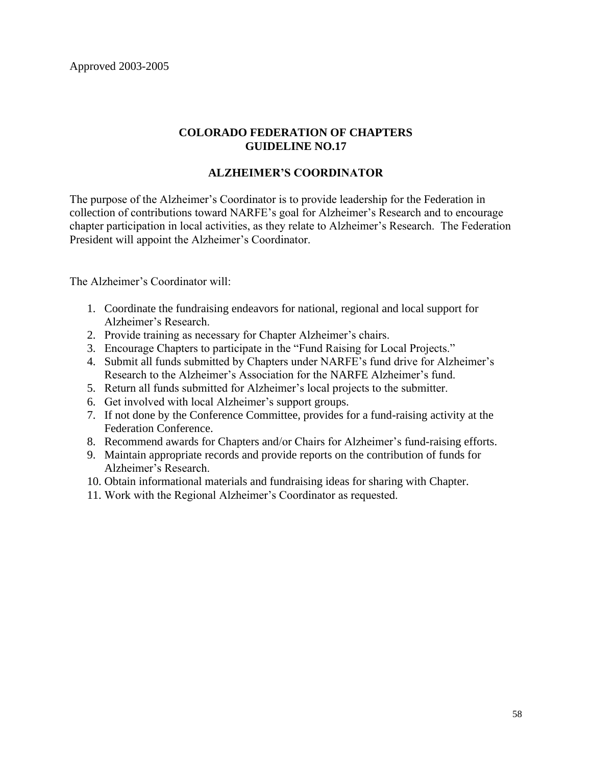Approved 2003-2005

## COLORADO FEDERATION OF CHAPTERS
## GUIDELINE NO.17

### ALZHEIMER'S COORDINATOR

The purpose of the Alzheimer's Coordinator is to provide leadership for the Federation in collection of contributions toward NARFE's goal for Alzheimer's Research and to encourage chapter participation in local activities, as they relate to Alzheimer's Research. The Federation President will appoint the Alzheimer's Coordinator.

The Alzheimer's Coordinator will:

1. Coordinate the fundraising endeavors for national, regional and local support for Alzheimer's Research.
2. Provide training as necessary for Chapter Alzheimer's chairs.
3. Encourage Chapters to participate in the "Fund Raising for Local Projects."
4. Submit all funds submitted by Chapters under NARFE's fund drive for Alzheimer's Research to the Alzheimer's Association for the NARFE Alzheimer's fund.
5. Return all funds submitted for Alzheimer's local projects to the submitter.
6. Get involved with local Alzheimer's support groups.
7. If not done by the Conference Committee, provides for a fund-raising activity at the Federation Conference.
8. Recommend awards for Chapters and/or Chairs for Alzheimer's fund-raising efforts.
9. Maintain appropriate records and provide reports on the contribution of funds for Alzheimer's Research.
10. Obtain informational materials and fundraising ideas for sharing with Chapter.
11. Work with the Regional Alzheimer's Coordinator as requested.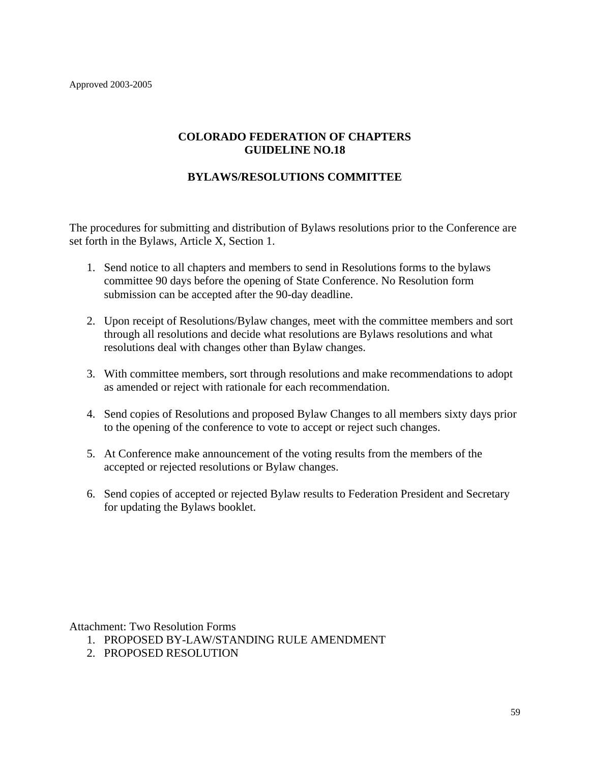Approved 2003-2005

## COLORADO FEDERATION OF CHAPTERS
## GUIDELINE NO.18

### BYLAWS/RESOLUTIONS COMMITTEE

The procedures for submitting and distribution of Bylaws resolutions prior to the Conference are set forth in the Bylaws, Article X, Section 1.

1. Send notice to all chapters and members to send in Resolutions forms to the bylaws committee 90 days before the opening of State Conference. No Resolution form submission can be accepted after the 90-day deadline.

2. Upon receipt of Resolutions/Bylaw changes, meet with the committee members and sort through all resolutions and decide what resolutions are Bylaws resolutions and what resolutions deal with changes other than Bylaw changes.

3. With committee members, sort through resolutions and make recommendations to adopt as amended or reject with rationale for each recommendation.

4. Send copies of Resolutions and proposed Bylaw Changes to all members sixty days prior to the opening of the conference to vote to accept or reject such changes.

5. At Conference make announcement of the voting results from the members of the accepted or rejected resolutions or Bylaw changes.

6. Send copies of accepted or rejected Bylaw results to Federation President and Secretary for updating the Bylaws booklet.

Attachment: Two Resolution Forms

1. PROPOSED BY-LAW/STANDING RULE AMENDMENT
2. PROPOSED RESOLUTION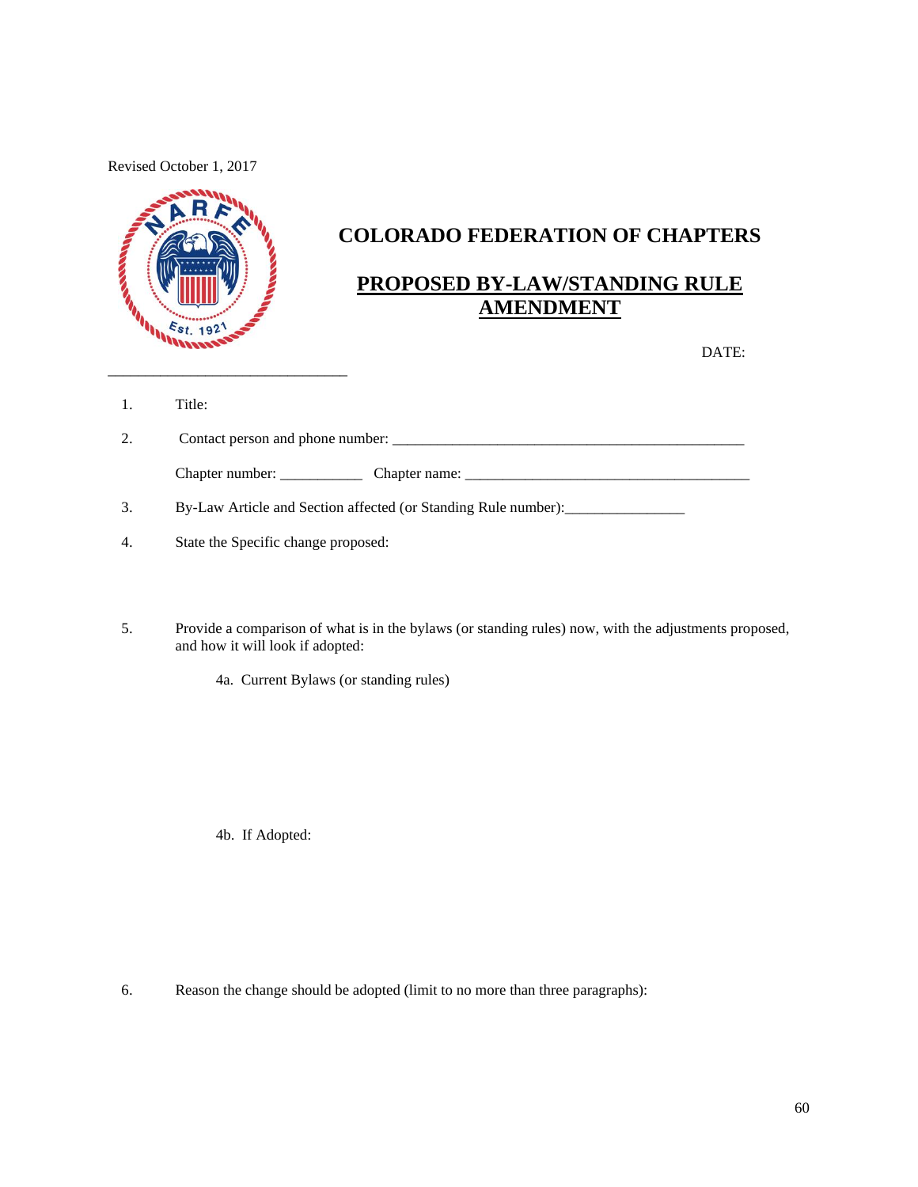Revised October 1, 2017

# COLORADO FEDERATION OF CHAPTERS

## PROPOSED BY-LAW/STANDING RULE AMENDMENT

DATE: ______________________________

1. Title:

2. Contact person and phone number: ________________________________________________

   Chapter number: ___________ Chapter name: ______________________________________

3. By-Law Article and Section affected (or Standing Rule number):________________

4. State the Specific change proposed:

5. Provide a comparison of what is in the bylaws (or standing rules) now, with the adjustments proposed, and how it will look if adopted:

   4a. Current Bylaws (or standing rules)

   4b. If Adopted:

6. Reason the change should be adopted (limit to no more than three paragraphs):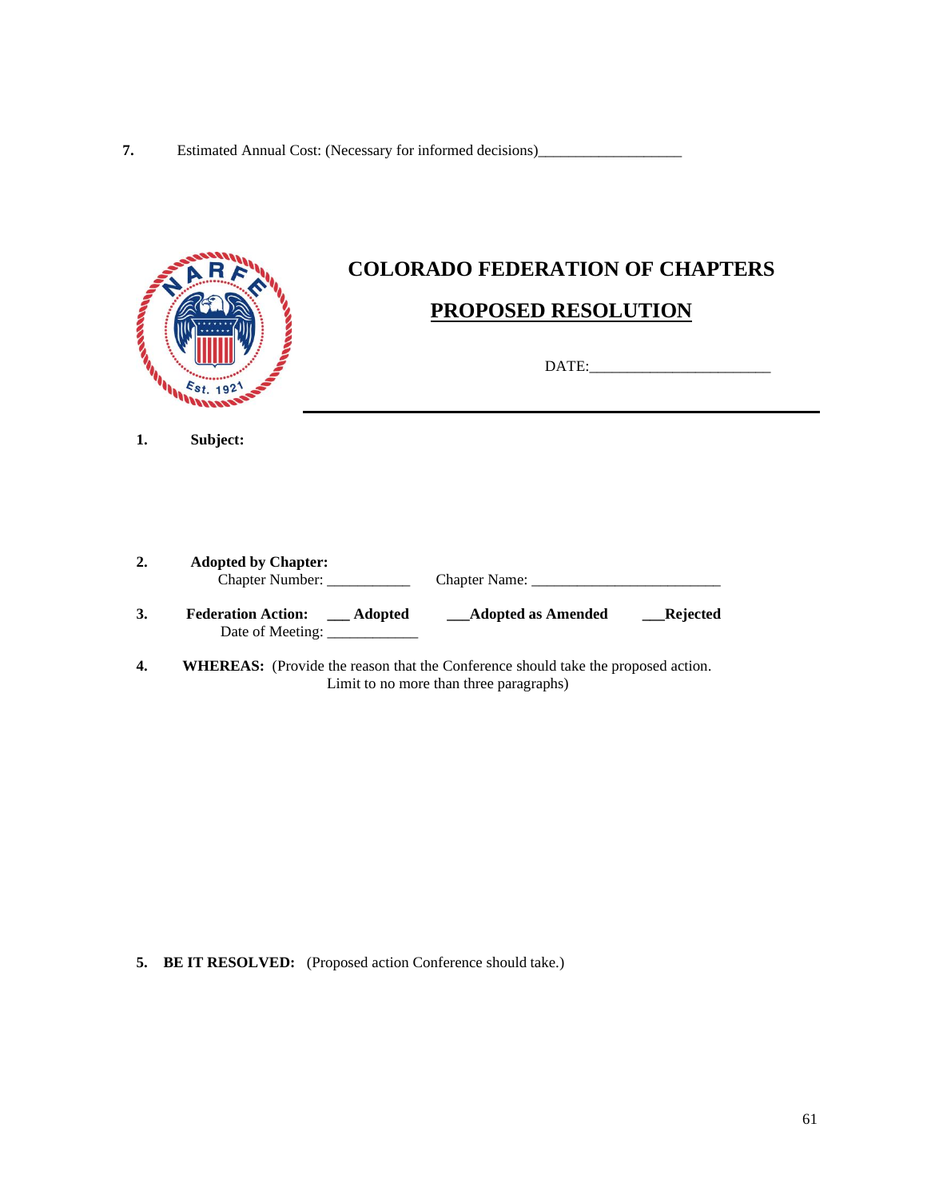7. Estimated Annual Cost: (Necessary for informed decisions)___________________

# COLORADO FEDERATION OF CHAPTERS

## PROPOSED RESOLUTION

DATE:________________________

1. **Subject:**

2. **Adopted by Chapter:**
   Chapter Number: ___________ Chapter Name: _________________________

3. **Federation Action:** ___ **Adopted** ___**Adopted as Amended** ___**Rejected**
   Date of Meeting: ____________

4. **WHEREAS:** (Provide the reason that the Conference should take the proposed action. Limit to no more than three paragraphs)

5. **BE IT RESOLVED:** (Proposed action Conference should take.)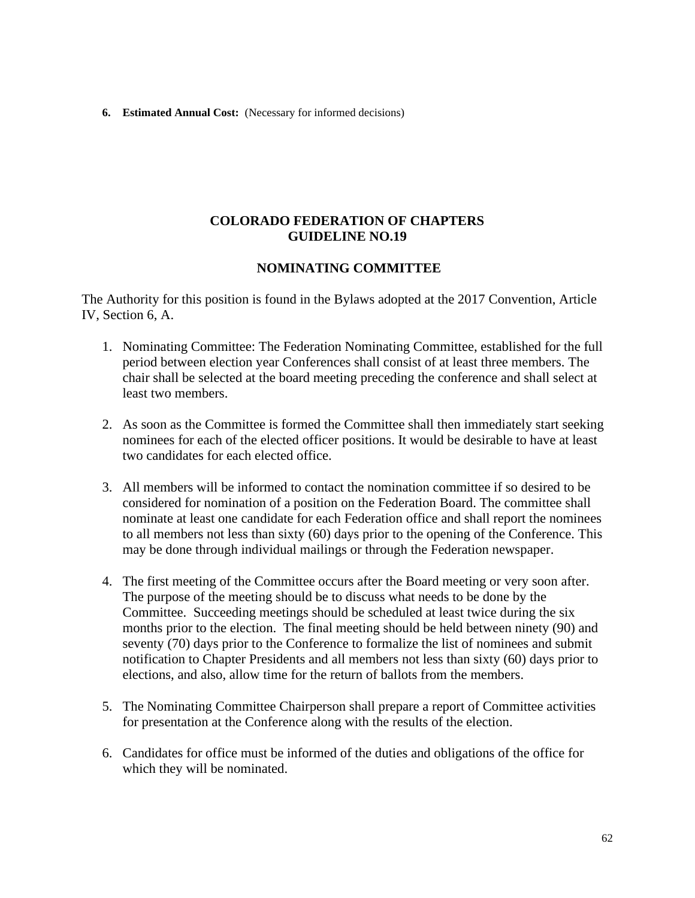**6. Estimated Annual Cost:** (Necessary for informed decisions)

## COLORADO FEDERATION OF CHAPTERS
## GUIDELINE NO.19

### NOMINATING COMMITTEE

The Authority for this position is found in the Bylaws adopted at the 2017 Convention, Article IV, Section 6, A.

1. Nominating Committee: The Federation Nominating Committee, established for the full period between election year Conferences shall consist of at least three members. The chair shall be selected at the board meeting preceding the conference and shall select at least two members.

2. As soon as the Committee is formed the Committee shall then immediately start seeking nominees for each of the elected officer positions. It would be desirable to have at least two candidates for each elected office.

3. All members will be informed to contact the nomination committee if so desired to be considered for nomination of a position on the Federation Board. The committee shall nominate at least one candidate for each Federation office and shall report the nominees to all members not less than sixty (60) days prior to the opening of the Conference. This may be done through individual mailings or through the Federation newspaper.

4. The first meeting of the Committee occurs after the Board meeting or very soon after. The purpose of the meeting should be to discuss what needs to be done by the Committee. Succeeding meetings should be scheduled at least twice during the six months prior to the election. The final meeting should be held between ninety (90) and seventy (70) days prior to the Conference to formalize the list of nominees and submit notification to Chapter Presidents and all members not less than sixty (60) days prior to elections, and also, allow time for the return of ballots from the members.

5. The Nominating Committee Chairperson shall prepare a report of Committee activities for presentation at the Conference along with the results of the election.

6. Candidates for office must be informed of the duties and obligations of the office for which they will be nominated.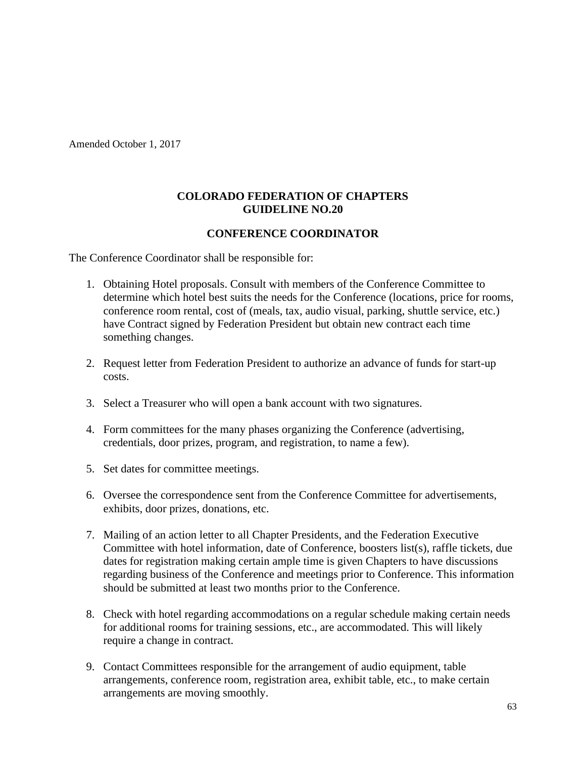Amended October 1, 2017

**COLORADO FEDERATION OF CHAPTERS**
**GUIDELINE NO.20**

**CONFERENCE COORDINATOR**

The Conference Coordinator shall be responsible for:

1. Obtaining Hotel proposals. Consult with members of the Conference Committee to determine which hotel best suits the needs for the Conference (locations, price for rooms, conference room rental, cost of (meals, tax, audio visual, parking, shuttle service, etc.) have Contract signed by Federation President but obtain new contract each time something changes.

2. Request letter from Federation President to authorize an advance of funds for start-up costs.

3. Select a Treasurer who will open a bank account with two signatures.

4. Form committees for the many phases organizing the Conference (advertising, credentials, door prizes, program, and registration, to name a few).

5. Set dates for committee meetings.

6. Oversee the correspondence sent from the Conference Committee for advertisements, exhibits, door prizes, donations, etc.

7. Mailing of an action letter to all Chapter Presidents, and the Federation Executive Committee with hotel information, date of Conference, boosters list(s), raffle tickets, due dates for registration making certain ample time is given Chapters to have discussions regarding business of the Conference and meetings prior to Conference. This information should be submitted at least two months prior to the Conference.

8. Check with hotel regarding accommodations on a regular schedule making certain needs for additional rooms for training sessions, etc., are accommodated. This will likely require a change in contract.

9. Contact Committees responsible for the arrangement of audio equipment, table arrangements, conference room, registration area, exhibit table, etc., to make certain arrangements are moving smoothly.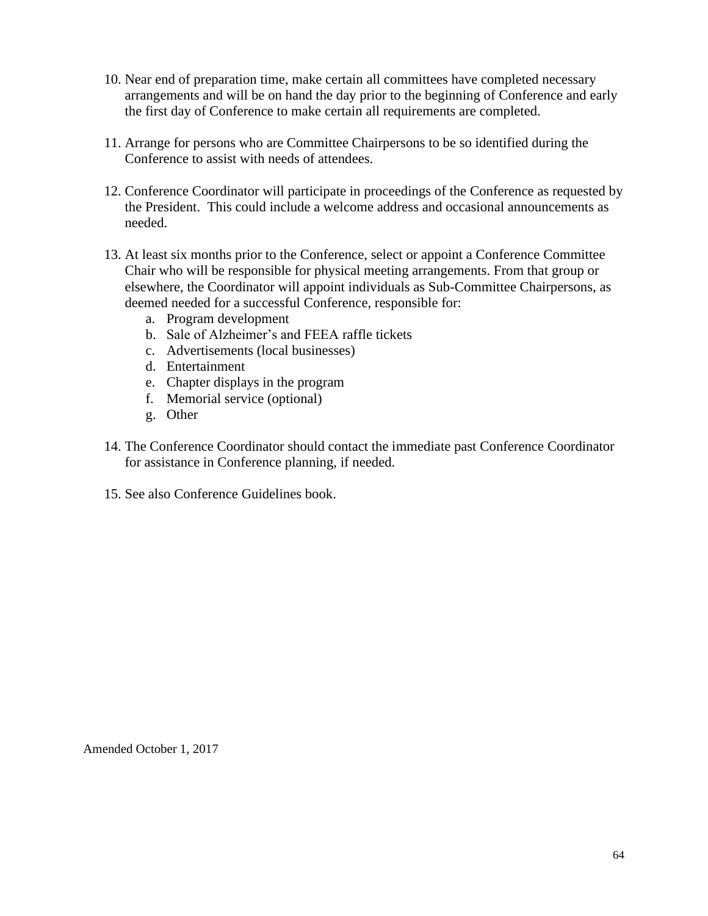10. Near end of preparation time, make certain all committees have completed necessary arrangements and will be on hand the day prior to the beginning of Conference and early the first day of Conference to make certain all requirements are completed.

11. Arrange for persons who are Committee Chairpersons to be so identified during the Conference to assist with needs of attendees.

12. Conference Coordinator will participate in proceedings of the Conference as requested by the President. This could include a welcome address and occasional announcements as needed.

13. At least six months prior to the Conference, select or appoint a Conference Committee Chair who will be responsible for physical meeting arrangements. From that group or elsewhere, the Coordinator will appoint individuals as Sub-Committee Chairpersons, as deemed needed for a successful Conference, responsible for:
    a. Program development
    b. Sale of Alzheimer's and FEEA raffle tickets
    c. Advertisements (local businesses)
    d. Entertainment
    e. Chapter displays in the program
    f. Memorial service (optional)
    g. Other

14. The Conference Coordinator should contact the immediate past Conference Coordinator for assistance in Conference planning, if needed.

15. See also Conference Guidelines book.

Amended October 1, 2017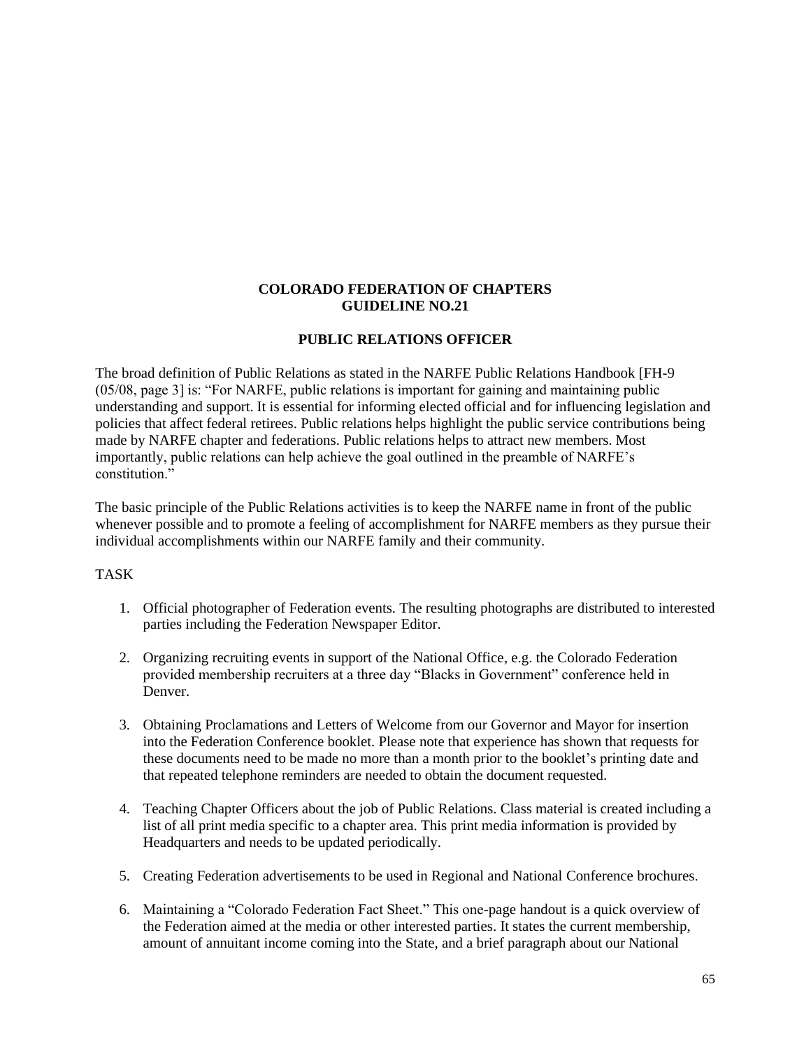**COLORADO FEDERATION OF CHAPTERS**
**GUIDELINE NO.21**

## PUBLIC RELATIONS OFFICER

The broad definition of Public Relations as stated in the NARFE Public Relations Handbook [FH-9 (05/08, page 3] is: "For NARFE, public relations is important for gaining and maintaining public understanding and support. It is essential for informing elected official and for influencing legislation and policies that affect federal retirees. Public relations helps highlight the public service contributions being made by NARFE chapter and federations. Public relations helps to attract new members. Most importantly, public relations can help achieve the goal outlined in the preamble of NARFE's constitution."

The basic principle of the Public Relations activities is to keep the NARFE name in front of the public whenever possible and to promote a feeling of accomplishment for NARFE members as they pursue their individual accomplishments within our NARFE family and their community.

TASK

1. Official photographer of Federation events. The resulting photographs are distributed to interested parties including the Federation Newspaper Editor.

2. Organizing recruiting events in support of the National Office, e.g. the Colorado Federation provided membership recruiters at a three day "Blacks in Government" conference held in Denver.

3. Obtaining Proclamations and Letters of Welcome from our Governor and Mayor for insertion into the Federation Conference booklet. Please note that experience has shown that requests for these documents need to be made no more than a month prior to the booklet's printing date and that repeated telephone reminders are needed to obtain the document requested.

4. Teaching Chapter Officers about the job of Public Relations. Class material is created including a list of all print media specific to a chapter area. This print media information is provided by Headquarters and needs to be updated periodically.

5. Creating Federation advertisements to be used in Regional and National Conference brochures.

6. Maintaining a "Colorado Federation Fact Sheet." This one-page handout is a quick overview of the Federation aimed at the media or other interested parties. It states the current membership, amount of annuitant income coming into the State, and a brief paragraph about our National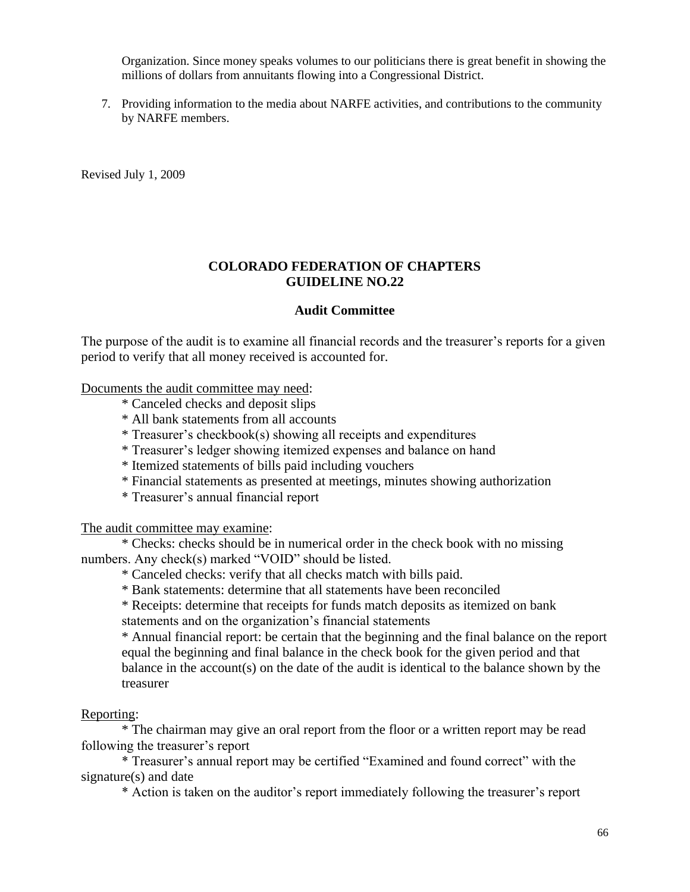Organization. Since money speaks volumes to our politicians there is great benefit in showing the millions of dollars from annuitants flowing into a Congressional District.

7. Providing information to the media about NARFE activities, and contributions to the community by NARFE members.

Revised July 1, 2009

## COLORADO FEDERATION OF CHAPTERS
## GUIDELINE NO.22

### Audit Committee

The purpose of the audit is to examine all financial records and the treasurer's reports for a given period to verify that all money received is accounted for.

Documents the audit committee may need:

* Canceled checks and deposit slips
* All bank statements from all accounts
* Treasurer's checkbook(s) showing all receipts and expenditures
* Treasurer's ledger showing itemized expenses and balance on hand
* Itemized statements of bills paid including vouchers
* Financial statements as presented at meetings, minutes showing authorization
* Treasurer's annual financial report

The audit committee may examine:

* Checks: checks should be in numerical order in the check book with no missing numbers. Any check(s) marked "VOID" should be listed.
* Canceled checks: verify that all checks match with bills paid.
* Bank statements: determine that all statements have been reconciled
* Receipts: determine that receipts for funds match deposits as itemized on bank statements and on the organization's financial statements
* Annual financial report: be certain that the beginning and the final balance on the report equal the beginning and final balance in the check book for the given period and that balance in the account(s) on the date of the audit is identical to the balance shown by the treasurer

Reporting:

* The chairman may give an oral report from the floor or a written report may be read following the treasurer's report
* Treasurer's annual report may be certified "Examined and found correct" with the signature(s) and date
* Action is taken on the auditor's report immediately following the treasurer's report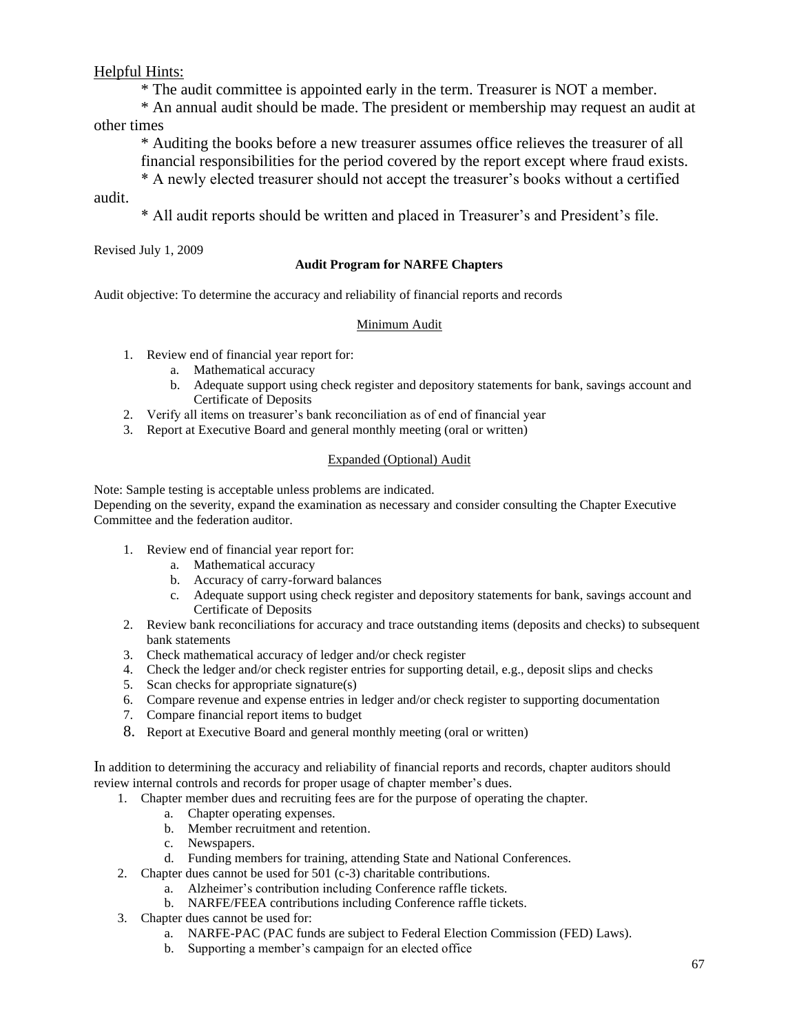Helpful Hints:

* The audit committee is appointed early in the term. Treasurer is NOT a member.
* An annual audit should be made. The president or membership may request an audit at other times
* Auditing the books before a new treasurer assumes office relieves the treasurer of all financial responsibilities for the period covered by the report except where fraud exists.
* A newly elected treasurer should not accept the treasurer's books without a certified audit.
* All audit reports should be written and placed in Treasurer's and President's file.

Revised July 1, 2009

**Audit Program for NARFE Chapters**

Audit objective: To determine the accuracy and reliability of financial reports and records

Minimum Audit

1. Review end of financial year report for:
   a. Mathematical accuracy
   b. Adequate support using check register and depository statements for bank, savings account and Certificate of Deposits
2. Verify all items on treasurer's bank reconciliation as of end of financial year
3. Report at Executive Board and general monthly meeting (oral or written)

Expanded (Optional) Audit

Note: Sample testing is acceptable unless problems are indicated.
Depending on the severity, expand the examination as necessary and consider consulting the Chapter Executive Committee and the federation auditor.

1. Review end of financial year report for:
   a. Mathematical accuracy
   b. Accuracy of carry-forward balances
   c. Adequate support using check register and depository statements for bank, savings account and Certificate of Deposits
2. Review bank reconciliations for accuracy and trace outstanding items (deposits and checks) to subsequent bank statements
3. Check mathematical accuracy of ledger and/or check register
4. Check the ledger and/or check register entries for supporting detail, e.g., deposit slips and checks
5. Scan checks for appropriate signature(s)
6. Compare revenue and expense entries in ledger and/or check register to supporting documentation
7. Compare financial report items to budget
8. Report at Executive Board and general monthly meeting (oral or written)

In addition to determining the accuracy and reliability of financial reports and records, chapter auditors should review internal controls and records for proper usage of chapter member's dues.

1. Chapter member dues and recruiting fees are for the purpose of operating the chapter.
   a. Chapter operating expenses.
   b. Member recruitment and retention.
   c. Newspapers.
   d. Funding members for training, attending State and National Conferences.
2. Chapter dues cannot be used for 501 (c-3) charitable contributions.
   a. Alzheimer's contribution including Conference raffle tickets.
   b. NARFE/FEEA contributions including Conference raffle tickets.
3. Chapter dues cannot be used for:
   a. NARFE-PAC (PAC funds are subject to Federal Election Commission (FED) Laws).
   b. Supporting a member's campaign for an elected office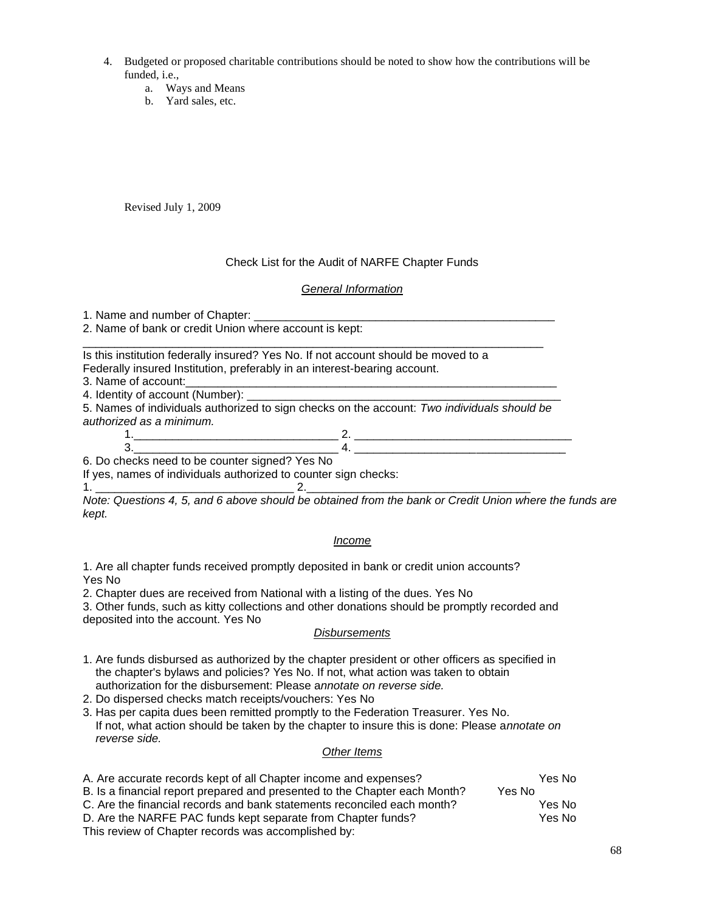4. Budgeted or proposed charitable contributions should be noted to show how the contributions will be funded, i.e.,
    a. Ways and Means
    b. Yard sales, etc.

Revised July 1, 2009

## Check List for the Audit of NARFE Chapter Funds

### *General Information*

1. Name and number of Chapter: _______________________________________________
2. Name of bank or credit Union where account is kept:
_________________________________________________________________________
Is this institution federally insured? Yes No. If not account should be moved to a Federally insured Institution, preferably in an interest-bearing account.
3. Name of account:___________________________________________________________
4. Identity of account (Number): ________________________________________________
5. Names of individuals authorized to sign checks on the account: *Two individuals should be authorized as a minimum.*
    1.________________________________ 2. __________________________________
    3.________________________________ 4. _________________________________
6. Do checks need to be counter signed? Yes No
If yes, names of individuals authorized to counter sign checks:
1. ______________________________ 2.__________________________________

*Note: Questions 4, 5, and 6 above should be obtained from the bank or Credit Union where the funds are kept.*

### *Income*

1. Are all chapter funds received promptly deposited in bank or credit union accounts? Yes No
2. Chapter dues are received from National with a listing of the dues. Yes No
3. Other funds, such as kitty collections and other donations should be promptly recorded and deposited into the account. Yes No

### *Disbursements*

1. Are funds disbursed as authorized by the chapter president or other officers as specified in the chapter's bylaws and policies? Yes No. If not, what action was taken to obtain authorization for the disbursement: Please a*nnotate on reverse side.*
2. Do dispersed checks match receipts/vouchers: Yes No
3. Has per capita dues been remitted promptly to the Federation Treasurer. Yes No. If not, what action should be taken by the chapter to insure this is done: Please a*nnotate on reverse side.*

### *Other Items*

A. Are accurate records kept of all Chapter income and expenses? Yes No
B. Is a financial report prepared and presented to the Chapter each Month? Yes No
C. Are the financial records and bank statements reconciled each month? Yes No
D. Are the NARFE PAC funds kept separate from Chapter funds? Yes No
This review of Chapter records was accomplished by: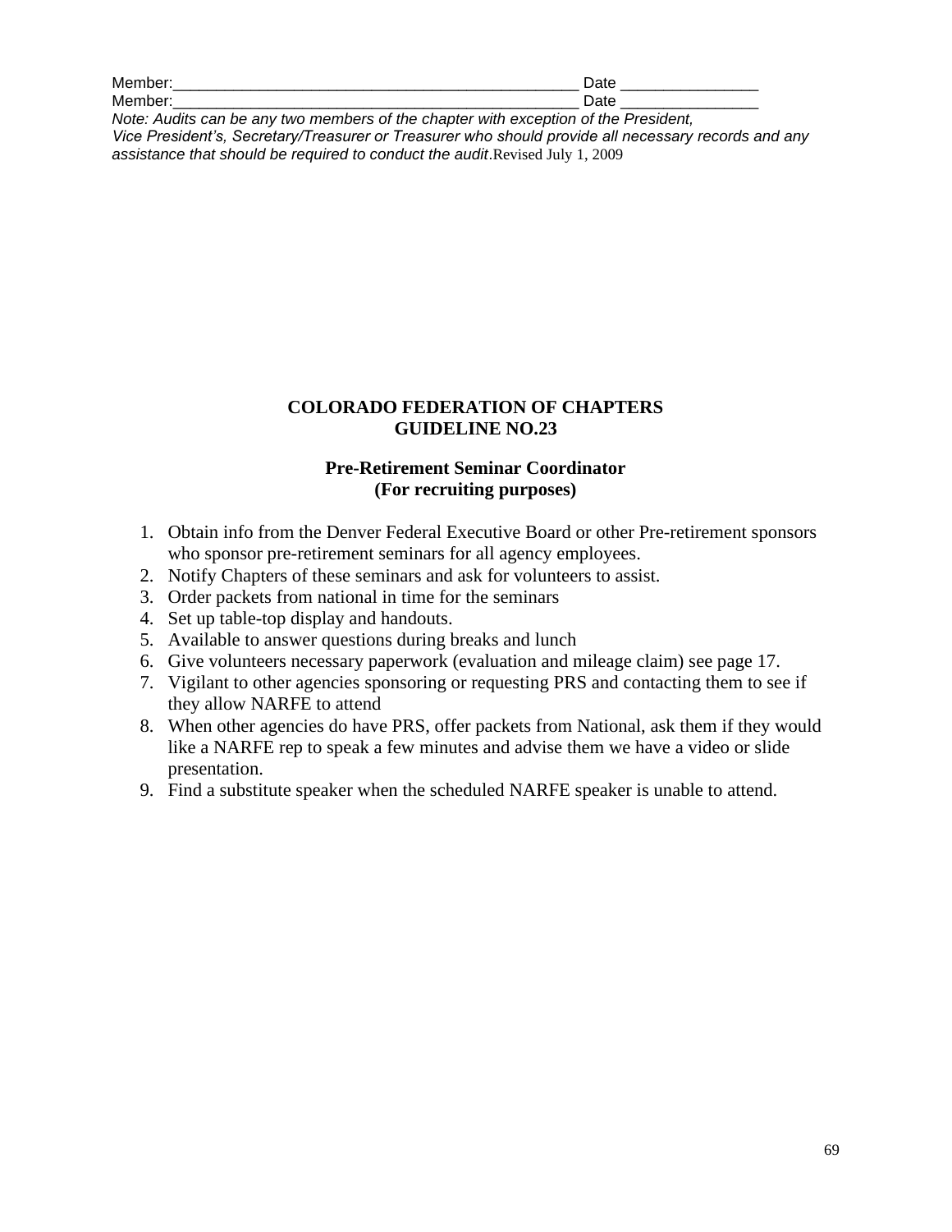Member:_______________________________________________ Date ________________

Member:_______________________________________________ Date ________________

*Note: Audits can be any two members of the chapter with exception of the President, Vice President's, Secretary/Treasurer or Treasurer who should provide all necessary records and any assistance that should be required to conduct the audit*.Revised July 1, 2009

## COLORADO FEDERATION OF CHAPTERS
## GUIDELINE NO.23

### Pre-Retirement Seminar Coordinator
### (For recruiting purposes)

1. Obtain info from the Denver Federal Executive Board or other Pre-retirement sponsors who sponsor pre-retirement seminars for all agency employees.
2. Notify Chapters of these seminars and ask for volunteers to assist.
3. Order packets from national in time for the seminars
4. Set up table-top display and handouts.
5. Available to answer questions during breaks and lunch
6. Give volunteers necessary paperwork (evaluation and mileage claim) see page 17.
7. Vigilant to other agencies sponsoring or requesting PRS and contacting them to see if they allow NARFE to attend
8. When other agencies do have PRS, offer packets from National, ask them if they would like a NARFE rep to speak a few minutes and advise them we have a video or slide presentation.
9. Find a substitute speaker when the scheduled NARFE speaker is unable to attend.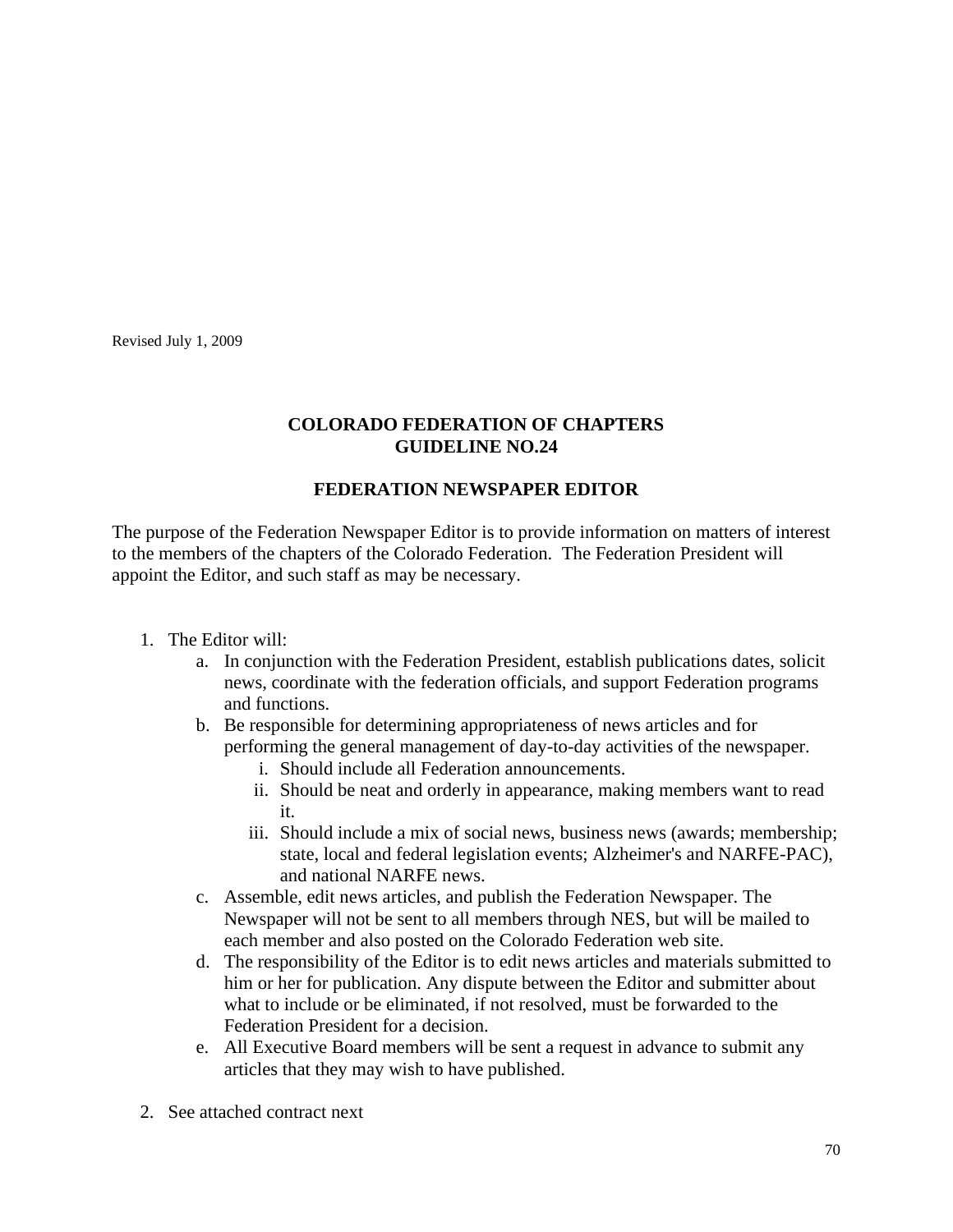Revised July 1, 2009

**COLORADO FEDERATION OF CHAPTERS**
**GUIDELINE NO.24**

**FEDERATION NEWSPAPER EDITOR**

The purpose of the Federation Newspaper Editor is to provide information on matters of interest to the members of the chapters of the Colorado Federation. The Federation President will appoint the Editor, and such staff as may be necessary.

1. The Editor will:
   a. In conjunction with the Federation President, establish publications dates, solicit news, coordinate with the federation officials, and support Federation programs and functions.
   b. Be responsible for determining appropriateness of news articles and for performing the general management of day-to-day activities of the newspaper.
      i. Should include all Federation announcements.
      ii. Should be neat and orderly in appearance, making members want to read it.
      iii. Should include a mix of social news, business news (awards; membership; state, local and federal legislation events; Alzheimer's and NARFE-PAC), and national NARFE news.
   c. Assemble, edit news articles, and publish the Federation Newspaper. The Newspaper will not be sent to all members through NES, but will be mailed to each member and also posted on the Colorado Federation web site.
   d. The responsibility of the Editor is to edit news articles and materials submitted to him or her for publication. Any dispute between the Editor and submitter about what to include or be eliminated, if not resolved, must be forwarded to the Federation President for a decision.
   e. All Executive Board members will be sent a request in advance to submit any articles that they may wish to have published.

2. See attached contract next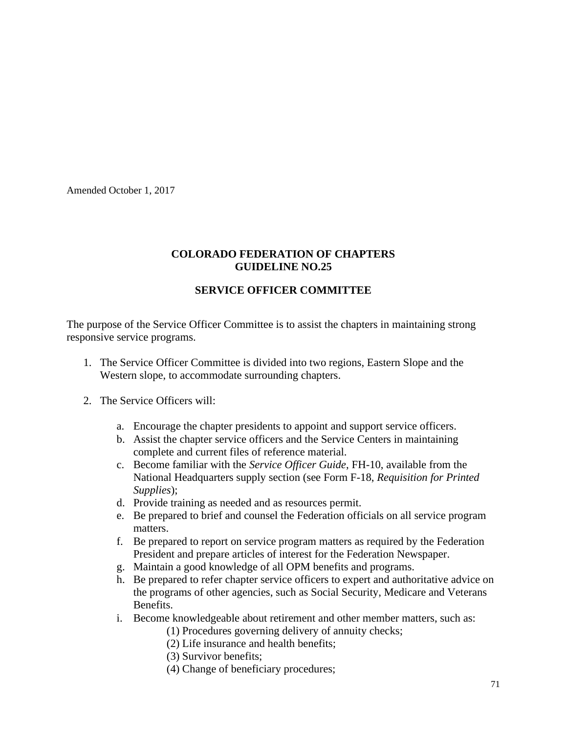Amended October 1, 2017

## COLORADO FEDERATION OF CHAPTERS
## GUIDELINE NO.25

### SERVICE OFFICER COMMITTEE

The purpose of the Service Officer Committee is to assist the chapters in maintaining strong responsive service programs.

1. The Service Officer Committee is divided into two regions, Eastern Slope and the Western slope, to accommodate surrounding chapters.

2. The Service Officers will:

   a. Encourage the chapter presidents to appoint and support service officers.
   b. Assist the chapter service officers and the Service Centers in maintaining complete and current files of reference material.
   c. Become familiar with the *Service Officer Guide*, FH-10, available from the National Headquarters supply section (see Form F-18, *Requisition for Printed Supplies*);
   d. Provide training as needed and as resources permit.
   e. Be prepared to brief and counsel the Federation officials on all service program matters.
   f. Be prepared to report on service program matters as required by the Federation President and prepare articles of interest for the Federation Newspaper.
   g. Maintain a good knowledge of all OPM benefits and programs.
   h. Be prepared to refer chapter service officers to expert and authoritative advice on the programs of other agencies, such as Social Security, Medicare and Veterans Benefits.
   i. Become knowledgeable about retirement and other member matters, such as:
      (1) Procedures governing delivery of annuity checks;
      (2) Life insurance and health benefits;
      (3) Survivor benefits;
      (4) Change of beneficiary procedures;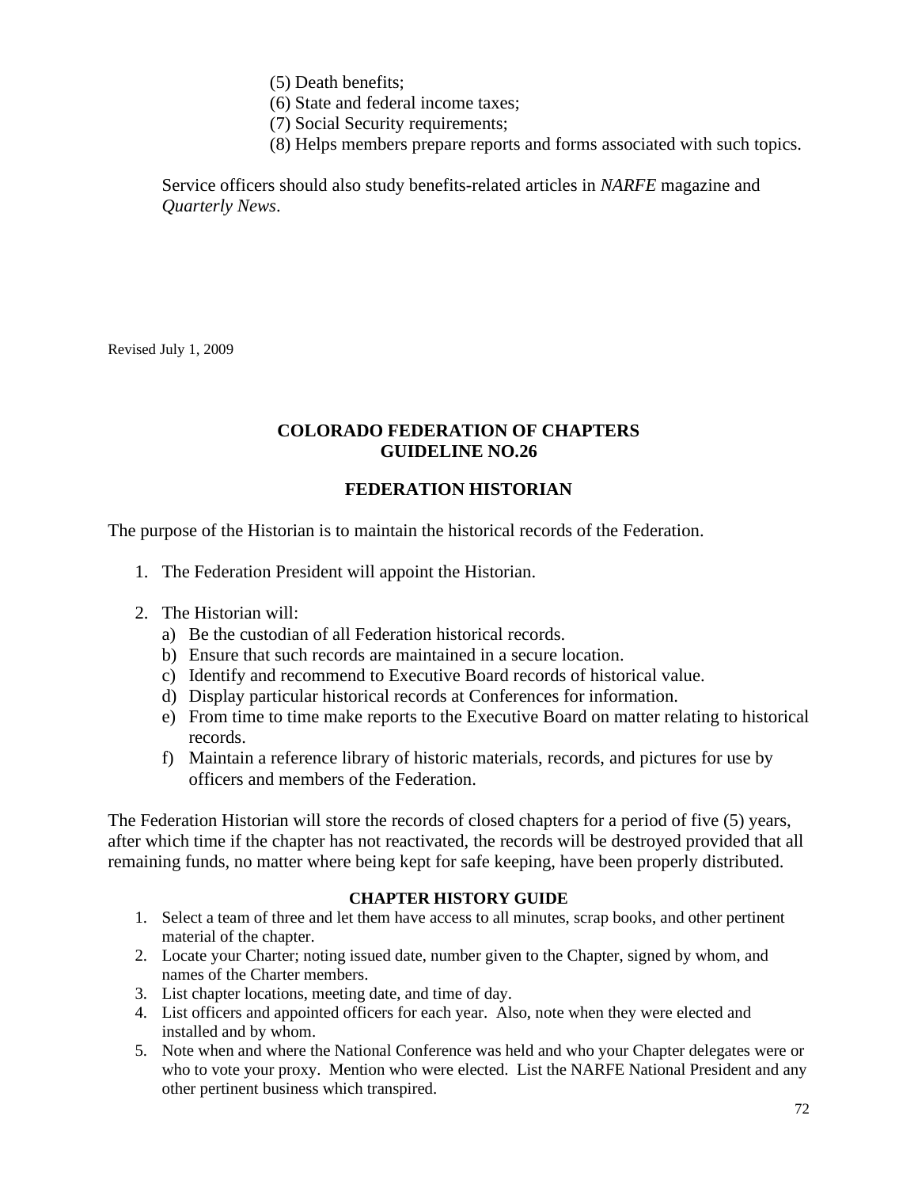(5) Death benefits;
(6) State and federal income taxes;
(7) Social Security requirements;
(8) Helps members prepare reports and forms associated with such topics.

Service officers should also study benefits-related articles in *NARFE* magazine and *Quarterly News*.

Revised July 1, 2009

## COLORADO FEDERATION OF CHAPTERS
## GUIDELINE NO.26

## FEDERATION HISTORIAN

The purpose of the Historian is to maintain the historical records of the Federation.

1. The Federation President will appoint the Historian.

2. The Historian will:
   a) Be the custodian of all Federation historical records.
   b) Ensure that such records are maintained in a secure location.
   c) Identify and recommend to Executive Board records of historical value.
   d) Display particular historical records at Conferences for information.
   e) From time to time make reports to the Executive Board on matter relating to historical records.
   f) Maintain a reference library of historic materials, records, and pictures for use by officers and members of the Federation.

The Federation Historian will store the records of closed chapters for a period of five (5) years, after which time if the chapter has not reactivated, the records will be destroyed provided that all remaining funds, no matter where being kept for safe keeping, have been properly distributed.

### CHAPTER HISTORY GUIDE

1. Select a team of three and let them have access to all minutes, scrap books, and other pertinent material of the chapter.
2. Locate your Charter; noting issued date, number given to the Chapter, signed by whom, and names of the Charter members.
3. List chapter locations, meeting date, and time of day.
4. List officers and appointed officers for each year. Also, note when they were elected and installed and by whom.
5. Note when and where the National Conference was held and who your Chapter delegates were or who to vote your proxy. Mention who were elected. List the NARFE National President and any other pertinent business which transpired.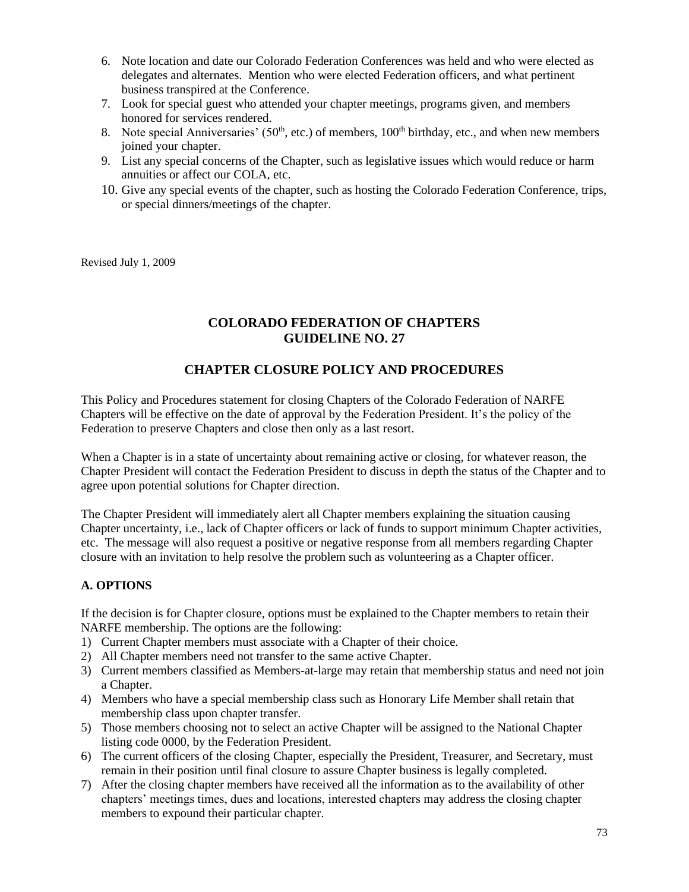6. Note location and date our Colorado Federation Conferences was held and who were elected as delegates and alternates. Mention who were elected Federation officers, and what pertinent business transpired at the Conference.
7. Look for special guest who attended your chapter meetings, programs given, and members honored for services rendered.
8. Note special Anniversaries' (50th, etc.) of members, 100th birthday, etc., and when new members joined your chapter.
9. List any special concerns of the Chapter, such as legislative issues which would reduce or harm annuities or affect our COLA, etc.
10. Give any special events of the chapter, such as hosting the Colorado Federation Conference, trips, or special dinners/meetings of the chapter.

Revised July 1, 2009

## COLORADO FEDERATION OF CHAPTERS
## GUIDELINE NO. 27

## CHAPTER CLOSURE POLICY AND PROCEDURES

This Policy and Procedures statement for closing Chapters of the Colorado Federation of NARFE Chapters will be effective on the date of approval by the Federation President. It's the policy of the Federation to preserve Chapters and close then only as a last resort.

When a Chapter is in a state of uncertainty about remaining active or closing, for whatever reason, the Chapter President will contact the Federation President to discuss in depth the status of the Chapter and to agree upon potential solutions for Chapter direction.

The Chapter President will immediately alert all Chapter members explaining the situation causing Chapter uncertainty, i.e., lack of Chapter officers or lack of funds to support minimum Chapter activities, etc. The message will also request a positive or negative response from all members regarding Chapter closure with an invitation to help resolve the problem such as volunteering as a Chapter officer.

### A. OPTIONS

If the decision is for Chapter closure, options must be explained to the Chapter members to retain their NARFE membership. The options are the following:

1) Current Chapter members must associate with a Chapter of their choice.
2) All Chapter members need not transfer to the same active Chapter.
3) Current members classified as Members-at-large may retain that membership status and need not join a Chapter.
4) Members who have a special membership class such as Honorary Life Member shall retain that membership class upon chapter transfer.
5) Those members choosing not to select an active Chapter will be assigned to the National Chapter listing code 0000, by the Federation President.
6) The current officers of the closing Chapter, especially the President, Treasurer, and Secretary, must remain in their position until final closure to assure Chapter business is legally completed.
7) After the closing chapter members have received all the information as to the availability of other chapters' meetings times, dues and locations, interested chapters may address the closing chapter members to expound their particular chapter.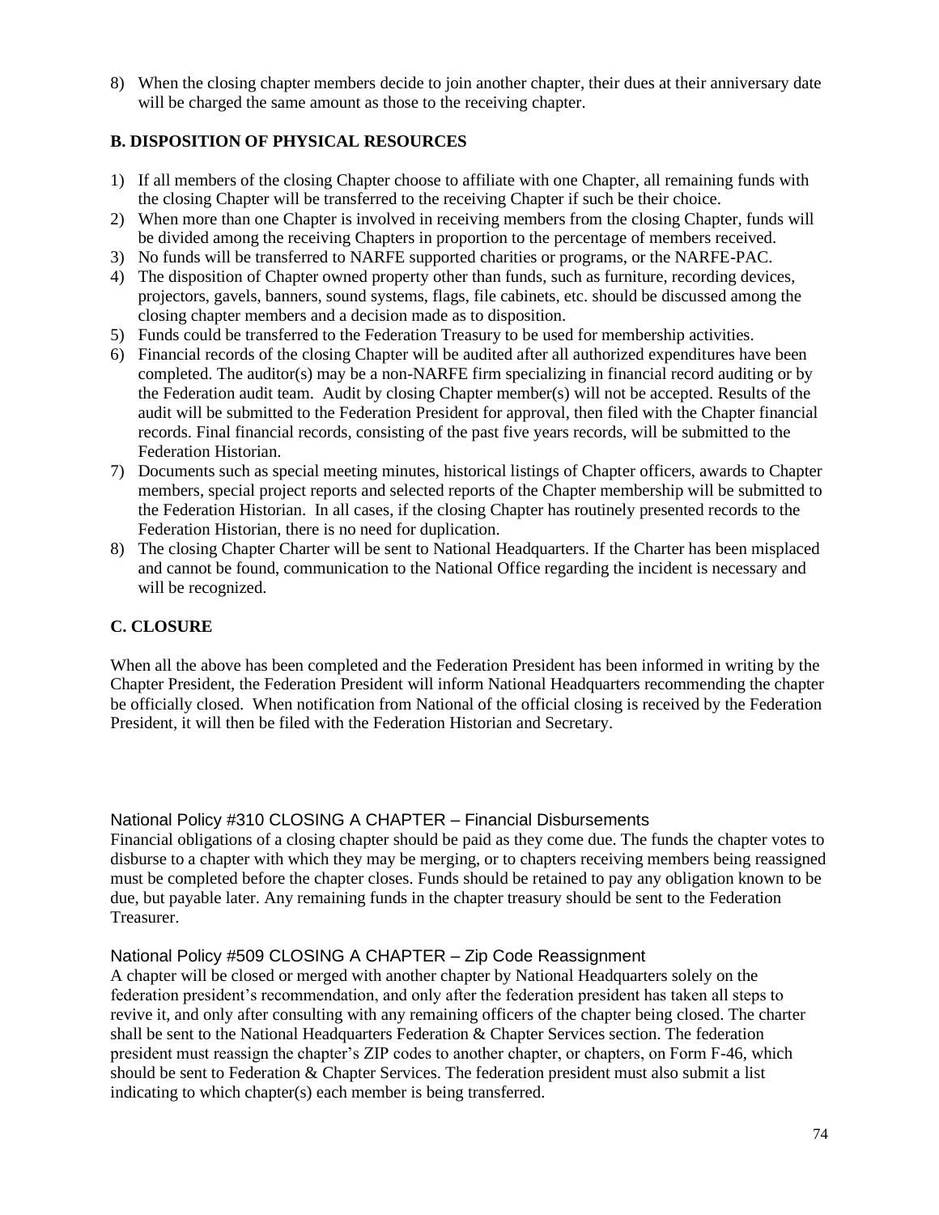8) When the closing chapter members decide to join another chapter, their dues at their anniversary date will be charged the same amount as those to the receiving chapter.

### B. DISPOSITION OF PHYSICAL RESOURCES

1) If all members of the closing Chapter choose to affiliate with one Chapter, all remaining funds with the closing Chapter will be transferred to the receiving Chapter if such be their choice.
2) When more than one Chapter is involved in receiving members from the closing Chapter, funds will be divided among the receiving Chapters in proportion to the percentage of members received.
3) No funds will be transferred to NARFE supported charities or programs, or the NARFE-PAC.
4) The disposition of Chapter owned property other than funds, such as furniture, recording devices, projectors, gavels, banners, sound systems, flags, file cabinets, etc. should be discussed among the closing chapter members and a decision made as to disposition.
5) Funds could be transferred to the Federation Treasury to be used for membership activities.
6) Financial records of the closing Chapter will be audited after all authorized expenditures have been completed. The auditor(s) may be a non-NARFE firm specializing in financial record auditing or by the Federation audit team. Audit by closing Chapter member(s) will not be accepted. Results of the audit will be submitted to the Federation President for approval, then filed with the Chapter financial records. Final financial records, consisting of the past five years records, will be submitted to the Federation Historian.
7) Documents such as special meeting minutes, historical listings of Chapter officers, awards to Chapter members, special project reports and selected reports of the Chapter membership will be submitted to the Federation Historian. In all cases, if the closing Chapter has routinely presented records to the Federation Historian, there is no need for duplication.
8) The closing Chapter Charter will be sent to National Headquarters. If the Charter has been misplaced and cannot be found, communication to the National Office regarding the incident is necessary and will be recognized.

### C. CLOSURE

When all the above has been completed and the Federation President has been informed in writing by the Chapter President, the Federation President will inform National Headquarters recommending the chapter be officially closed. When notification from National of the official closing is received by the Federation President, it will then be filed with the Federation Historian and Secretary.

### National Policy #310 CLOSING A CHAPTER – Financial Disbursements

Financial obligations of a closing chapter should be paid as they come due. The funds the chapter votes to disburse to a chapter with which they may be merging, or to chapters receiving members being reassigned must be completed before the chapter closes. Funds should be retained to pay any obligation known to be due, but payable later. Any remaining funds in the chapter treasury should be sent to the Federation Treasurer.

### National Policy #509 CLOSING A CHAPTER – Zip Code Reassignment

A chapter will be closed or merged with another chapter by National Headquarters solely on the federation president's recommendation, and only after the federation president has taken all steps to revive it, and only after consulting with any remaining officers of the chapter being closed. The charter shall be sent to the National Headquarters Federation & Chapter Services section. The federation president must reassign the chapter's ZIP codes to another chapter, or chapters, on Form F-46, which should be sent to Federation & Chapter Services. The federation president must also submit a list indicating to which chapter(s) each member is being transferred.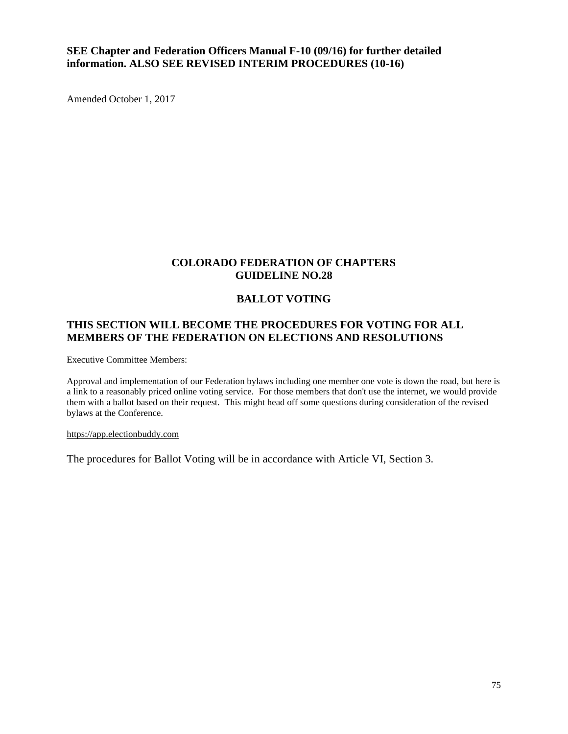**SEE Chapter and Federation Officers Manual F-10 (09/16) for further detailed information. ALSO SEE REVISED INTERIM PROCEDURES (10-16)**

Amended October 1, 2017

## COLORADO FEDERATION OF CHAPTERS GUIDELINE NO.28

## BALLOT VOTING

### THIS SECTION WILL BECOME THE PROCEDURES FOR VOTING FOR ALL MEMBERS OF THE FEDERATION ON ELECTIONS AND RESOLUTIONS

Executive Committee Members:

Approval and implementation of our Federation bylaws including one member one vote is down the road, but here is a link to a reasonably priced online voting service. For those members that don't use the internet, we would provide them with a ballot based on their request. This might head off some questions during consideration of the revised bylaws at the Conference.

https://app.electionbuddy.com

The procedures for Ballot Voting will be in accordance with Article VI, Section 3.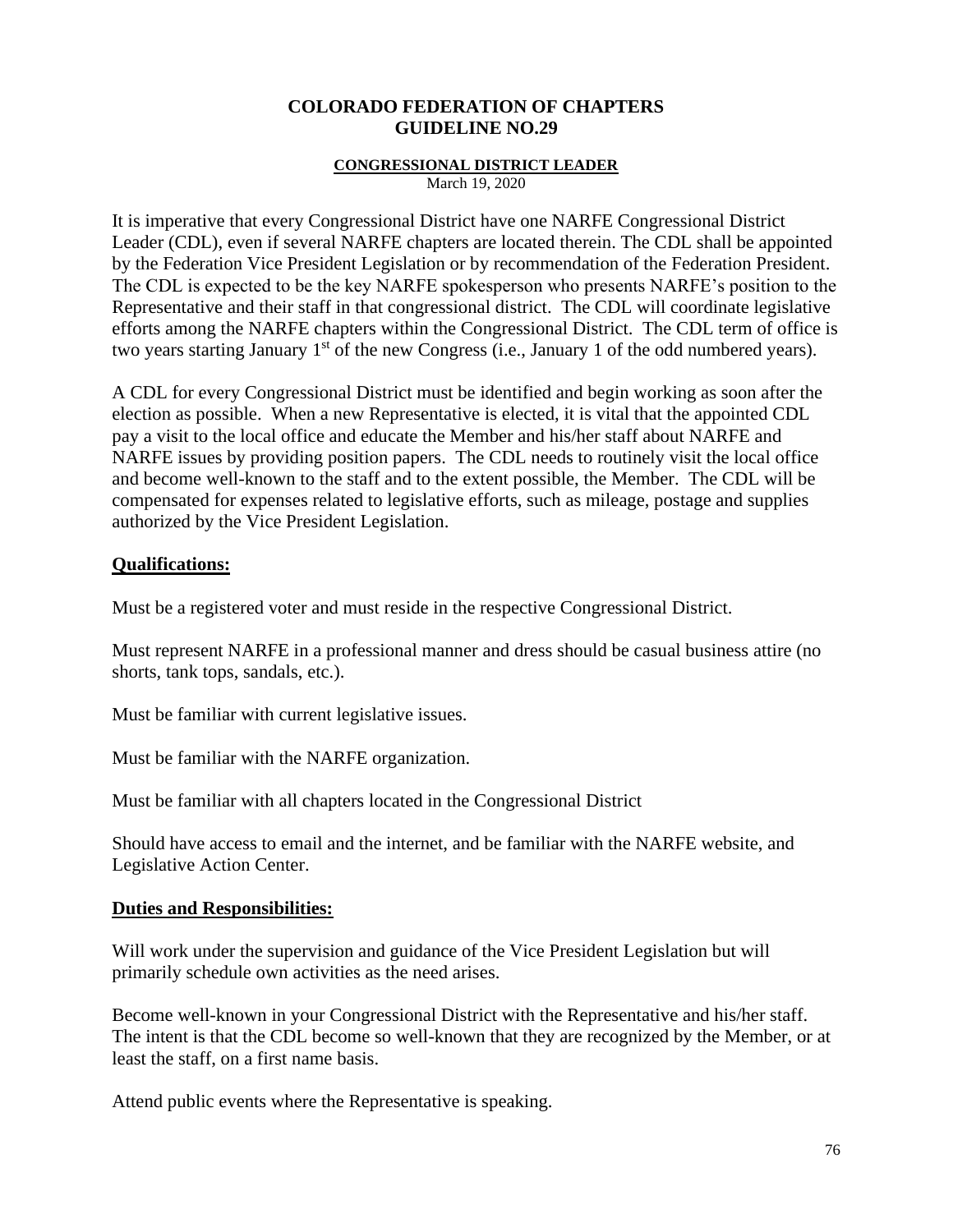# COLORADO FEDERATION OF CHAPTERS
# GUIDELINE NO.29

## CONGRESSIONAL DISTRICT LEADER

March 19, 2020

It is imperative that every Congressional District have one NARFE Congressional District Leader (CDL), even if several NARFE chapters are located therein. The CDL shall be appointed by the Federation Vice President Legislation or by recommendation of the Federation President. The CDL is expected to be the key NARFE spokesperson who presents NARFE's position to the Representative and their staff in that congressional district. The CDL will coordinate legislative efforts among the NARFE chapters within the Congressional District. The CDL term of office is two years starting January 1st of the new Congress (i.e., January 1 of the odd numbered years).

A CDL for every Congressional District must be identified and begin working as soon after the election as possible. When a new Representative is elected, it is vital that the appointed CDL pay a visit to the local office and educate the Member and his/her staff about NARFE and NARFE issues by providing position papers. The CDL needs to routinely visit the local office and become well-known to the staff and to the extent possible, the Member. The CDL will be compensated for expenses related to legislative efforts, such as mileage, postage and supplies authorized by the Vice President Legislation.

### Qualifications:

Must be a registered voter and must reside in the respective Congressional District.

Must represent NARFE in a professional manner and dress should be casual business attire (no shorts, tank tops, sandals, etc.).

Must be familiar with current legislative issues.

Must be familiar with the NARFE organization.

Must be familiar with all chapters located in the Congressional District

Should have access to email and the internet, and be familiar with the NARFE website, and Legislative Action Center.

### Duties and Responsibilities:

Will work under the supervision and guidance of the Vice President Legislation but will primarily schedule own activities as the need arises.

Become well-known in your Congressional District with the Representative and his/her staff. The intent is that the CDL become so well-known that they are recognized by the Member, or at least the staff, on a first name basis.

Attend public events where the Representative is speaking.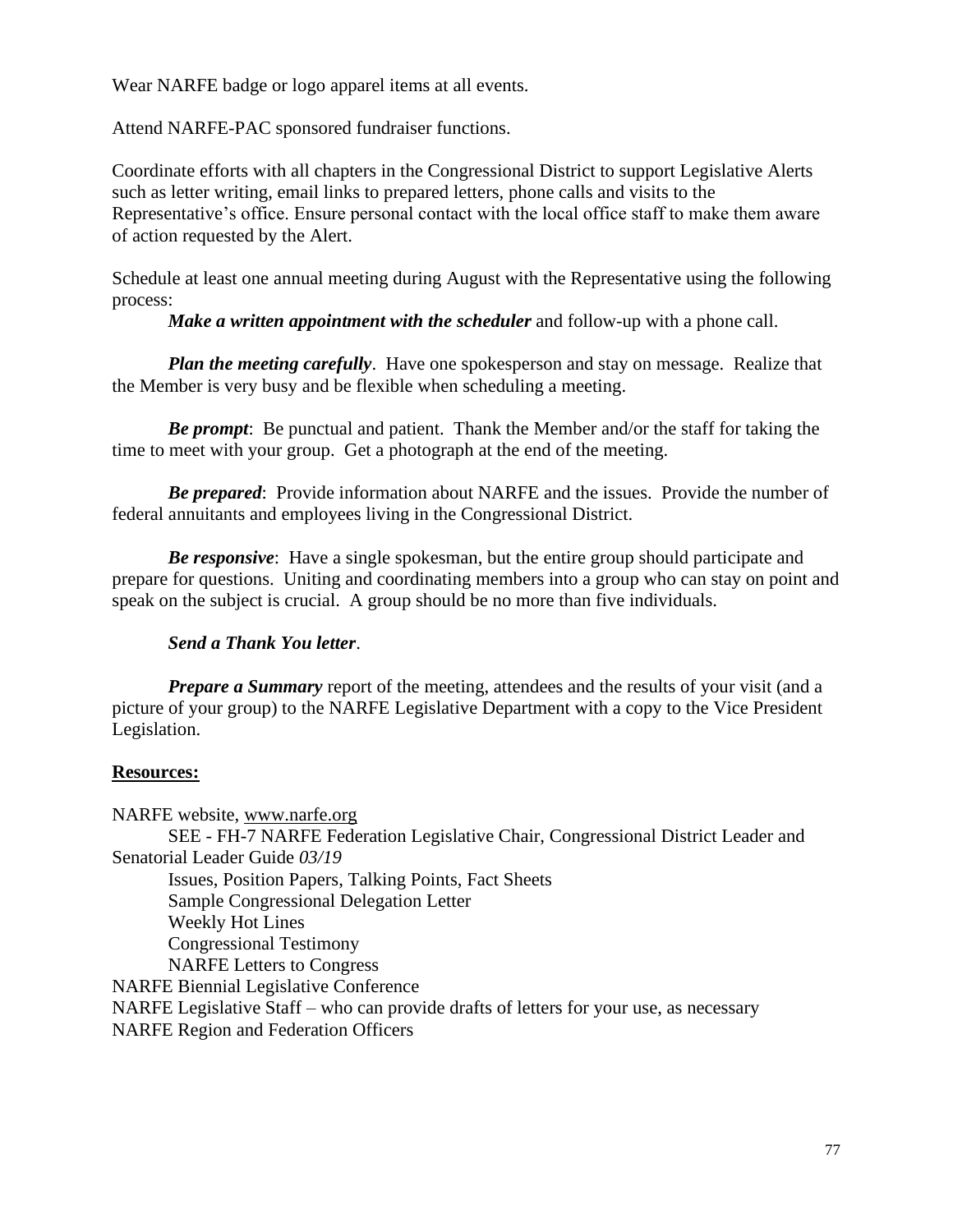Wear NARFE badge or logo apparel items at all events.

Attend NARFE-PAC sponsored fundraiser functions.

Coordinate efforts with all chapters in the Congressional District to support Legislative Alerts such as letter writing, email links to prepared letters, phone calls and visits to the Representative's office. Ensure personal contact with the local office staff to make them aware of action requested by the Alert.

Schedule at least one annual meeting during August with the Representative using the following process:

***Make a written appointment with the scheduler*** and follow-up with a phone call.

***Plan the meeting carefully***. Have one spokesperson and stay on message. Realize that the Member is very busy and be flexible when scheduling a meeting.

***Be prompt***: Be punctual and patient. Thank the Member and/or the staff for taking the time to meet with your group. Get a photograph at the end of the meeting.

***Be prepared***: Provide information about NARFE and the issues. Provide the number of federal annuitants and employees living in the Congressional District.

***Be responsive***: Have a single spokesman, but the entire group should participate and prepare for questions. Uniting and coordinating members into a group who can stay on point and speak on the subject is crucial. A group should be no more than five individuals.

***Send a Thank You letter***.

***Prepare a Summary*** report of the meeting, attendees and the results of your visit (and a picture of your group) to the NARFE Legislative Department with a copy to the Vice President Legislation.

**Resources:**

NARFE website, www.narfe.org

SEE - FH-7 NARFE Federation Legislative Chair, Congressional District Leader and Senatorial Leader Guide *03/19*

Issues, Position Papers, Talking Points, Fact Sheets

Sample Congressional Delegation Letter

Weekly Hot Lines

Congressional Testimony

NARFE Letters to Congress

NARFE Biennial Legislative Conference

NARFE Legislative Staff – who can provide drafts of letters for your use, as necessary

NARFE Region and Federation Officers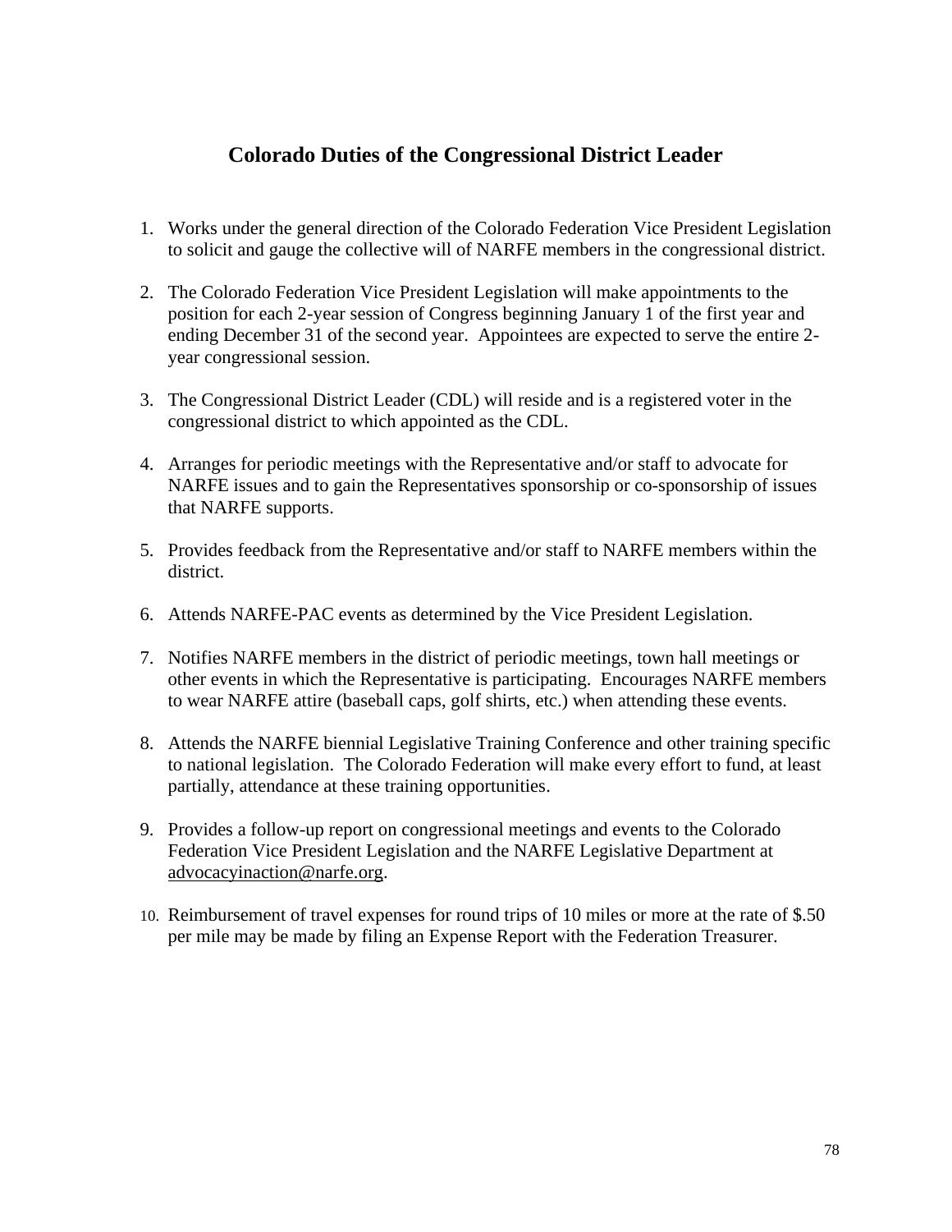## Colorado Duties of the Congressional District Leader

1. Works under the general direction of the Colorado Federation Vice President Legislation to solicit and gauge the collective will of NARFE members in the congressional district.

2. The Colorado Federation Vice President Legislation will make appointments to the position for each 2-year session of Congress beginning January 1 of the first year and ending December 31 of the second year. Appointees are expected to serve the entire 2-year congressional session.

3. The Congressional District Leader (CDL) will reside and is a registered voter in the congressional district to which appointed as the CDL.

4. Arranges for periodic meetings with the Representative and/or staff to advocate for NARFE issues and to gain the Representatives sponsorship or co-sponsorship of issues that NARFE supports.

5. Provides feedback from the Representative and/or staff to NARFE members within the district.

6. Attends NARFE-PAC events as determined by the Vice President Legislation.

7. Notifies NARFE members in the district of periodic meetings, town hall meetings or other events in which the Representative is participating. Encourages NARFE members to wear NARFE attire (baseball caps, golf shirts, etc.) when attending these events.

8. Attends the NARFE biennial Legislative Training Conference and other training specific to national legislation. The Colorado Federation will make every effort to fund, at least partially, attendance at these training opportunities.

9. Provides a follow-up report on congressional meetings and events to the Colorado Federation Vice President Legislation and the NARFE Legislative Department at advocacyinaction@narfe.org.

10. Reimbursement of travel expenses for round trips of 10 miles or more at the rate of $.50 per mile may be made by filing an Expense Report with the Federation Treasurer.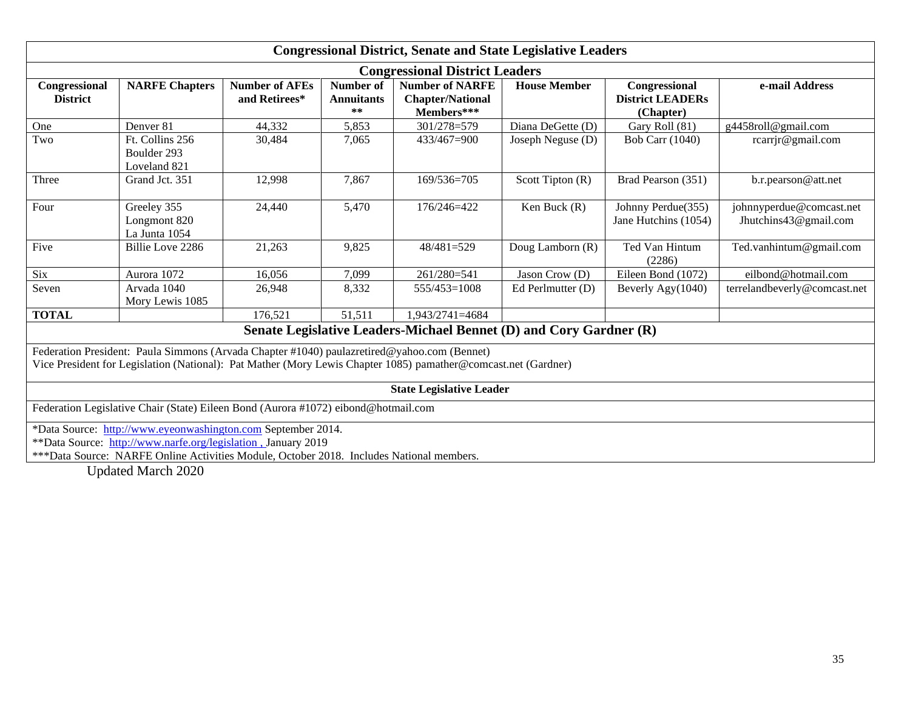## Congressional District, Senate and State Legislative Leaders

### Congressional District Leaders

| Congressional District | NARFE Chapters | Number of AFEs and Retirees* | Number of Annuitants ** | Number of NARFE Chapter/National Members*** | House Member | Congressional District LEADERs (Chapter) | e-mail Address |
|---|---|---|---|---|---|---|---|
| One | Denver 81 | 44,332 | 5,853 | 301/278=579 | Diana DeGette (D) | Gary Roll (81) | g4458roll@gmail.com |
| Two | Ft. Collins 256<br>Boulder 293<br>Loveland 821 | 30,484 | 7,065 | 433/467=900 | Joseph Neguse (D) | Bob Carr (1040) | rcarrjr@gmail.com |
| Three | Grand Jct. 351 | 12,998 | 7,867 | 169/536=705 | Scott Tipton (R) | Brad Pearson (351) | b.r.pearson@att.net |
| Four | Greeley 355<br>Longmont 820<br>La Junta 1054 | 24,440 | 5,470 | 176/246=422 | Ken Buck (R) | Johnny Perdue(355)<br>Jane Hutchins (1054) | johnnyperdue@comcast.net<br>Jhutchins43@gmail.com |
| Five | Billie Love 2286 | 21,263 | 9,825 | 48/481=529 | Doug Lamborn (R) | Ted Van Hintum (2286) | Ted.vanhintum@gmail.com |
| Six | Aurora 1072 | 16,056 | 7,099 | 261/280=541 | Jason Crow (D) | Eileen Bond (1072) | eilbond@hotmail.com |
| Seven | Arvada 1040<br>Mory Lewis 1085 | 26,948 | 8,332 | 555/453=1008 | Ed Perlmutter (D) | Beverly Agy(1040) | terrelandbeverly@comcast.net |
| **TOTAL** | | 176,521 | 51,511 | 1,943/2741=4684 | | | |

### Senate Legislative Leaders-Michael Bennet (D) and Cory Gardner (R)

Federation President: Paula Simmons (Arvada Chapter #1040) paulazretired@yahoo.com (Bennet)
Vice President for Legislation (National): Pat Mather (Mory Lewis Chapter 1085) pamather@comcast.net (Gardner)

### State Legislative Leader

Federation Legislative Chair (State) Eileen Bond (Aurora #1072) eibond@hotmail.com

*Data Source: http://www.eyeonwashington.com September 2014.
**Data Source: http://www.narfe.org/legislation , January 2019
***Data Source: NARFE Online Activities Module, October 2018. Includes National members.

Updated March 2020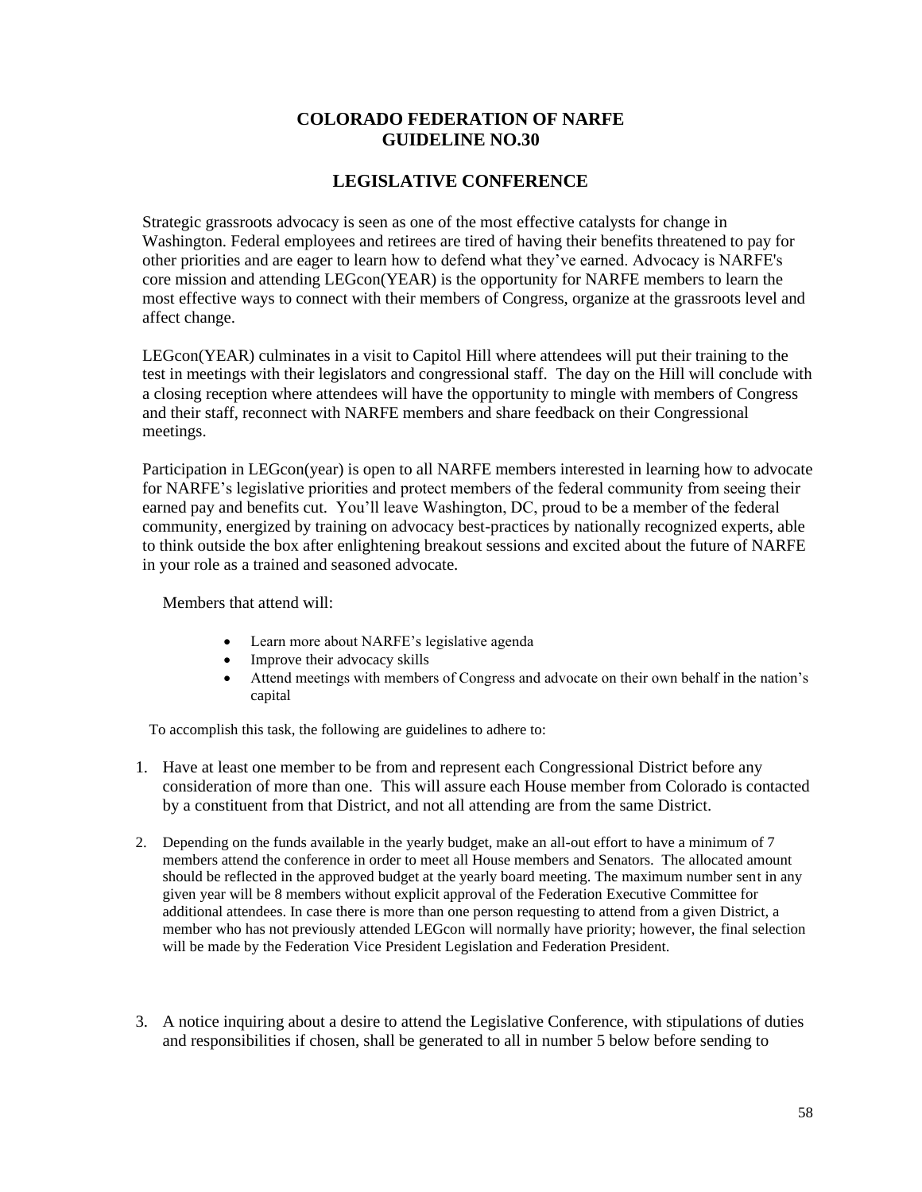# COLORADO FEDERATION OF NARFE
# GUIDELINE NO.30

## LEGISLATIVE CONFERENCE

Strategic grassroots advocacy is seen as one of the most effective catalysts for change in Washington. Federal employees and retirees are tired of having their benefits threatened to pay for other priorities and are eager to learn how to defend what they've earned. Advocacy is NARFE's core mission and attending LEGcon(YEAR) is the opportunity for NARFE members to learn the most effective ways to connect with their members of Congress, organize at the grassroots level and affect change.

LEGcon(YEAR) culminates in a visit to Capitol Hill where attendees will put their training to the test in meetings with their legislators and congressional staff. The day on the Hill will conclude with a closing reception where attendees will have the opportunity to mingle with members of Congress and their staff, reconnect with NARFE members and share feedback on their Congressional meetings.

Participation in LEGcon(year) is open to all NARFE members interested in learning how to advocate for NARFE's legislative priorities and protect members of the federal community from seeing their earned pay and benefits cut. You'll leave Washington, DC, proud to be a member of the federal community, energized by training on advocacy best-practices by nationally recognized experts, able to think outside the box after enlightening breakout sessions and excited about the future of NARFE in your role as a trained and seasoned advocate.

Members that attend will:

- Learn more about NARFE's legislative agenda
- Improve their advocacy skills
- Attend meetings with members of Congress and advocate on their own behalf in the nation's capital

To accomplish this task, the following are guidelines to adhere to:

1. Have at least one member to be from and represent each Congressional District before any consideration of more than one. This will assure each House member from Colorado is contacted by a constituent from that District, and not all attending are from the same District.
2. Depending on the funds available in the yearly budget, make an all-out effort to have a minimum of 7 members attend the conference in order to meet all House members and Senators. The allocated amount should be reflected in the approved budget at the yearly board meeting. The maximum number sent in any given year will be 8 members without explicit approval of the Federation Executive Committee for additional attendees. In case there is more than one person requesting to attend from a given District, a member who has not previously attended LEGcon will normally have priority; however, the final selection will be made by the Federation Vice President Legislation and Federation President.
3. A notice inquiring about a desire to attend the Legislative Conference, with stipulations of duties and responsibilities if chosen, shall be generated to all in number 5 below before sending to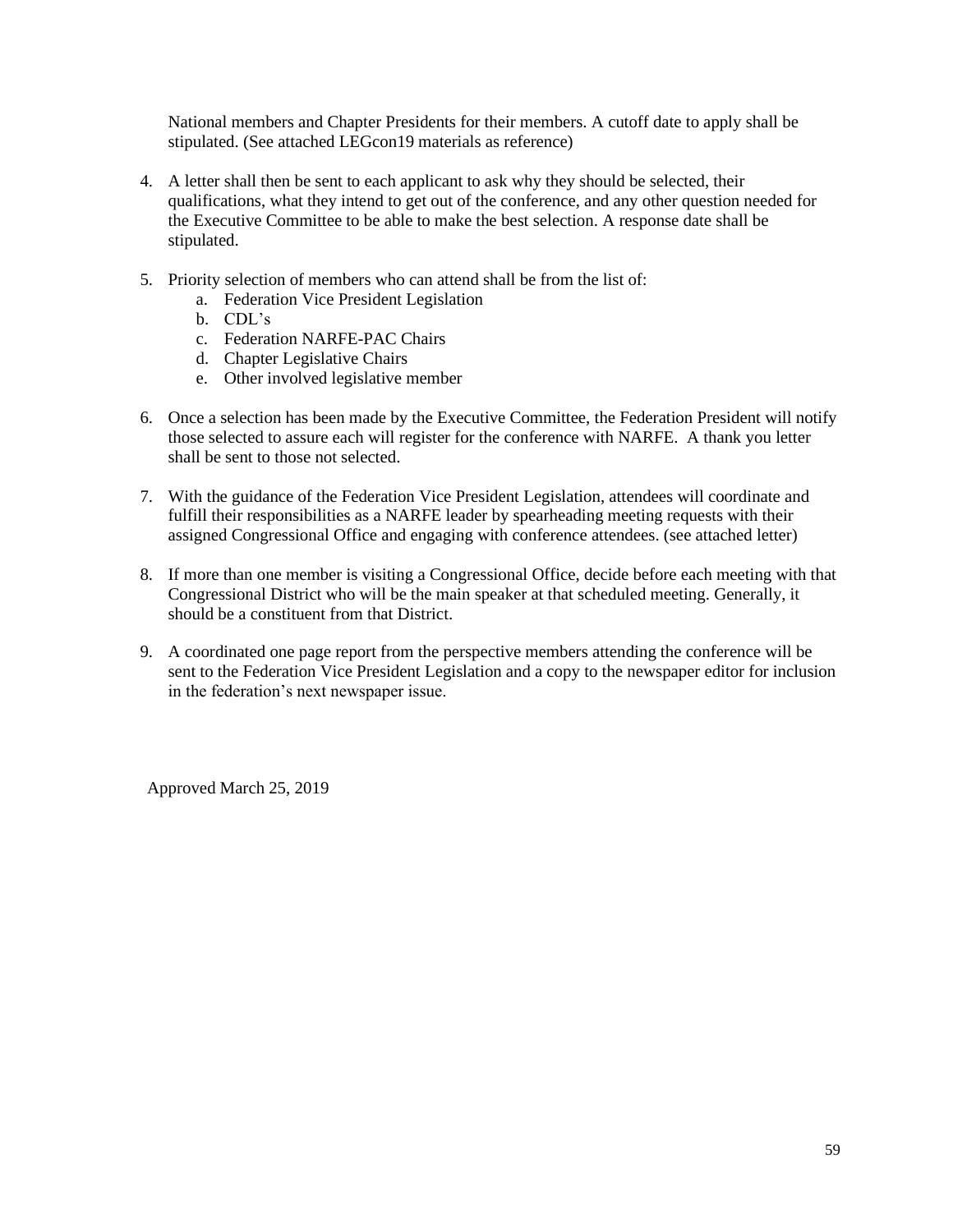National members and Chapter Presidents for their members. A cutoff date to apply shall be stipulated. (See attached LEGcon19 materials as reference)

4. A letter shall then be sent to each applicant to ask why they should be selected, their qualifications, what they intend to get out of the conference, and any other question needed for the Executive Committee to be able to make the best selection. A response date shall be stipulated.

5. Priority selection of members who can attend shall be from the list of:
   a. Federation Vice President Legislation
   b. CDL's
   c. Federation NARFE-PAC Chairs
   d. Chapter Legislative Chairs
   e. Other involved legislative member

6. Once a selection has been made by the Executive Committee, the Federation President will notify those selected to assure each will register for the conference with NARFE. A thank you letter shall be sent to those not selected.

7. With the guidance of the Federation Vice President Legislation, attendees will coordinate and fulfill their responsibilities as a NARFE leader by spearheading meeting requests with their assigned Congressional Office and engaging with conference attendees. (see attached letter)

8. If more than one member is visiting a Congressional Office, decide before each meeting with that Congressional District who will be the main speaker at that scheduled meeting. Generally, it should be a constituent from that District.

9. A coordinated one page report from the perspective members attending the conference will be sent to the Federation Vice President Legislation and a copy to the newspaper editor for inclusion in the federation's next newspaper issue.

Approved March 25, 2019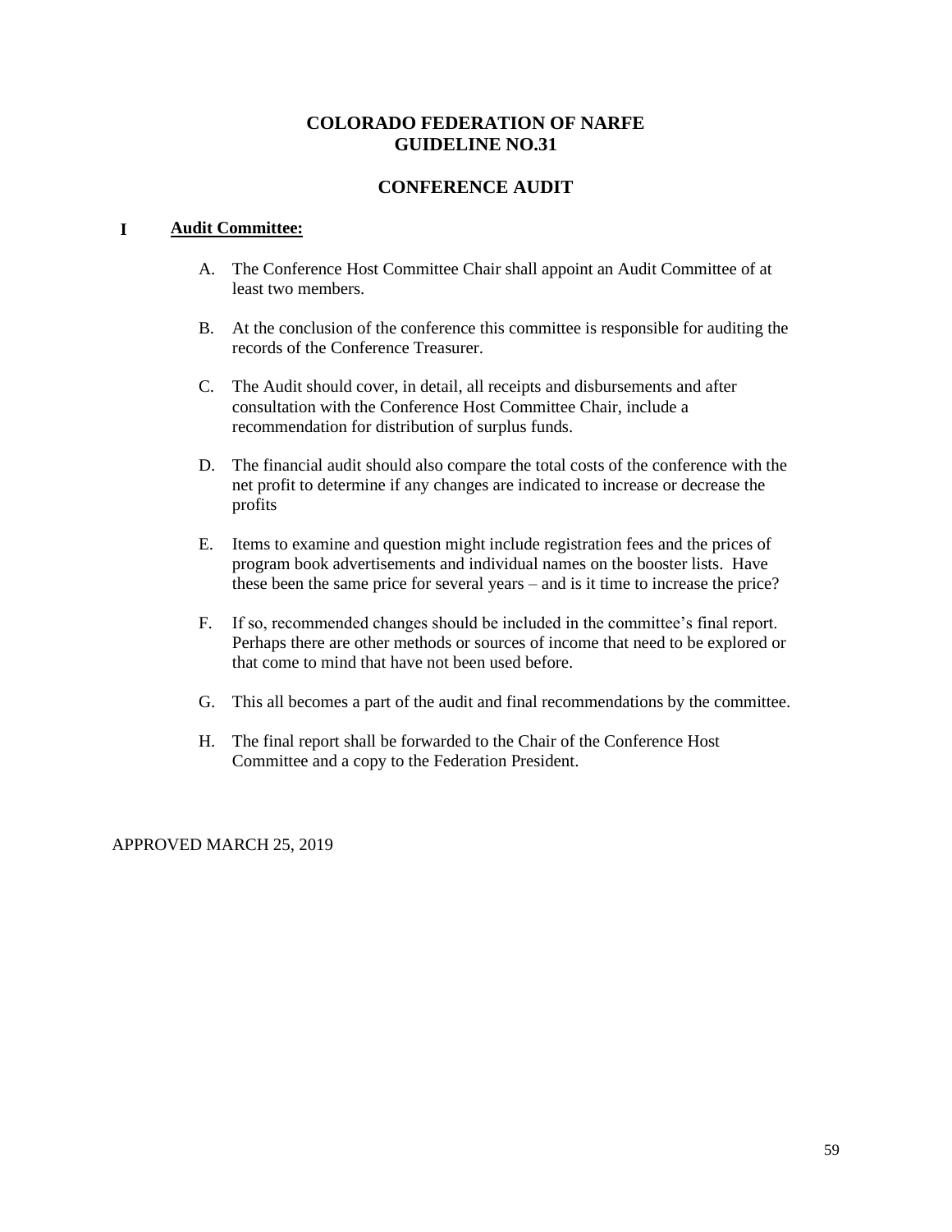# COLORADO FEDERATION OF NARFE
# GUIDELINE NO.31

## CONFERENCE AUDIT

**I** **<u>Audit Committee:</u>**

A. The Conference Host Committee Chair shall appoint an Audit Committee of at least two members.

B. At the conclusion of the conference this committee is responsible for auditing the records of the Conference Treasurer.

C. The Audit should cover, in detail, all receipts and disbursements and after consultation with the Conference Host Committee Chair, include a recommendation for distribution of surplus funds.

D. The financial audit should also compare the total costs of the conference with the net profit to determine if any changes are indicated to increase or decrease the profits

E. Items to examine and question might include registration fees and the prices of program book advertisements and individual names on the booster lists. Have these been the same price for several years – and is it time to increase the price?

F. If so, recommended changes should be included in the committee's final report. Perhaps there are other methods or sources of income that need to be explored or that come to mind that have not been used before.

G. This all becomes a part of the audit and final recommendations by the committee.

H. The final report shall be forwarded to the Chair of the Conference Host Committee and a copy to the Federation President.

APPROVED MARCH 25, 2019